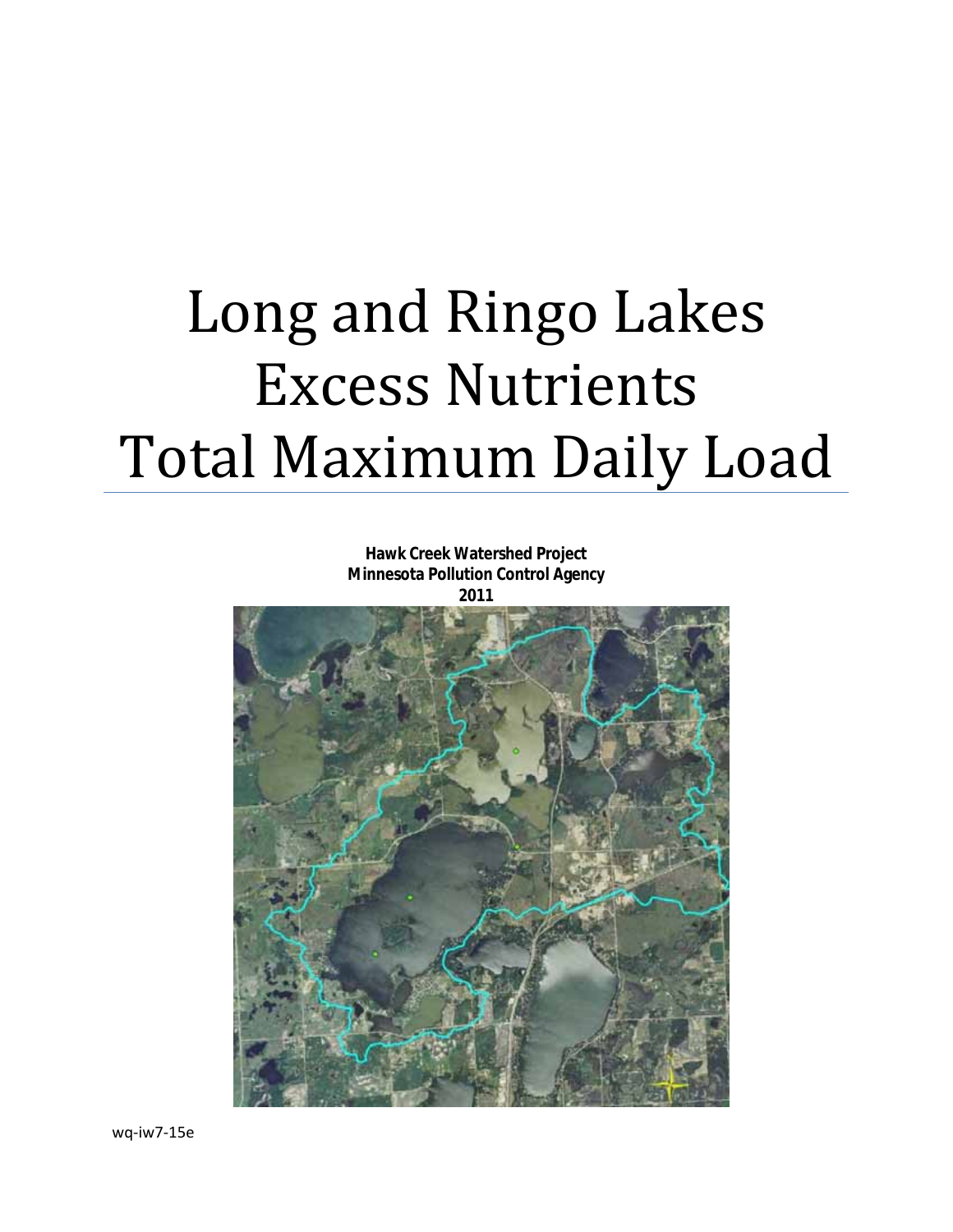# Long and Ringo Lakes Excess Nutrients Total Maximum Daily Load

**Hawk Creek Watershed Project**
**Minnesota Pollution Control Agency**
**2011**

wq-iw7-15e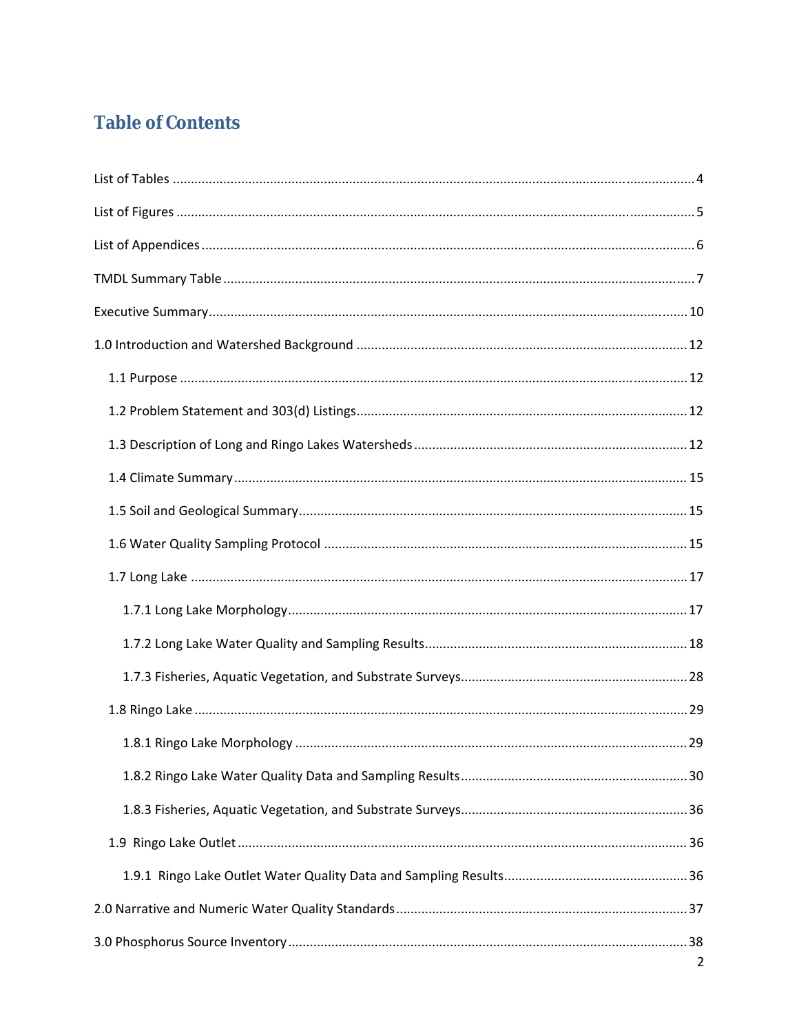# Table of Contents

List of Tables ........................................................................................................................................ 4

List of Figures ....................................................................................................................................... 5

List of Appendices ................................................................................................................................. 6

TMDL Summary Table ........................................................................................................................... 7

Executive Summary .............................................................................................................................. 10

1.0 Introduction and Watershed Background ........................................................................................ 12

- 1.1 Purpose ........................................................................................................................................ 12
- 1.2 Problem Statement and 303(d) Listings ........................................................................................ 12
- 1.3 Description of Long and Ringo Lakes Watersheds ....................................................................... 12
- 1.4 Climate Summary ......................................................................................................................... 15
- 1.5 Soil and Geological Summary ....................................................................................................... 15
- 1.6 Water Quality Sampling Protocol .................................................................................................. 15
- 1.7 Long Lake ..................................................................................................................................... 17
  - 1.7.1 Long Lake Morphology ............................................................................................................ 17
  - 1.7.2 Long Lake Water Quality and Sampling Results ...................................................................... 18
  - 1.7.3 Fisheries, Aquatic Vegetation, and Substrate Surveys ............................................................ 28
- 1.8 Ringo Lake .................................................................................................................................... 29
  - 1.8.1 Ringo Lake Morphology .......................................................................................................... 29
  - 1.8.2 Ringo Lake Water Quality Data and Sampling Results ............................................................ 30
  - 1.8.3 Fisheries, Aquatic Vegetation, and Substrate Surveys ............................................................ 36
- 1.9 Ringo Lake Outlet ......................................................................................................................... 36
  - 1.9.1 Ringo Lake Outlet Water Quality Data and Sampling Results ................................................. 36

2.0 Narrative and Numeric Water Quality Standards .............................................................................. 37

3.0 Phosphorus Source Inventory ........................................................................................................... 38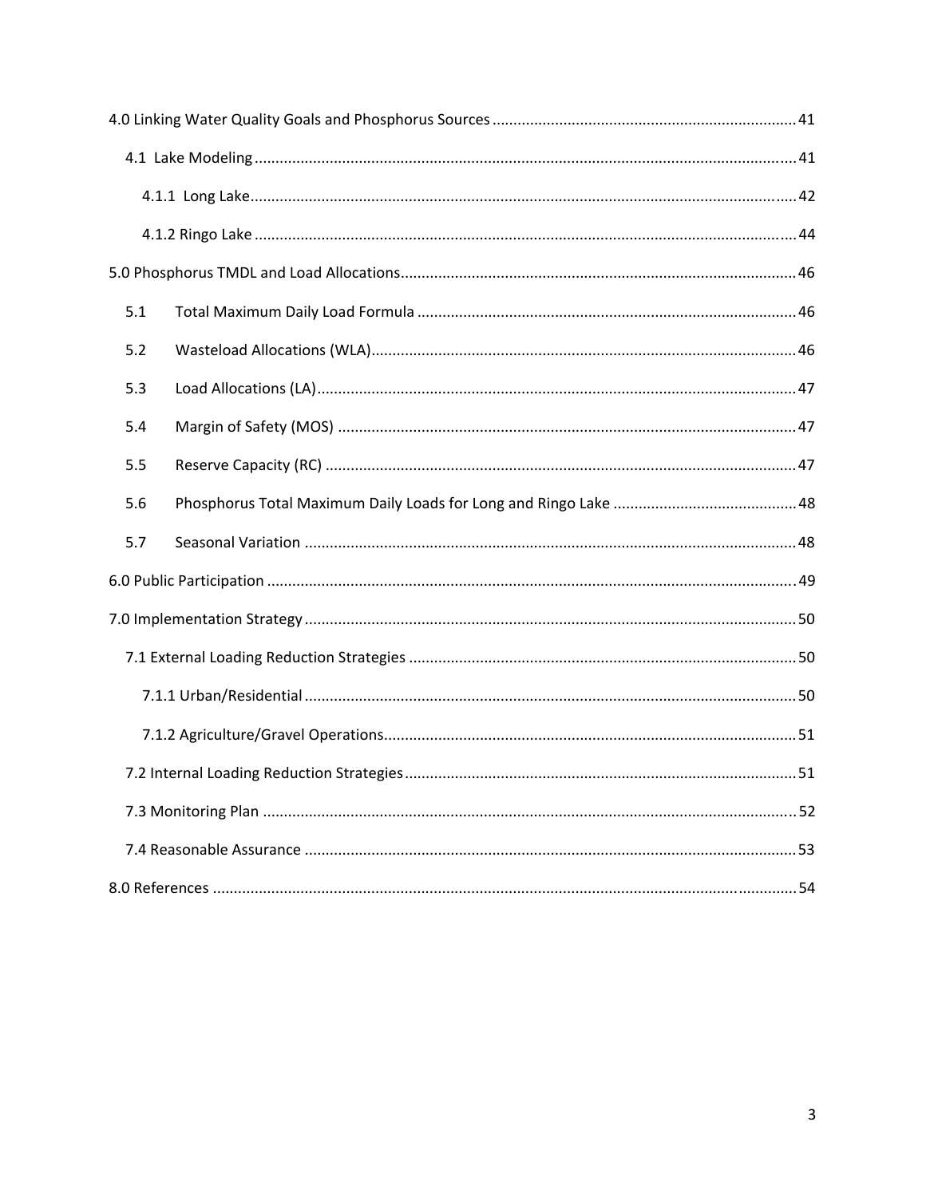4.0 Linking Water Quality Goals and Phosphorus Sources ........................................................................ 41

4.1 Lake Modeling ................................................................................................................................ 41

4.1.1 Long Lake ................................................................................................................................. 42

4.1.2 Ringo Lake ............................................................................................................................... 44

5.0 Phosphorus TMDL and Load Allocations ............................................................................................. 46

5.1 Total Maximum Daily Load Formula ........................................................................................ 46

5.2 Wasteload Allocations (WLA) ................................................................................................... 46

5.3 Load Allocations (LA) ................................................................................................................ 47

5.4 Margin of Safety (MOS) ............................................................................................................ 47

5.5 Reserve Capacity (RC) ............................................................................................................... 47

5.6 Phosphorus Total Maximum Daily Loads for Long and Ringo Lake ........................................... 48

5.7 Seasonal Variation .................................................................................................................... 48

6.0 Public Participation ............................................................................................................................. 49

7.0 Implementation Strategy .................................................................................................................... 50

7.1 External Loading Reduction Strategies ........................................................................................... 50

7.1.1 Urban/Residential .................................................................................................................... 50

7.1.2 Agriculture/Gravel Operations ................................................................................................. 51

7.2 Internal Loading Reduction Strategies ............................................................................................ 51

7.3 Monitoring Plan .............................................................................................................................. 52

7.4 Reasonable Assurance .................................................................................................................... 53

8.0 References .......................................................................................................................................... 54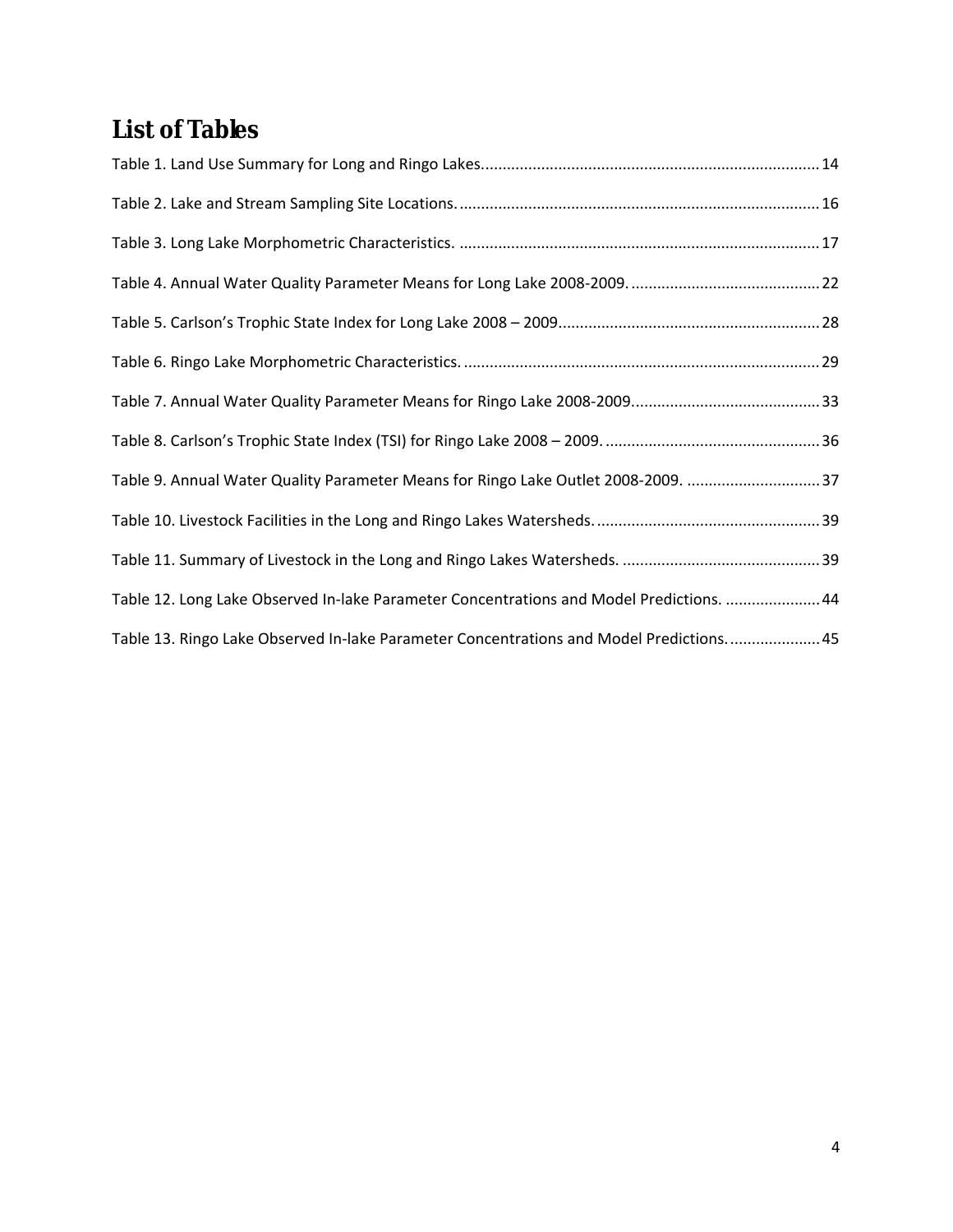# List of Tables

Table 1. Land Use Summary for Long and Ringo Lakes.............................................................................14

Table 2. Lake and Stream Sampling Site Locations...................................................................................16

Table 3. Long Lake Morphometric Characteristics. ..................................................................................17

Table 4. Annual Water Quality Parameter Means for Long Lake 2008-2009............................................22

Table 5. Carlson's Trophic State Index for Long Lake 2008 – 2009............................................................28

Table 6. Ringo Lake Morphometric Characteristics...................................................................................29

Table 7. Annual Water Quality Parameter Means for Ringo Lake 2008-2009...........................................33

Table 8. Carlson's Trophic State Index (TSI) for Ringo Lake 2008 – 2009. .................................................36

Table 9. Annual Water Quality Parameter Means for Ringo Lake Outlet 2008-2009. ...............................37

Table 10. Livestock Facilities in the Long and Ringo Lakes Watersheds....................................................39

Table 11. Summary of Livestock in the Long and Ringo Lakes Watersheds. .............................................39

Table 12. Long Lake Observed In-lake Parameter Concentrations and Model Predictions. ......................44

Table 13. Ringo Lake Observed In-lake Parameter Concentrations and Model Predictions.....................45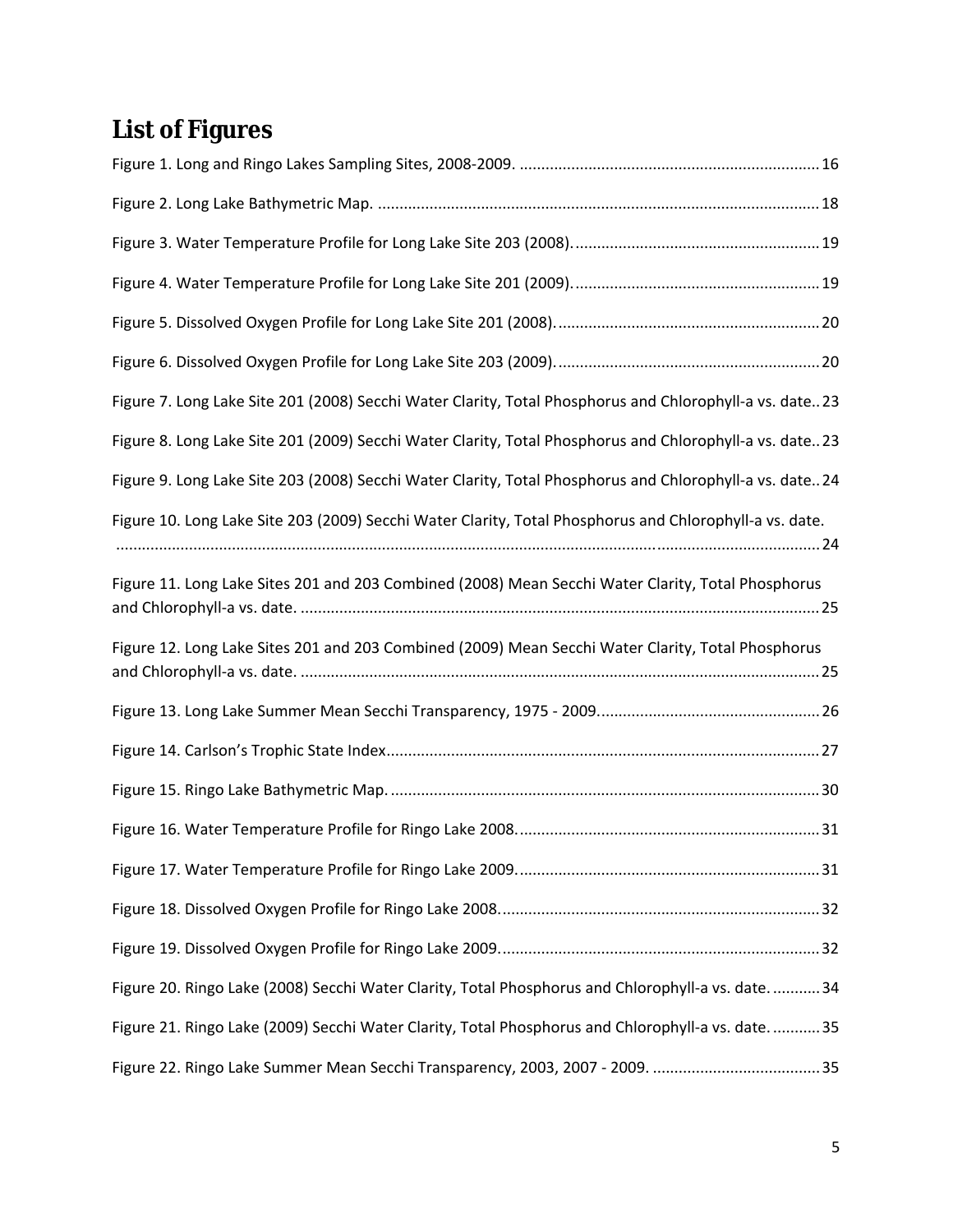# List of Figures

Figure 1. Long and Ringo Lakes Sampling Sites, 2008-2009. ..................................................................... 16

Figure 2. Long Lake Bathymetric Map. ...................................................................................................... 18

Figure 3. Water Temperature Profile for Long Lake Site 203 (2008). ......................................................... 19

Figure 4. Water Temperature Profile for Long Lake Site 201 (2009). ......................................................... 19

Figure 5. Dissolved Oxygen Profile for Long Lake Site 201 (2008). ............................................................ 20

Figure 6. Dissolved Oxygen Profile for Long Lake Site 203 (2009). ............................................................ 20

Figure 7. Long Lake Site 201 (2008) Secchi Water Clarity, Total Phosphorus and Chlorophyll-a vs. date.. 23

Figure 8. Long Lake Site 201 (2009) Secchi Water Clarity, Total Phosphorus and Chlorophyll-a vs. date.. 23

Figure 9. Long Lake Site 203 (2008) Secchi Water Clarity, Total Phosphorus and Chlorophyll-a vs. date.. 24

Figure 10. Long Lake Site 203 (2009) Secchi Water Clarity, Total Phosphorus and Chlorophyll-a vs. date. ................................................................................................................................................................ 24

Figure 11. Long Lake Sites 201 and 203 Combined (2008) Mean Secchi Water Clarity, Total Phosphorus and Chlorophyll-a vs. date. ........................................................................................................................ 25

Figure 12. Long Lake Sites 201 and 203 Combined (2009) Mean Secchi Water Clarity, Total Phosphorus and Chlorophyll-a vs. date. ........................................................................................................................ 25

Figure 13. Long Lake Summer Mean Secchi Transparency, 1975 - 2009.................................................. 26

Figure 14. Carlson's Trophic State Index.................................................................................................... 27

Figure 15. Ringo Lake Bathymetric Map. ................................................................................................... 30

Figure 16. Water Temperature Profile for Ringo Lake 2008...................................................................... 31

Figure 17. Water Temperature Profile for Ringo Lake 2009...................................................................... 31

Figure 18. Dissolved Oxygen Profile for Ringo Lake 2008.......................................................................... 32

Figure 19. Dissolved Oxygen Profile for Ringo Lake 2009.......................................................................... 32

Figure 20. Ringo Lake (2008) Secchi Water Clarity, Total Phosphorus and Chlorophyll-a vs. date. ........... 34

Figure 21. Ringo Lake (2009) Secchi Water Clarity, Total Phosphorus and Chlorophyll-a vs. date. ........... 35

Figure 22. Ringo Lake Summer Mean Secchi Transparency, 2003, 2007 - 2009. ....................................... 35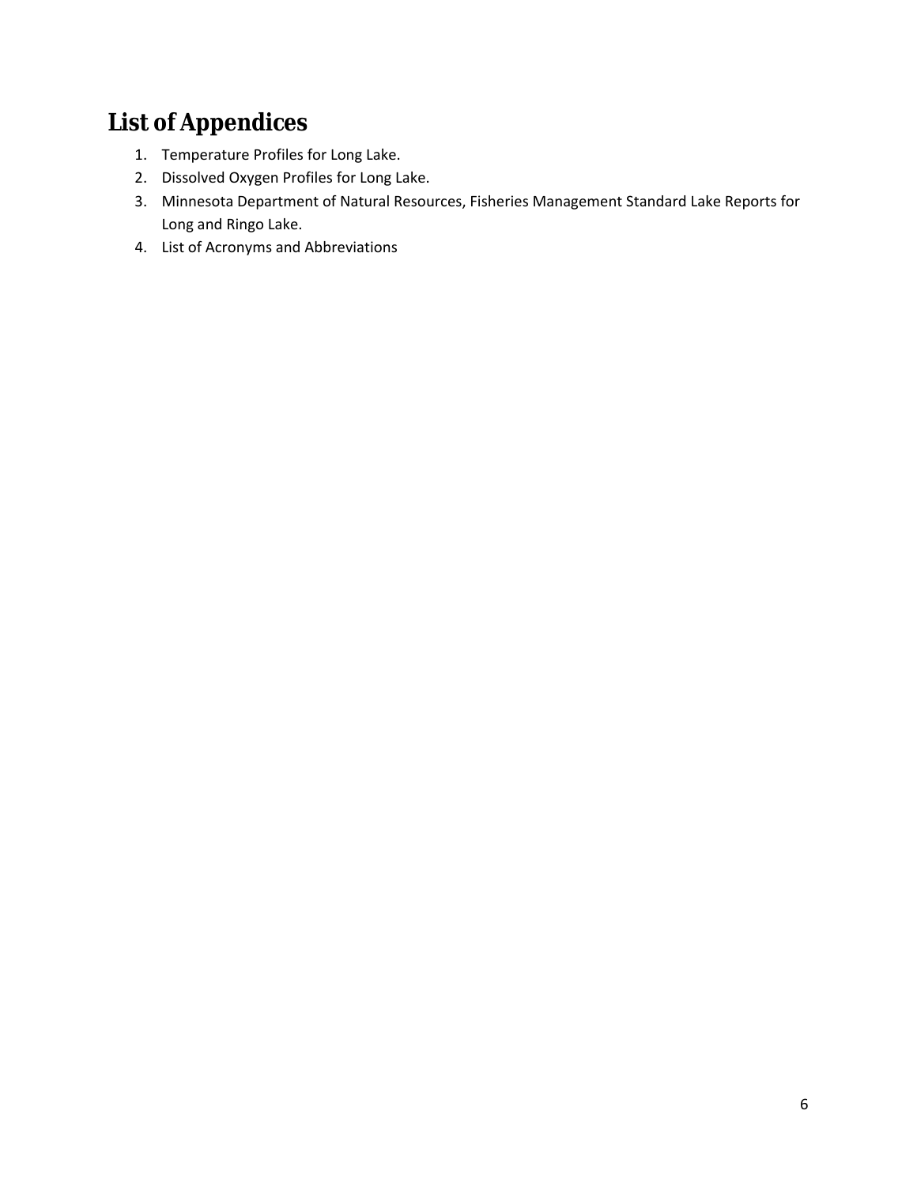# List of Appendices

1. Temperature Profiles for Long Lake.
2. Dissolved Oxygen Profiles for Long Lake.
3. Minnesota Department of Natural Resources, Fisheries Management Standard Lake Reports for Long and Ringo Lake.
4. List of Acronyms and Abbreviations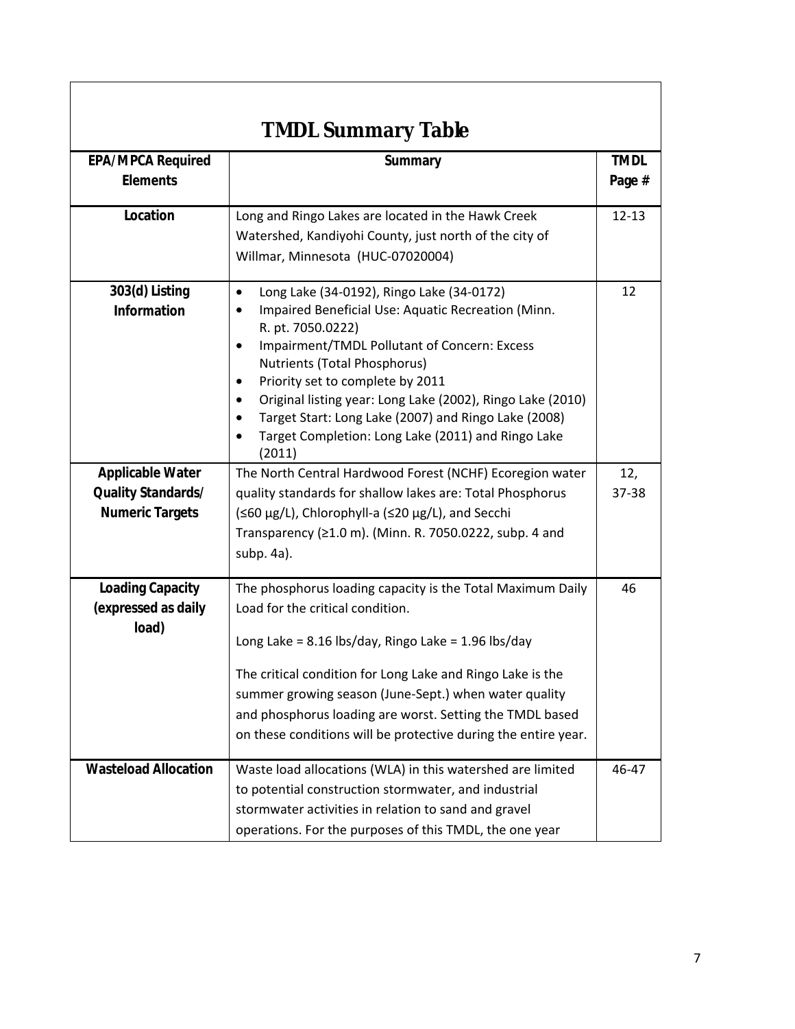## TMDL Summary Table

| EPA/MPCA Required Elements | Summary | TMDL Page # |
|---|---|---|
| **Location** | Long and Ringo Lakes are located in the Hawk Creek Watershed, Kandiyohi County, just north of the city of Willmar, Minnesota (HUC-07020004) | 12-13 |
| **303(d) Listing Information** | • Long Lake (34-0192), Ringo Lake (34-0172)<br>• Impaired Beneficial Use: Aquatic Recreation (Minn. R. pt. 7050.0222)<br>• Impairment/TMDL Pollutant of Concern: Excess Nutrients (Total Phosphorus)<br>• Priority set to complete by 2011<br>• Original listing year: Long Lake (2002), Ringo Lake (2010)<br>• Target Start: Long Lake (2007) and Ringo Lake (2008)<br>• Target Completion: Long Lake (2011) and Ringo Lake (2011) | 12 |
| **Applicable Water Quality Standards/ Numeric Targets** | The North Central Hardwood Forest (NCHF) Ecoregion water quality standards for shallow lakes are: Total Phosphorus (≤60 µg/L), Chlorophyll-a (≤20 µg/L), and Secchi Transparency (≥1.0 m). (Minn. R. 7050.0222, subp. 4 and subp. 4a). | 12, 37-38 |
| **Loading Capacity (expressed as daily load)** | The phosphorus loading capacity is the Total Maximum Daily Load for the critical condition.<br><br>Long Lake = 8.16 lbs/day, Ringo Lake = 1.96 lbs/day<br><br>The critical condition for Long Lake and Ringo Lake is the summer growing season (June-Sept.) when water quality and phosphorus loading are worst. Setting the TMDL based on these conditions will be protective during the entire year. | 46 |
| **Wasteload Allocation** | Waste load allocations (WLA) in this watershed are limited to potential construction stormwater, and industrial stormwater activities in relation to sand and gravel operations. For the purposes of this TMDL, the one year | 46-47 |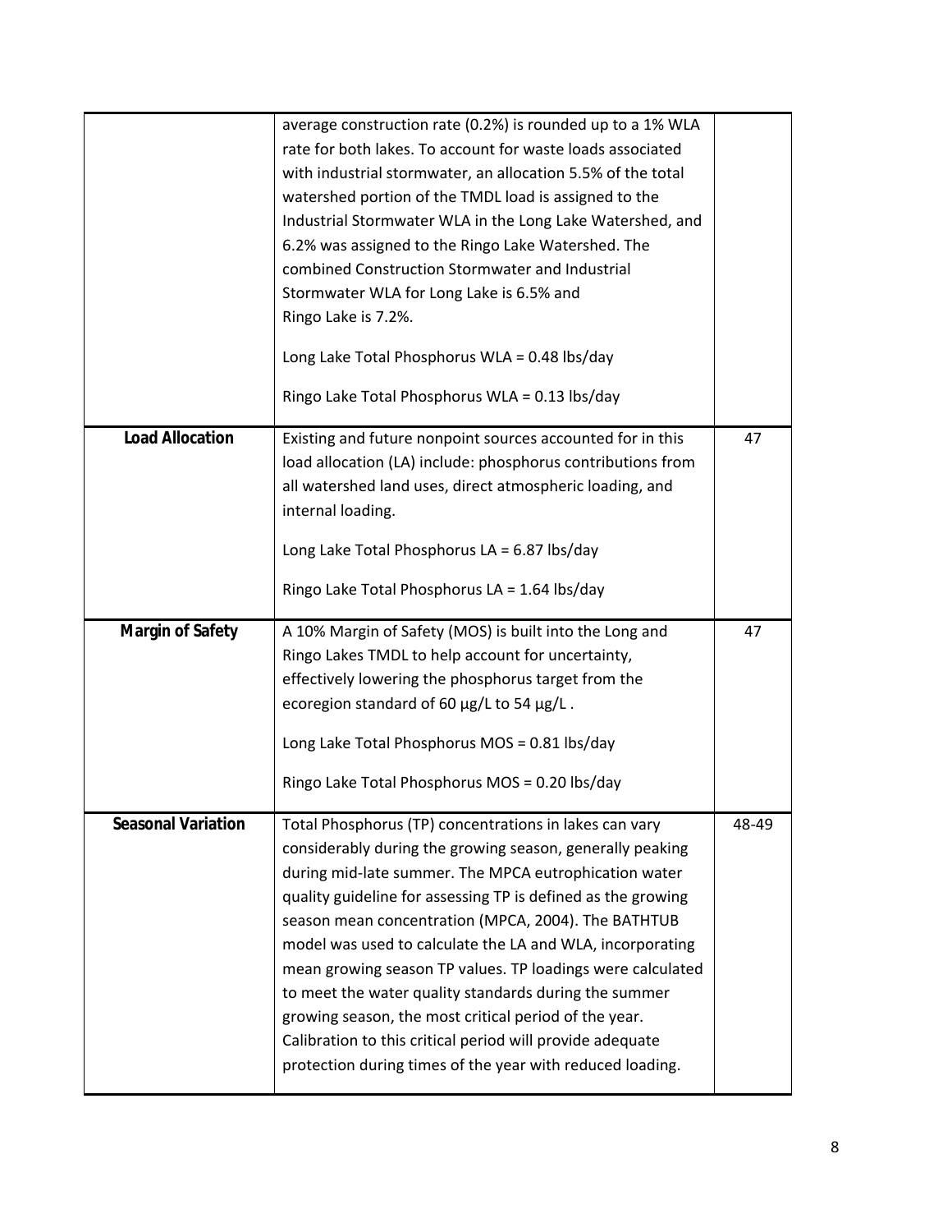| | | |
|---|---|---|
| | average construction rate (0.2%) is rounded up to a 1% WLA rate for both lakes. To account for waste loads associated with industrial stormwater, an allocation 5.5% of the total watershed portion of the TMDL load is assigned to the Industrial Stormwater WLA in the Long Lake Watershed, and 6.2% was assigned to the Ringo Lake Watershed. The combined Construction Stormwater and Industrial Stormwater WLA for Long Lake is 6.5% and Ringo Lake is 7.2%.<br><br>Long Lake Total Phosphorus WLA = 0.48 lbs/day<br><br>Ringo Lake Total Phosphorus WLA = 0.13 lbs/day | |
| **Load Allocation** | Existing and future nonpoint sources accounted for in this load allocation (LA) include: phosphorus contributions from all watershed land uses, direct atmospheric loading, and internal loading.<br><br>Long Lake Total Phosphorus LA = 6.87 lbs/day<br><br>Ringo Lake Total Phosphorus LA = 1.64 lbs/day | 47 |
| **Margin of Safety** | A 10% Margin of Safety (MOS) is built into the Long and Ringo Lakes TMDL to help account for uncertainty, effectively lowering the phosphorus target from the ecoregion standard of 60 µg/L to 54 µg/L .<br><br>Long Lake Total Phosphorus MOS = 0.81 lbs/day<br><br>Ringo Lake Total Phosphorus MOS = 0.20 lbs/day | 47 |
| **Seasonal Variation** | Total Phosphorus (TP) concentrations in lakes can vary considerably during the growing season, generally peaking during mid-late summer. The MPCA eutrophication water quality guideline for assessing TP is defined as the growing season mean concentration (MPCA, 2004). The BATHTUB model was used to calculate the LA and WLA, incorporating mean growing season TP values. TP loadings were calculated to meet the water quality standards during the summer growing season, the most critical period of the year. Calibration to this critical period will provide adequate protection during times of the year with reduced loading. | 48-49 |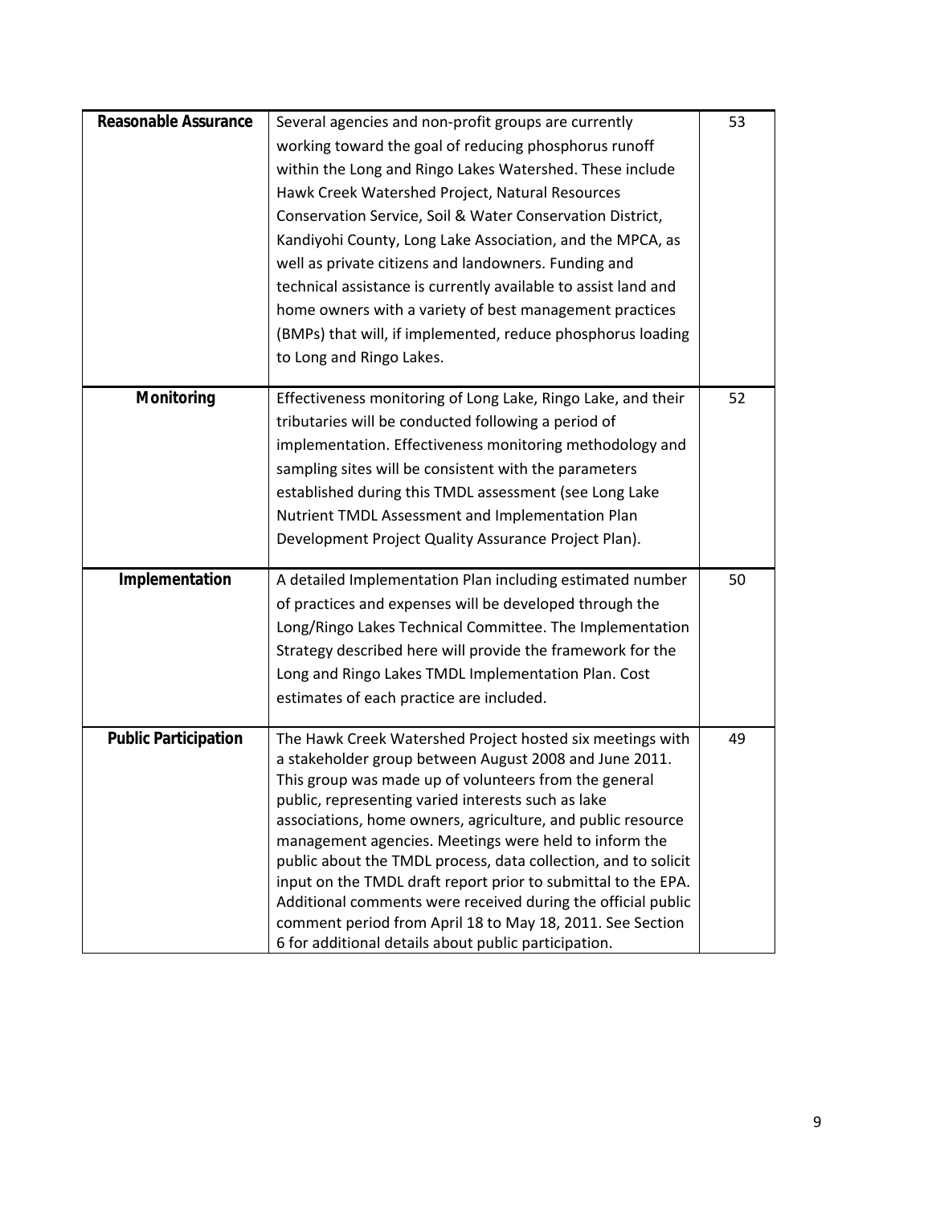| | | |
|---|---|---|
| **Reasonable Assurance** | Several agencies and non-profit groups are currently working toward the goal of reducing phosphorus runoff within the Long and Ringo Lakes Watershed. These include Hawk Creek Watershed Project, Natural Resources Conservation Service, Soil & Water Conservation District, Kandiyohi County, Long Lake Association, and the MPCA, as well as private citizens and landowners. Funding and technical assistance is currently available to assist land and home owners with a variety of best management practices (BMPs) that will, if implemented, reduce phosphorus loading to Long and Ringo Lakes. | 53 |
| **Monitoring** | Effectiveness monitoring of Long Lake, Ringo Lake, and their tributaries will be conducted following a period of implementation. Effectiveness monitoring methodology and sampling sites will be consistent with the parameters established during this TMDL assessment (see Long Lake Nutrient TMDL Assessment and Implementation Plan Development Project Quality Assurance Project Plan). | 52 |
| **Implementation** | A detailed Implementation Plan including estimated number of practices and expenses will be developed through the Long/Ringo Lakes Technical Committee. The Implementation Strategy described here will provide the framework for the Long and Ringo Lakes TMDL Implementation Plan. Cost estimates of each practice are included. | 50 |
| **Public Participation** | The Hawk Creek Watershed Project hosted six meetings with a stakeholder group between August 2008 and June 2011. This group was made up of volunteers from the general public, representing varied interests such as lake associations, home owners, agriculture, and public resource management agencies. Meetings were held to inform the public about the TMDL process, data collection, and to solicit input on the TMDL draft report prior to submittal to the EPA. Additional comments were received during the official public comment period from April 18 to May 18, 2011. See Section 6 for additional details about public participation. | 49 |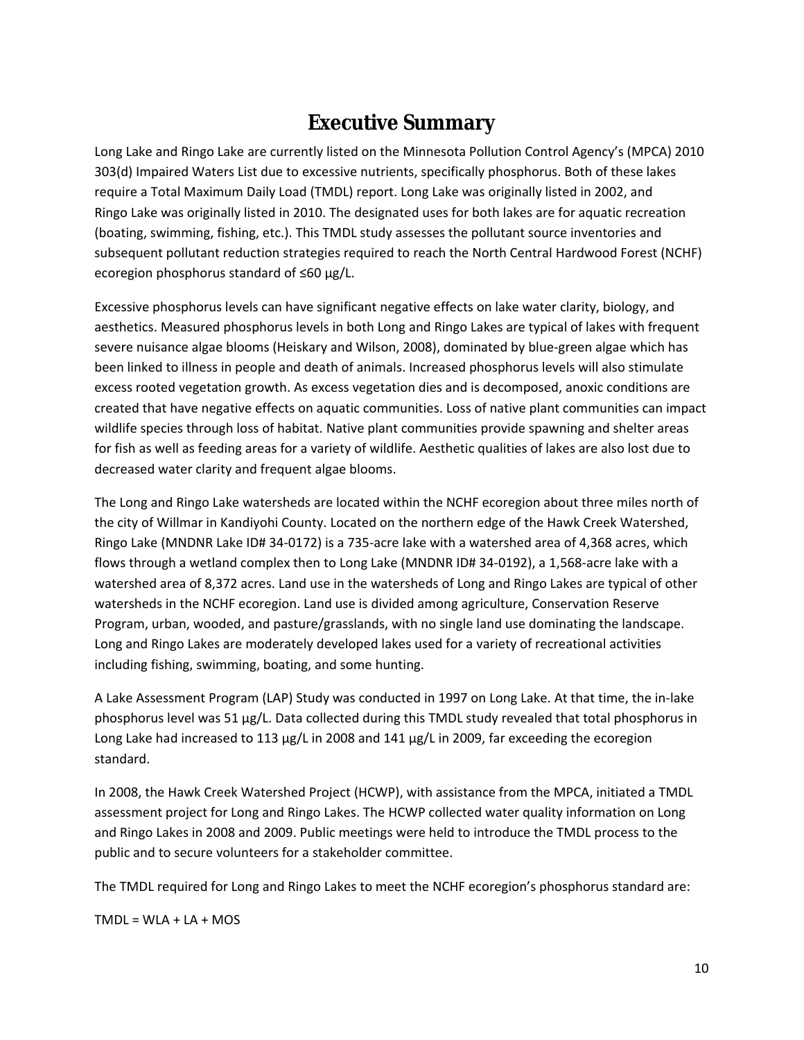# Executive Summary

Long Lake and Ringo Lake are currently listed on the Minnesota Pollution Control Agency's (MPCA) 2010 303(d) Impaired Waters List due to excessive nutrients, specifically phosphorus. Both of these lakes require a Total Maximum Daily Load (TMDL) report. Long Lake was originally listed in 2002, and Ringo Lake was originally listed in 2010. The designated uses for both lakes are for aquatic recreation (boating, swimming, fishing, etc.). This TMDL study assesses the pollutant source inventories and subsequent pollutant reduction strategies required to reach the North Central Hardwood Forest (NCHF) ecoregion phosphorus standard of ≤60 µg/L.

Excessive phosphorus levels can have significant negative effects on lake water clarity, biology, and aesthetics. Measured phosphorus levels in both Long and Ringo Lakes are typical of lakes with frequent severe nuisance algae blooms (Heiskary and Wilson, 2008), dominated by blue-green algae which has been linked to illness in people and death of animals. Increased phosphorus levels will also stimulate excess rooted vegetation growth. As excess vegetation dies and is decomposed, anoxic conditions are created that have negative effects on aquatic communities. Loss of native plant communities can impact wildlife species through loss of habitat. Native plant communities provide spawning and shelter areas for fish as well as feeding areas for a variety of wildlife. Aesthetic qualities of lakes are also lost due to decreased water clarity and frequent algae blooms.

The Long and Ringo Lake watersheds are located within the NCHF ecoregion about three miles north of the city of Willmar in Kandiyohi County. Located on the northern edge of the Hawk Creek Watershed, Ringo Lake (MNDNR Lake ID# 34-0172) is a 735-acre lake with a watershed area of 4,368 acres, which flows through a wetland complex then to Long Lake (MNDNR ID# 34-0192), a 1,568-acre lake with a watershed area of 8,372 acres. Land use in the watersheds of Long and Ringo Lakes are typical of other watersheds in the NCHF ecoregion. Land use is divided among agriculture, Conservation Reserve Program, urban, wooded, and pasture/grasslands, with no single land use dominating the landscape. Long and Ringo Lakes are moderately developed lakes used for a variety of recreational activities including fishing, swimming, boating, and some hunting.

A Lake Assessment Program (LAP) Study was conducted in 1997 on Long Lake. At that time, the in-lake phosphorus level was 51 µg/L. Data collected during this TMDL study revealed that total phosphorus in Long Lake had increased to 113 µg/L in 2008 and 141 µg/L in 2009, far exceeding the ecoregion standard.

In 2008, the Hawk Creek Watershed Project (HCWP), with assistance from the MPCA, initiated a TMDL assessment project for Long and Ringo Lakes. The HCWP collected water quality information on Long and Ringo Lakes in 2008 and 2009. Public meetings were held to introduce the TMDL process to the public and to secure volunteers for a stakeholder committee.

The TMDL required for Long and Ringo Lakes to meet the NCHF ecoregion's phosphorus standard are:

TMDL = WLA + LA + MOS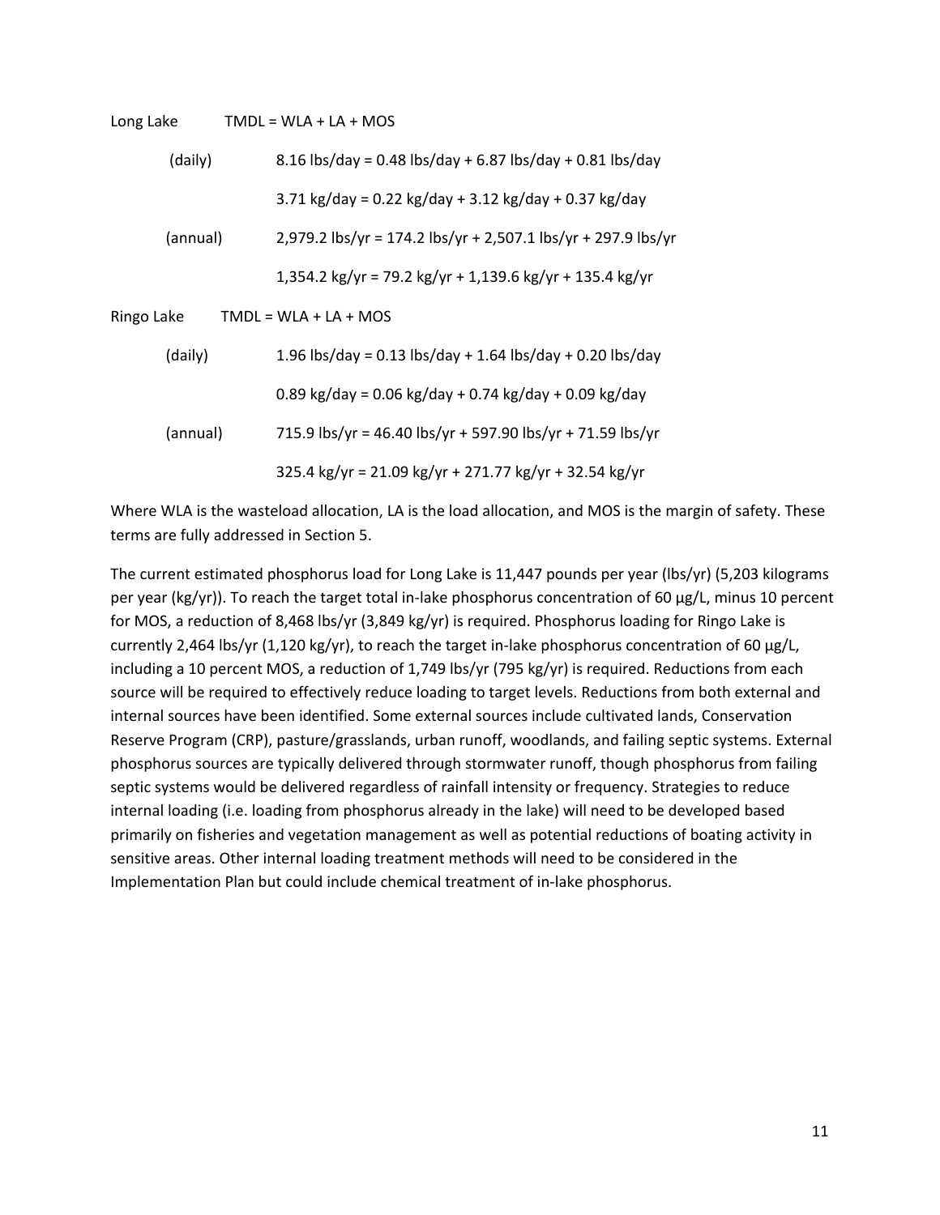Long Lake TMDL = WLA + LA + MOS

(daily) 8.16 lbs/day = 0.48 lbs/day + 6.87 lbs/day + 0.81 lbs/day

3.71 kg/day = 0.22 kg/day + 3.12 kg/day + 0.37 kg/day

(annual) 2,979.2 lbs/yr = 174.2 lbs/yr + 2,507.1 lbs/yr + 297.9 lbs/yr

1,354.2 kg/yr = 79.2 kg/yr + 1,139.6 kg/yr + 135.4 kg/yr

Ringo Lake TMDL = WLA + LA + MOS

(daily) 1.96 lbs/day = 0.13 lbs/day + 1.64 lbs/day + 0.20 lbs/day

0.89 kg/day = 0.06 kg/day + 0.74 kg/day + 0.09 kg/day

(annual) 715.9 lbs/yr = 46.40 lbs/yr + 597.90 lbs/yr + 71.59 lbs/yr

325.4 kg/yr = 21.09 kg/yr + 271.77 kg/yr + 32.54 kg/yr

Where WLA is the wasteload allocation, LA is the load allocation, and MOS is the margin of safety. These terms are fully addressed in Section 5.

The current estimated phosphorus load for Long Lake is 11,447 pounds per year (lbs/yr) (5,203 kilograms per year (kg/yr)). To reach the target total in-lake phosphorus concentration of 60 µg/L, minus 10 percent for MOS, a reduction of 8,468 lbs/yr (3,849 kg/yr) is required. Phosphorus loading for Ringo Lake is currently 2,464 lbs/yr (1,120 kg/yr), to reach the target in-lake phosphorus concentration of 60 µg/L, including a 10 percent MOS, a reduction of 1,749 lbs/yr (795 kg/yr) is required. Reductions from each source will be required to effectively reduce loading to target levels. Reductions from both external and internal sources have been identified. Some external sources include cultivated lands, Conservation Reserve Program (CRP), pasture/grasslands, urban runoff, woodlands, and failing septic systems. External phosphorus sources are typically delivered through stormwater runoff, though phosphorus from failing septic systems would be delivered regardless of rainfall intensity or frequency. Strategies to reduce internal loading (i.e. loading from phosphorus already in the lake) will need to be developed based primarily on fisheries and vegetation management as well as potential reductions of boating activity in sensitive areas. Other internal loading treatment methods will need to be considered in the Implementation Plan but could include chemical treatment of in-lake phosphorus.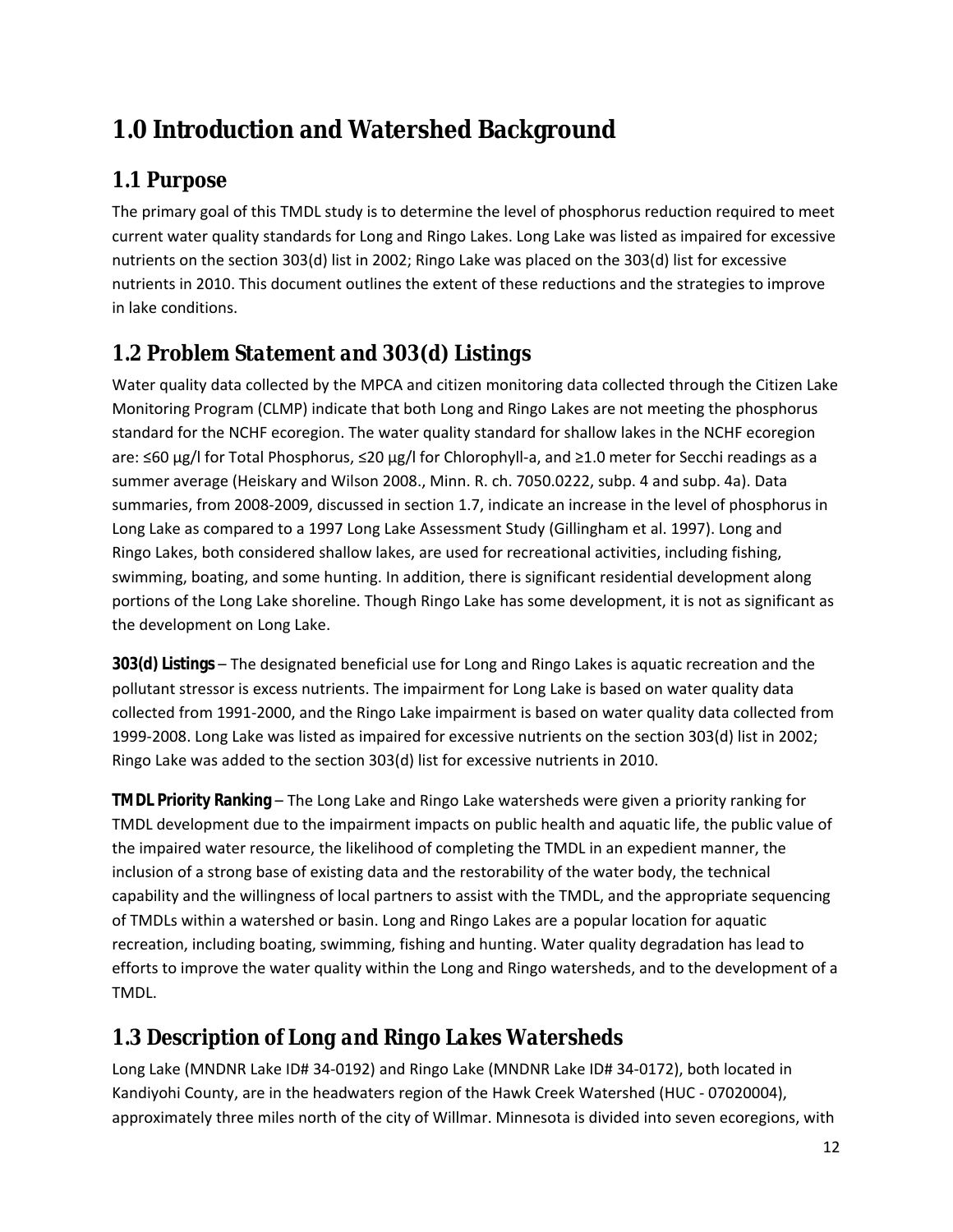# 1.0 Introduction and Watershed Background

## 1.1 Purpose

The primary goal of this TMDL study is to determine the level of phosphorus reduction required to meet current water quality standards for Long and Ringo Lakes. Long Lake was listed as impaired for excessive nutrients on the section 303(d) list in 2002; Ringo Lake was placed on the 303(d) list for excessive nutrients in 2010. This document outlines the extent of these reductions and the strategies to improve in lake conditions.

## 1.2 Problem Statement and 303(d) Listings

Water quality data collected by the MPCA and citizen monitoring data collected through the Citizen Lake Monitoring Program (CLMP) indicate that both Long and Ringo Lakes are not meeting the phosphorus standard for the NCHF ecoregion. The water quality standard for shallow lakes in the NCHF ecoregion are: ≤60 µg/l for Total Phosphorus, ≤20 µg/l for Chlorophyll-a, and ≥1.0 meter for Secchi readings as a summer average (Heiskary and Wilson 2008., Minn. R. ch. 7050.0222, subp. 4 and subp. 4a). Data summaries, from 2008-2009, discussed in section 1.7, indicate an increase in the level of phosphorus in Long Lake as compared to a 1997 Long Lake Assessment Study (Gillingham et al. 1997). Long and Ringo Lakes, both considered shallow lakes, are used for recreational activities, including fishing, swimming, boating, and some hunting. In addition, there is significant residential development along portions of the Long Lake shoreline. Though Ringo Lake has some development, it is not as significant as the development on Long Lake.

**303(d) Listings** – The designated beneficial use for Long and Ringo Lakes is aquatic recreation and the pollutant stressor is excess nutrients. The impairment for Long Lake is based on water quality data collected from 1991-2000, and the Ringo Lake impairment is based on water quality data collected from 1999-2008. Long Lake was listed as impaired for excessive nutrients on the section 303(d) list in 2002; Ringo Lake was added to the section 303(d) list for excessive nutrients in 2010.

**TMDL Priority Ranking** – The Long Lake and Ringo Lake watersheds were given a priority ranking for TMDL development due to the impairment impacts on public health and aquatic life, the public value of the impaired water resource, the likelihood of completing the TMDL in an expedient manner, the inclusion of a strong base of existing data and the restorability of the water body, the technical capability and the willingness of local partners to assist with the TMDL, and the appropriate sequencing of TMDLs within a watershed or basin. Long and Ringo Lakes are a popular location for aquatic recreation, including boating, swimming, fishing and hunting. Water quality degradation has lead to efforts to improve the water quality within the Long and Ringo watersheds, and to the development of a TMDL.

## 1.3 Description of Long and Ringo Lakes Watersheds

Long Lake (MNDNR Lake ID# 34-0192) and Ringo Lake (MNDNR Lake ID# 34-0172), both located in Kandiyohi County, are in the headwaters region of the Hawk Creek Watershed (HUC - 07020004), approximately three miles north of the city of Willmar. Minnesota is divided into seven ecoregions, with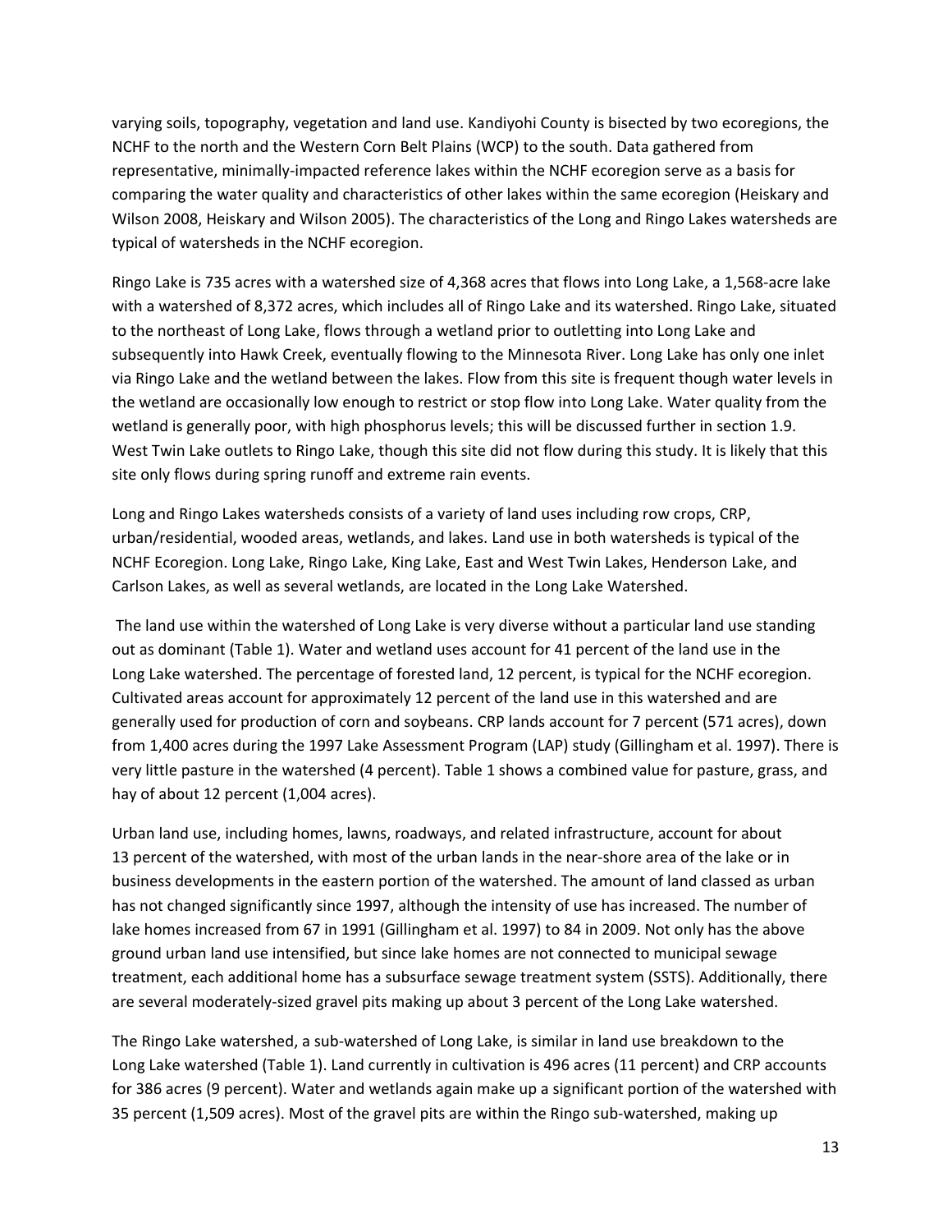varying soils, topography, vegetation and land use. Kandiyohi County is bisected by two ecoregions, the NCHF to the north and the Western Corn Belt Plains (WCP) to the south. Data gathered from representative, minimally-impacted reference lakes within the NCHF ecoregion serve as a basis for comparing the water quality and characteristics of other lakes within the same ecoregion (Heiskary and Wilson 2008, Heiskary and Wilson 2005). The characteristics of the Long and Ringo Lakes watersheds are typical of watersheds in the NCHF ecoregion.

Ringo Lake is 735 acres with a watershed size of 4,368 acres that flows into Long Lake, a 1,568-acre lake with a watershed of 8,372 acres, which includes all of Ringo Lake and its watershed. Ringo Lake, situated to the northeast of Long Lake, flows through a wetland prior to outletting into Long Lake and subsequently into Hawk Creek, eventually flowing to the Minnesota River. Long Lake has only one inlet via Ringo Lake and the wetland between the lakes. Flow from this site is frequent though water levels in the wetland are occasionally low enough to restrict or stop flow into Long Lake. Water quality from the wetland is generally poor, with high phosphorus levels; this will be discussed further in section 1.9. West Twin Lake outlets to Ringo Lake, though this site did not flow during this study. It is likely that this site only flows during spring runoff and extreme rain events.

Long and Ringo Lakes watersheds consists of a variety of land uses including row crops, CRP, urban/residential, wooded areas, wetlands, and lakes. Land use in both watersheds is typical of the NCHF Ecoregion. Long Lake, Ringo Lake, King Lake, East and West Twin Lakes, Henderson Lake, and Carlson Lakes, as well as several wetlands, are located in the Long Lake Watershed.

The land use within the watershed of Long Lake is very diverse without a particular land use standing out as dominant (Table 1). Water and wetland uses account for 41 percent of the land use in the Long Lake watershed. The percentage of forested land, 12 percent, is typical for the NCHF ecoregion. Cultivated areas account for approximately 12 percent of the land use in this watershed and are generally used for production of corn and soybeans. CRP lands account for 7 percent (571 acres), down from 1,400 acres during the 1997 Lake Assessment Program (LAP) study (Gillingham et al. 1997). There is very little pasture in the watershed (4 percent). Table 1 shows a combined value for pasture, grass, and hay of about 12 percent (1,004 acres).

Urban land use, including homes, lawns, roadways, and related infrastructure, account for about 13 percent of the watershed, with most of the urban lands in the near-shore area of the lake or in business developments in the eastern portion of the watershed. The amount of land classed as urban has not changed significantly since 1997, although the intensity of use has increased. The number of lake homes increased from 67 in 1991 (Gillingham et al. 1997) to 84 in 2009. Not only has the above ground urban land use intensified, but since lake homes are not connected to municipal sewage treatment, each additional home has a subsurface sewage treatment system (SSTS). Additionally, there are several moderately-sized gravel pits making up about 3 percent of the Long Lake watershed.

The Ringo Lake watershed, a sub-watershed of Long Lake, is similar in land use breakdown to the Long Lake watershed (Table 1). Land currently in cultivation is 496 acres (11 percent) and CRP accounts for 386 acres (9 percent). Water and wetlands again make up a significant portion of the watershed with 35 percent (1,509 acres). Most of the gravel pits are within the Ringo sub-watershed, making up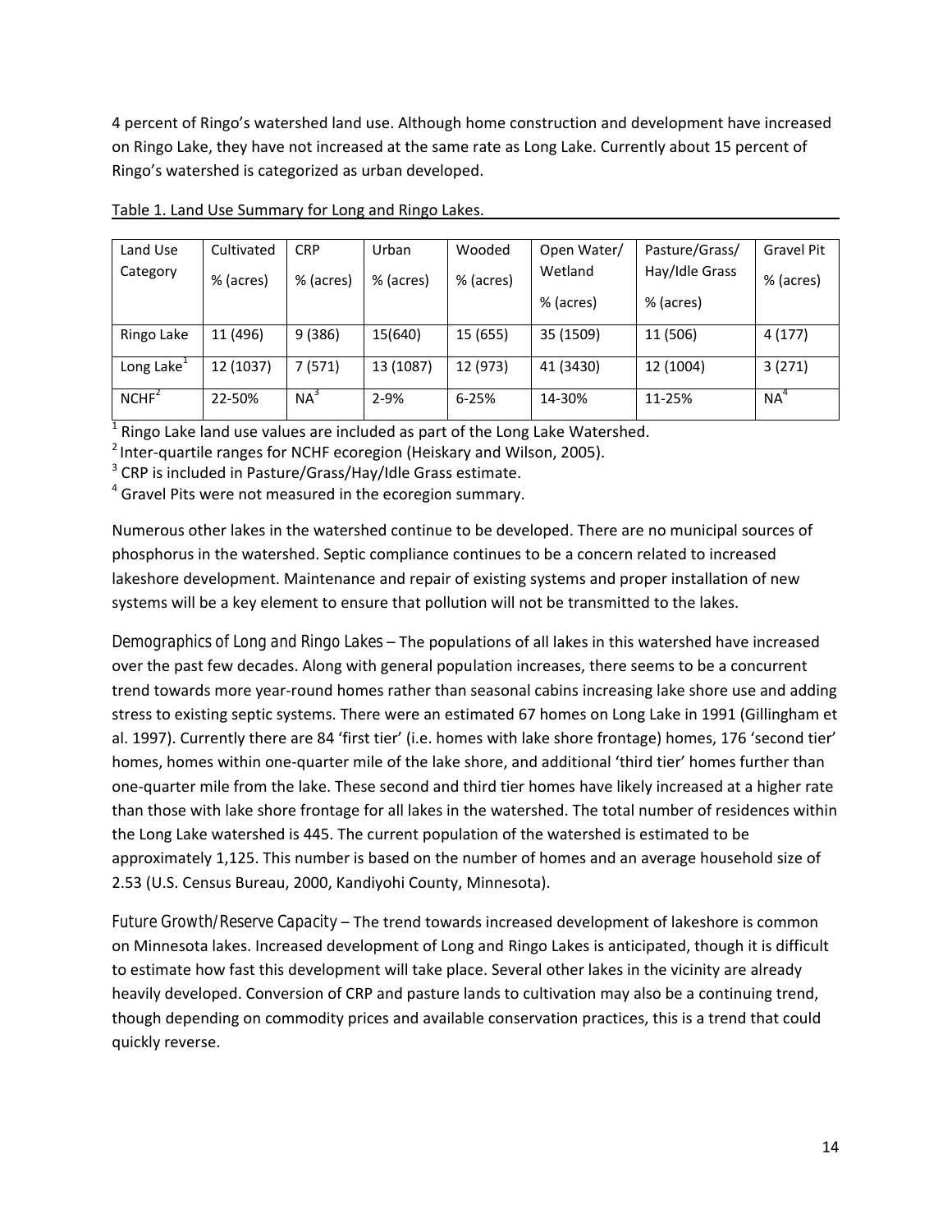4 percent of Ringo's watershed land use. Although home construction and development have increased on Ringo Lake, they have not increased at the same rate as Long Lake. Currently about 15 percent of Ringo's watershed is categorized as urban developed.

Table 1. Land Use Summary for Long and Ringo Lakes.

| Land Use Category | Cultivated % (acres) | CRP % (acres) | Urban % (acres) | Wooded % (acres) | Open Water/ Wetland % (acres) | Pasture/Grass/ Hay/Idle Grass % (acres) | Gravel Pit % (acres) |
|---|---|---|---|---|---|---|---|
| Ringo Lake | 11 (496) | 9 (386) | 15(640) | 15 (655) | 35 (1509) | 11 (506) | 4 (177) |
| Long Lake[1] | 12 (1037) | 7 (571) | 13 (1087) | 12 (973) | 41 (3430) | 12 (1004) | 3 (271) |
| NCHF[2] | 22-50% | NA[3] | 2-9% | 6-25% | 14-30% | 11-25% | NA[4] |

[1] Ringo Lake land use values are included as part of the Long Lake Watershed.
[2] Inter-quartile ranges for NCHF ecoregion (Heiskary and Wilson, 2005).
[3] CRP is included in Pasture/Grass/Hay/Idle Grass estimate.
[4] Gravel Pits were not measured in the ecoregion summary.

Numerous other lakes in the watershed continue to be developed. There are no municipal sources of phosphorus in the watershed. Septic compliance continues to be a concern related to increased lakeshore development. Maintenance and repair of existing systems and proper installation of new systems will be a key element to ensure that pollution will not be transmitted to the lakes.

Demographics of Long and Ringo Lakes – The populations of all lakes in this watershed have increased over the past few decades. Along with general population increases, there seems to be a concurrent trend towards more year-round homes rather than seasonal cabins increasing lake shore use and adding stress to existing septic systems. There were an estimated 67 homes on Long Lake in 1991 (Gillingham et al. 1997). Currently there are 84 'first tier' (i.e. homes with lake shore frontage) homes, 176 'second tier' homes, homes within one-quarter mile of the lake shore, and additional 'third tier' homes further than one-quarter mile from the lake. These second and third tier homes have likely increased at a higher rate than those with lake shore frontage for all lakes in the watershed. The total number of residences within the Long Lake watershed is 445. The current population of the watershed is estimated to be approximately 1,125. This number is based on the number of homes and an average household size of 2.53 (U.S. Census Bureau, 2000, Kandiyohi County, Minnesota).

Future Growth/Reserve Capacity – The trend towards increased development of lakeshore is common on Minnesota lakes. Increased development of Long and Ringo Lakes is anticipated, though it is difficult to estimate how fast this development will take place. Several other lakes in the vicinity are already heavily developed. Conversion of CRP and pasture lands to cultivation may also be a continuing trend, though depending on commodity prices and available conservation practices, this is a trend that could quickly reverse.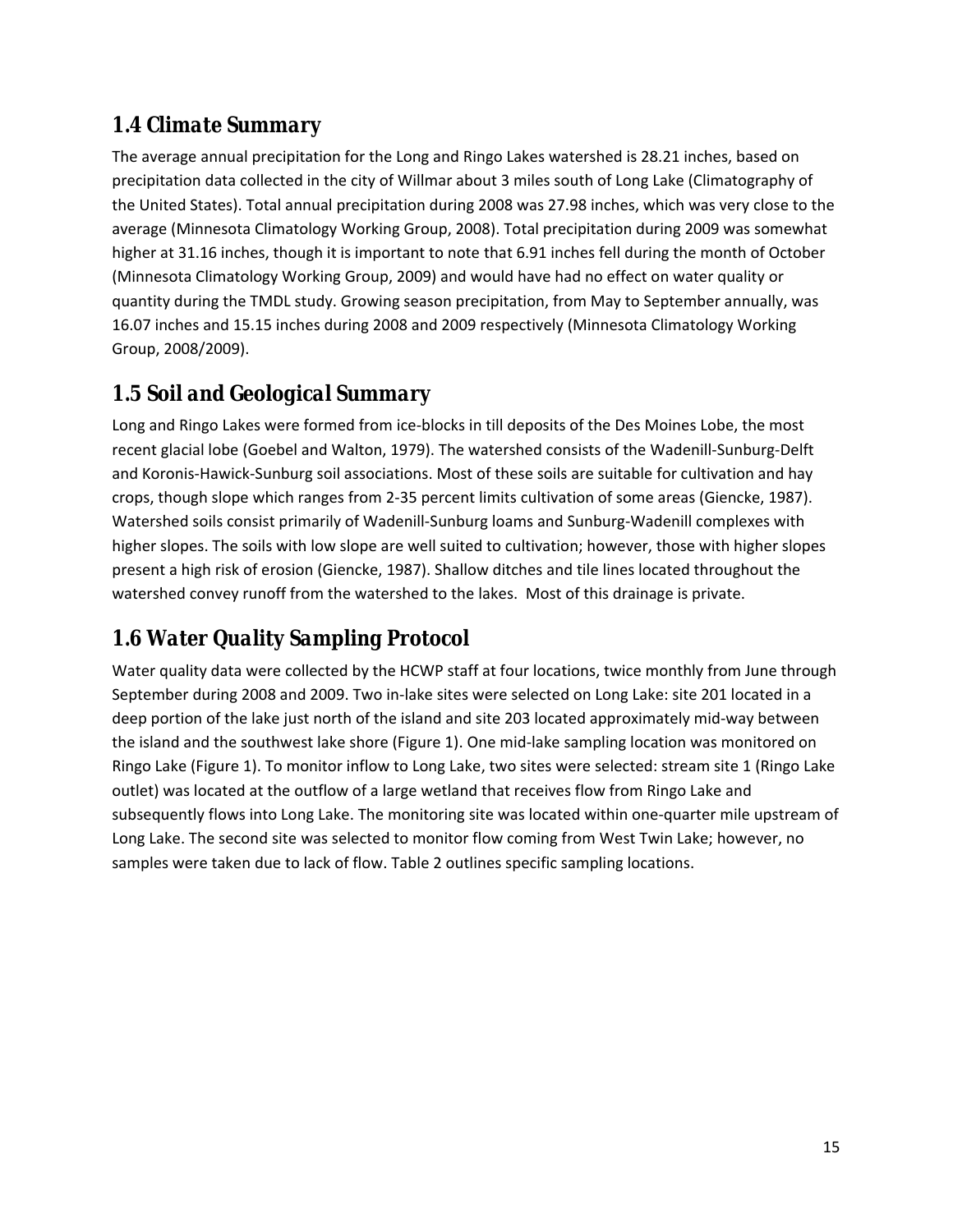## 1.4 Climate Summary

The average annual precipitation for the Long and Ringo Lakes watershed is 28.21 inches, based on precipitation data collected in the city of Willmar about 3 miles south of Long Lake (Climatography of the United States). Total annual precipitation during 2008 was 27.98 inches, which was very close to the average (Minnesota Climatology Working Group, 2008). Total precipitation during 2009 was somewhat higher at 31.16 inches, though it is important to note that 6.91 inches fell during the month of October (Minnesota Climatology Working Group, 2009) and would have had no effect on water quality or quantity during the TMDL study. Growing season precipitation, from May to September annually, was 16.07 inches and 15.15 inches during 2008 and 2009 respectively (Minnesota Climatology Working Group, 2008/2009).

## 1.5 Soil and Geological Summary

Long and Ringo Lakes were formed from ice-blocks in till deposits of the Des Moines Lobe, the most recent glacial lobe (Goebel and Walton, 1979). The watershed consists of the Wadenill-Sunburg-Delft and Koronis-Hawick-Sunburg soil associations. Most of these soils are suitable for cultivation and hay crops, though slope which ranges from 2-35 percent limits cultivation of some areas (Giencke, 1987). Watershed soils consist primarily of Wadenill-Sunburg loams and Sunburg-Wadenill complexes with higher slopes. The soils with low slope are well suited to cultivation; however, those with higher slopes present a high risk of erosion (Giencke, 1987). Shallow ditches and tile lines located throughout the watershed convey runoff from the watershed to the lakes. Most of this drainage is private.

## 1.6 Water Quality Sampling Protocol

Water quality data were collected by the HCWP staff at four locations, twice monthly from June through September during 2008 and 2009. Two in-lake sites were selected on Long Lake: site 201 located in a deep portion of the lake just north of the island and site 203 located approximately mid-way between the island and the southwest lake shore (Figure 1). One mid-lake sampling location was monitored on Ringo Lake (Figure 1). To monitor inflow to Long Lake, two sites were selected: stream site 1 (Ringo Lake outlet) was located at the outflow of a large wetland that receives flow from Ringo Lake and subsequently flows into Long Lake. The monitoring site was located within one-quarter mile upstream of Long Lake. The second site was selected to monitor flow coming from West Twin Lake; however, no samples were taken due to lack of flow. Table 2 outlines specific sampling locations.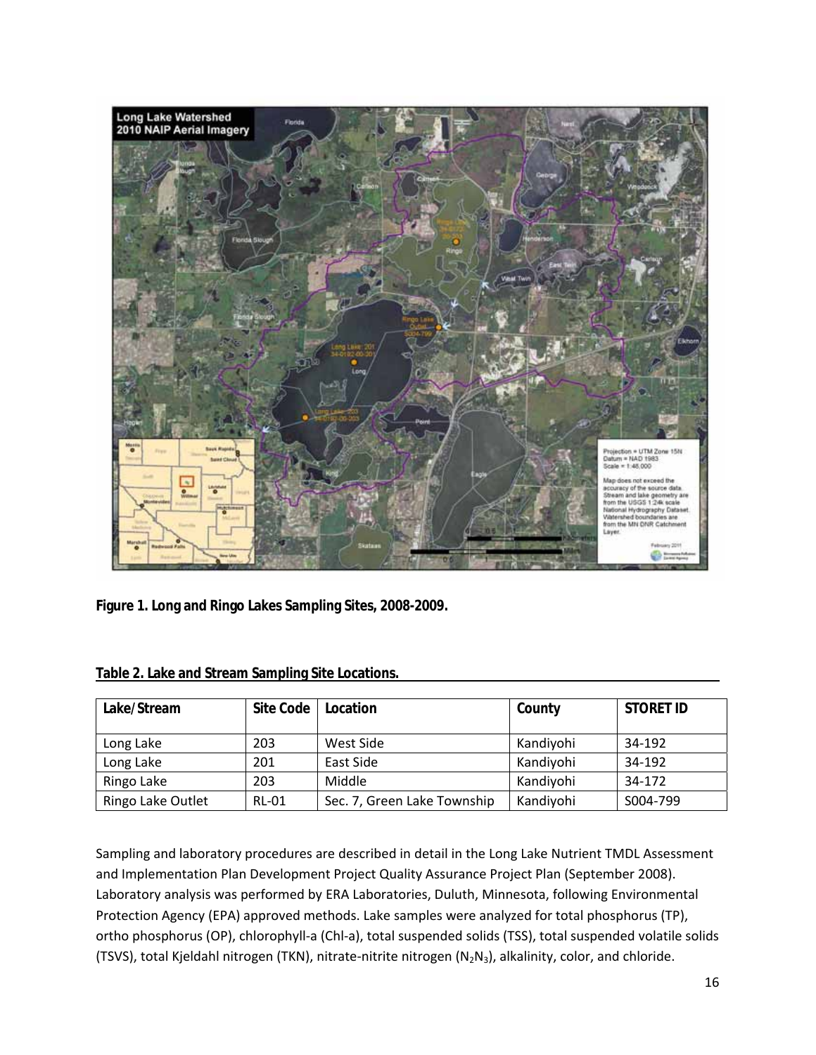**Figure 1. Long and Ringo Lakes Sampling Sites, 2008-2009.**

**Table 2. Lake and Stream Sampling Site Locations.**

| Lake/Stream | Site Code | Location | County | STORET ID |
|---|---|---|---|---|
| Long Lake | 203 | West Side | Kandiyohi | 34-192 |
| Long Lake | 201 | East Side | Kandiyohi | 34-192 |
| Ringo Lake | 203 | Middle | Kandiyohi | 34-172 |
| Ringo Lake Outlet | RL-01 | Sec. 7, Green Lake Township | Kandiyohi | S004-799 |

Sampling and laboratory procedures are described in detail in the Long Lake Nutrient TMDL Assessment and Implementation Plan Development Project Quality Assurance Project Plan (September 2008). Laboratory analysis was performed by ERA Laboratories, Duluth, Minnesota, following Environmental Protection Agency (EPA) approved methods. Lake samples were analyzed for total phosphorus (TP), ortho phosphorus (OP), chlorophyll-a (Chl-a), total suspended solids (TSS), total suspended volatile solids (TSVS), total Kjeldahl nitrogen (TKN), nitrate-nitrite nitrogen ($N_2N_3$), alkalinity, color, and chloride.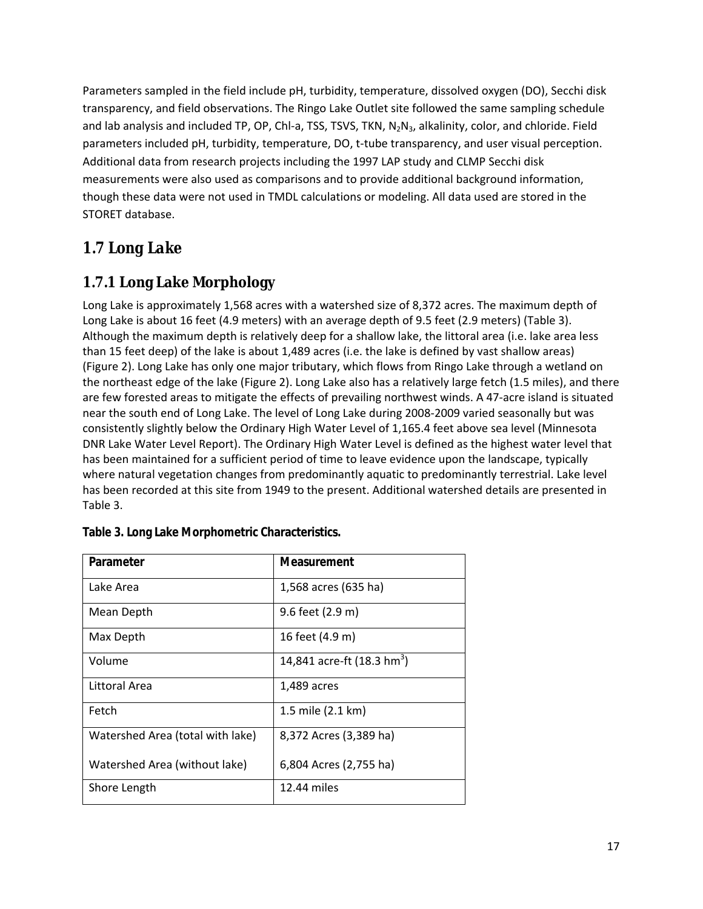Parameters sampled in the field include pH, turbidity, temperature, dissolved oxygen (DO), Secchi disk transparency, and field observations. The Ringo Lake Outlet site followed the same sampling schedule and lab analysis and included TP, OP, Chl-a, TSS, TSVS, TKN, $N_2N_3$, alkalinity, color, and chloride. Field parameters included pH, turbidity, temperature, DO, t-tube transparency, and user visual perception. Additional data from research projects including the 1997 LAP study and CLMP Secchi disk measurements were also used as comparisons and to provide additional background information, though these data were not used in TMDL calculations or modeling. All data used are stored in the STORET database.

## 1.7 Long Lake

### 1.7.1 Long Lake Morphology

Long Lake is approximately 1,568 acres with a watershed size of 8,372 acres. The maximum depth of Long Lake is about 16 feet (4.9 meters) with an average depth of 9.5 feet (2.9 meters) (Table 3). Although the maximum depth is relatively deep for a shallow lake, the littoral area (i.e. lake area less than 15 feet deep) of the lake is about 1,489 acres (i.e. the lake is defined by vast shallow areas) (Figure 2). Long Lake has only one major tributary, which flows from Ringo Lake through a wetland on the northeast edge of the lake (Figure 2). Long Lake also has a relatively large fetch (1.5 miles), and there are few forested areas to mitigate the effects of prevailing northwest winds. A 47-acre island is situated near the south end of Long Lake. The level of Long Lake during 2008-2009 varied seasonally but was consistently slightly below the Ordinary High Water Level of 1,165.4 feet above sea level (Minnesota DNR Lake Water Level Report). The Ordinary High Water Level is defined as the highest water level that has been maintained for a sufficient period of time to leave evidence upon the landscape, typically where natural vegetation changes from predominantly aquatic to predominantly terrestrial. Lake level has been recorded at this site from 1949 to the present. Additional watershed details are presented in Table 3.

**Table 3. Long Lake Morphometric Characteristics.**

| Parameter | Measurement |
|---|---|
| Lake Area | 1,568 acres (635 ha) |
| Mean Depth | 9.6 feet (2.9 m) |
| Max Depth | 16 feet (4.9 m) |
| Volume | 14,841 acre-ft (18.3 $hm^3$) |
| Littoral Area | 1,489 acres |
| Fetch | 1.5 mile (2.1 km) |
| Watershed Area (total with lake)<br>Watershed Area (without lake) | 8,372 Acres (3,389 ha)<br>6,804 Acres (2,755 ha) |
| Shore Length | 12.44 miles |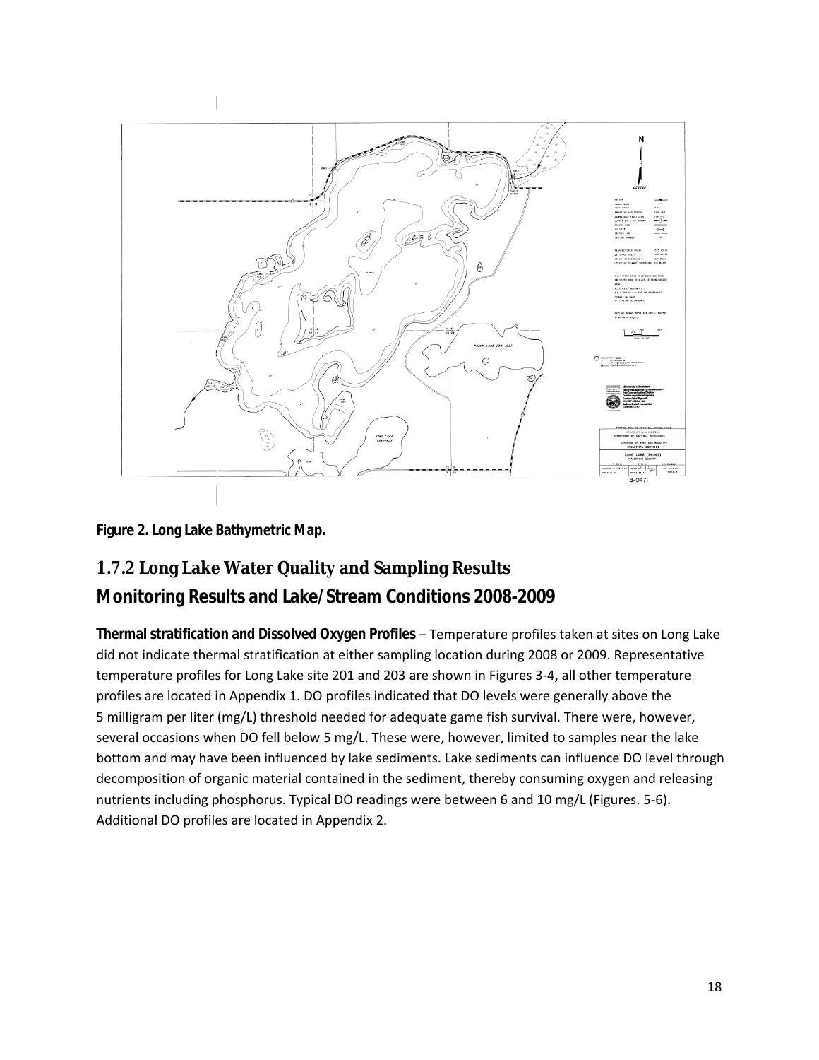**Figure 2. Long Lake Bathymetric Map.**

## 1.7.2 Long Lake Water Quality and Sampling Results

## Monitoring Results and Lake/Stream Conditions 2008-2009

**Thermal stratification and Dissolved Oxygen Profiles** – Temperature profiles taken at sites on Long Lake did not indicate thermal stratification at either sampling location during 2008 or 2009. Representative temperature profiles for Long Lake site 201 and 203 are shown in Figures 3-4, all other temperature profiles are located in Appendix 1. DO profiles indicated that DO levels were generally above the 5 milligram per liter (mg/L) threshold needed for adequate game fish survival. There were, however, several occasions when DO fell below 5 mg/L. These were, however, limited to samples near the lake bottom and may have been influenced by lake sediments. Lake sediments can influence DO level through decomposition of organic material contained in the sediment, thereby consuming oxygen and releasing nutrients including phosphorus. Typical DO readings were between 6 and 10 mg/L (Figures. 5-6). Additional DO profiles are located in Appendix 2.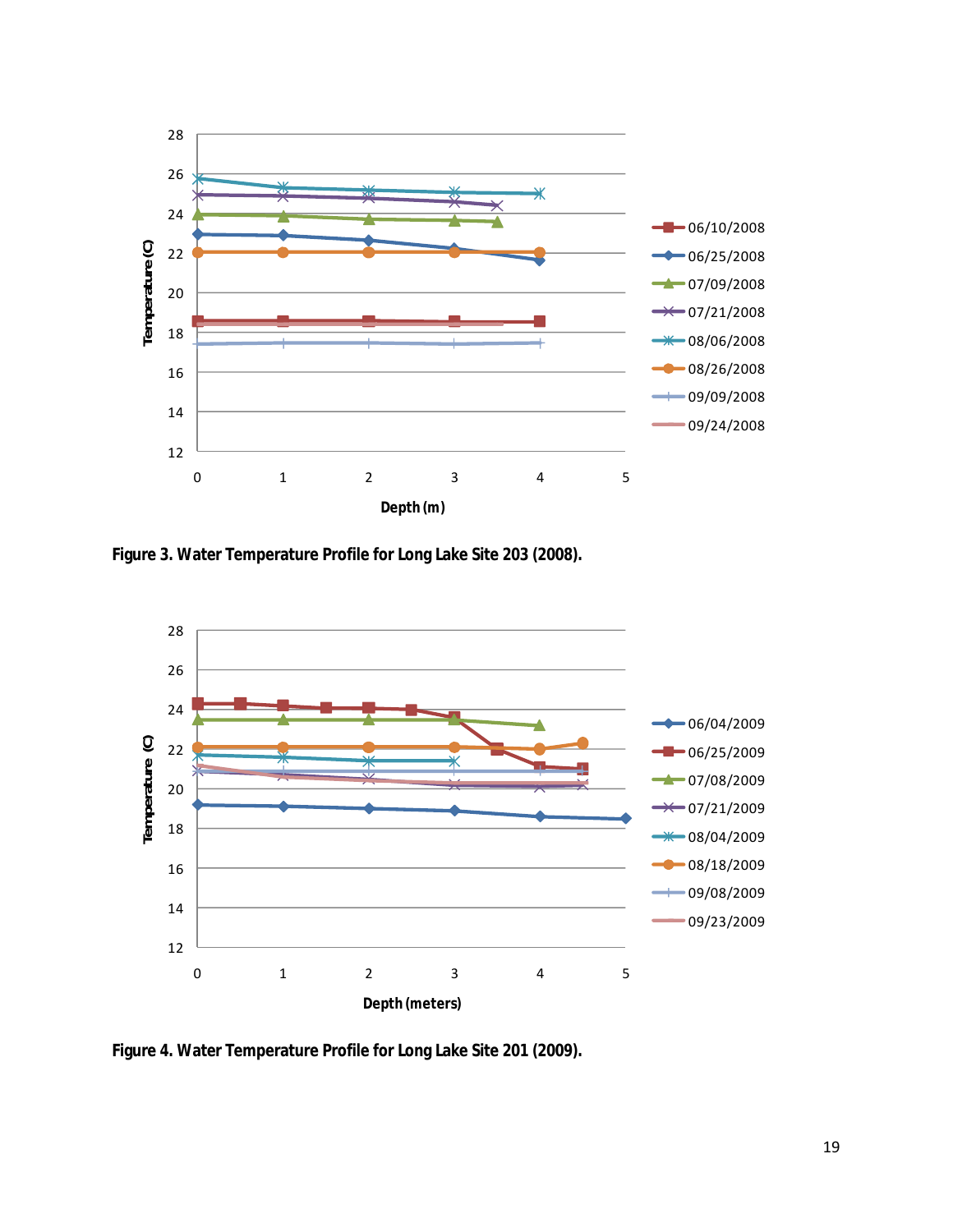Figure 3. Water Temperature Profile for Long Lake Site 203 (2008).

Figure 4. Water Temperature Profile for Long Lake Site 201 (2009).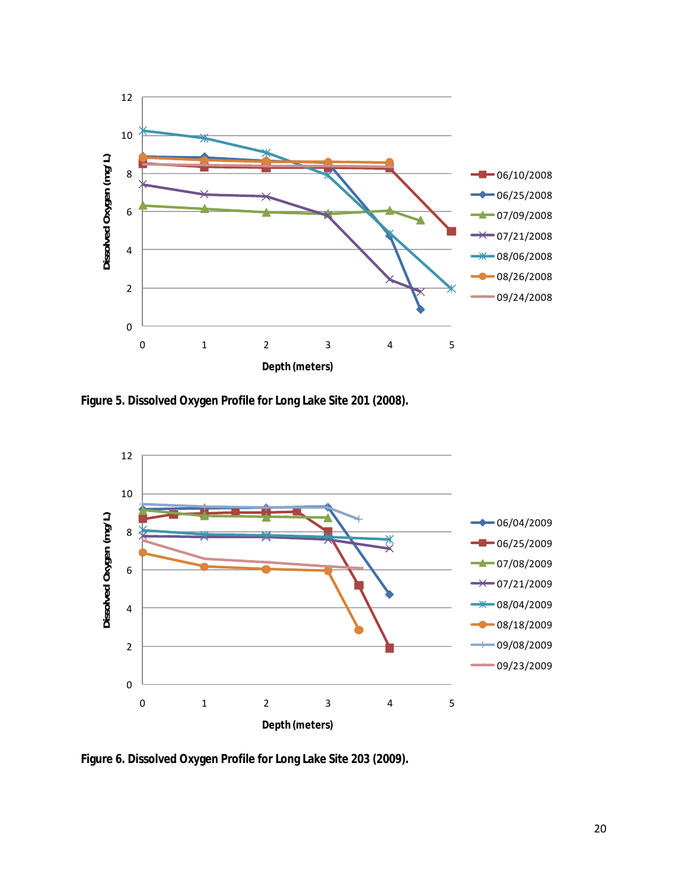**Figure 5. Dissolved Oxygen Profile for Long Lake Site 201 (2008).**

**Figure 6. Dissolved Oxygen Profile for Long Lake Site 203 (2009).**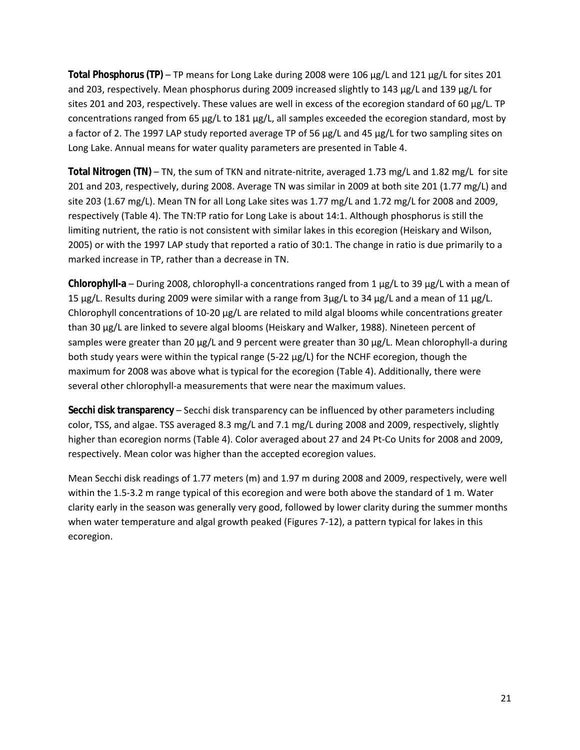**Total Phosphorus (TP)** – TP means for Long Lake during 2008 were 106 µg/L and 121 µg/L for sites 201 and 203, respectively. Mean phosphorus during 2009 increased slightly to 143 µg/L and 139 µg/L for sites 201 and 203, respectively. These values are well in excess of the ecoregion standard of 60 µg/L. TP concentrations ranged from 65 µg/L to 181 µg/L, all samples exceeded the ecoregion standard, most by a factor of 2. The 1997 LAP study reported average TP of 56 µg/L and 45 µg/L for two sampling sites on Long Lake. Annual means for water quality parameters are presented in Table 4.

**Total Nitrogen (TN)** – TN, the sum of TKN and nitrate-nitrite, averaged 1.73 mg/L and 1.82 mg/L for site 201 and 203, respectively, during 2008. Average TN was similar in 2009 at both site 201 (1.77 mg/L) and site 203 (1.67 mg/L). Mean TN for all Long Lake sites was 1.77 mg/L and 1.72 mg/L for 2008 and 2009, respectively (Table 4). The TN:TP ratio for Long Lake is about 14:1. Although phosphorus is still the limiting nutrient, the ratio is not consistent with similar lakes in this ecoregion (Heiskary and Wilson, 2005) or with the 1997 LAP study that reported a ratio of 30:1. The change in ratio is due primarily to a marked increase in TP, rather than a decrease in TN.

**Chlorophyll-a** – During 2008, chlorophyll-a concentrations ranged from 1 µg/L to 39 µg/L with a mean of 15 µg/L. Results during 2009 were similar with a range from 3µg/L to 34 µg/L and a mean of 11 µg/L. Chlorophyll concentrations of 10-20 µg/L are related to mild algal blooms while concentrations greater than 30 µg/L are linked to severe algal blooms (Heiskary and Walker, 1988). Nineteen percent of samples were greater than 20 µg/L and 9 percent were greater than 30 µg/L. Mean chlorophyll-a during both study years were within the typical range (5-22 µg/L) for the NCHF ecoregion, though the maximum for 2008 was above what is typical for the ecoregion (Table 4). Additionally, there were several other chlorophyll-a measurements that were near the maximum values.

**Secchi disk transparency** – Secchi disk transparency can be influenced by other parameters including color, TSS, and algae. TSS averaged 8.3 mg/L and 7.1 mg/L during 2008 and 2009, respectively, slightly higher than ecoregion norms (Table 4). Color averaged about 27 and 24 Pt-Co Units for 2008 and 2009, respectively. Mean color was higher than the accepted ecoregion values.

Mean Secchi disk readings of 1.77 meters (m) and 1.97 m during 2008 and 2009, respectively, were well within the 1.5-3.2 m range typical of this ecoregion and were both above the standard of 1 m. Water clarity early in the season was generally very good, followed by lower clarity during the summer months when water temperature and algal growth peaked (Figures 7-12), a pattern typical for lakes in this ecoregion.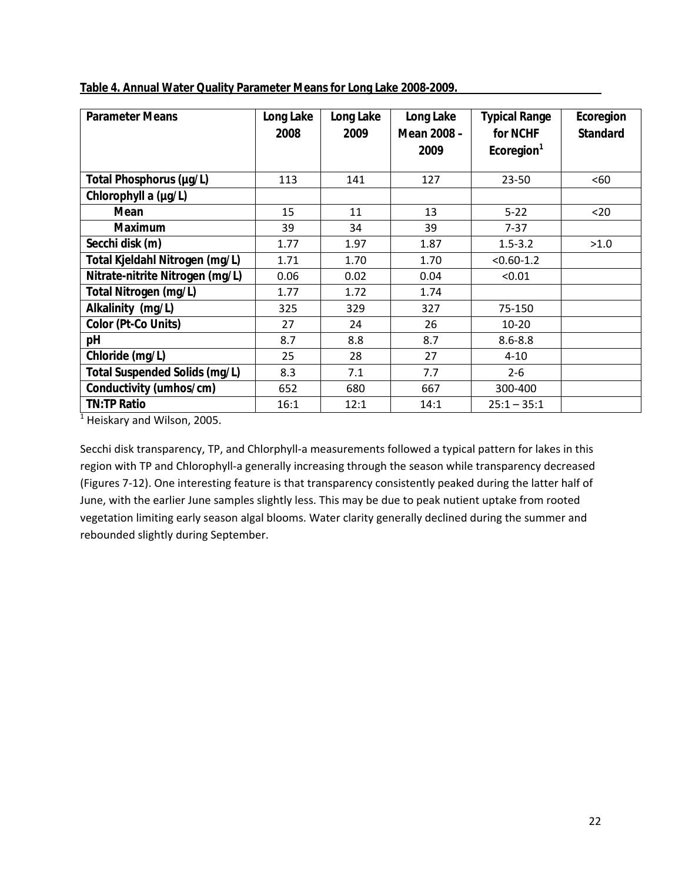**Table 4. Annual Water Quality Parameter Means for Long Lake 2008-2009.**

| Parameter Means | Long Lake 2008 | Long Lake 2009 | Long Lake Mean 2008 – 2009 | Typical Range for NCHF Ecoregion[1] | Ecoregion Standard |
|---|---|---|---|---|---|
| Total Phosphorus (µg/L) | 113 | 141 | 127 | 23-50 | <60 |
| Chlorophyll a (µg/L) | | | | | |
| Mean | 15 | 11 | 13 | 5-22 | <20 |
| Maximum | 39 | 34 | 39 | 7-37 | |
| Secchi disk (m) | 1.77 | 1.97 | 1.87 | 1.5-3.2 | >1.0 |
| Total Kjeldahl Nitrogen (mg/L) | 1.71 | 1.70 | 1.70 | <0.60-1.2 | |
| Nitrate-nitrite Nitrogen (mg/L) | 0.06 | 0.02 | 0.04 | <0.01 | |
| Total Nitrogen (mg/L) | 1.77 | 1.72 | 1.74 | | |
| Alkalinity (mg/L) | 325 | 329 | 327 | 75-150 | |
| Color (Pt-Co Units) | 27 | 24 | 26 | 10-20 | |
| pH | 8.7 | 8.8 | 8.7 | 8.6-8.8 | |
| Chloride (mg/L) | 25 | 28 | 27 | 4-10 | |
| Total Suspended Solids (mg/L) | 8.3 | 7.1 | 7.7 | 2-6 | |
| Conductivity (umhos/cm) | 652 | 680 | 667 | 300-400 | |
| TN:TP Ratio | 16:1 | 12:1 | 14:1 | 25:1 – 35:1 | |

[1] Heiskary and Wilson, 2005.

Secchi disk transparency, TP, and Chlorphyll-a measurements followed a typical pattern for lakes in this region with TP and Chlorophyll-a generally increasing through the season while transparency decreased (Figures 7-12). One interesting feature is that transparency consistently peaked during the latter half of June, with the earlier June samples slightly less. This may be due to peak nutient uptake from rooted vegetation limiting early season algal blooms. Water clarity generally declined during the summer and rebounded slightly during September.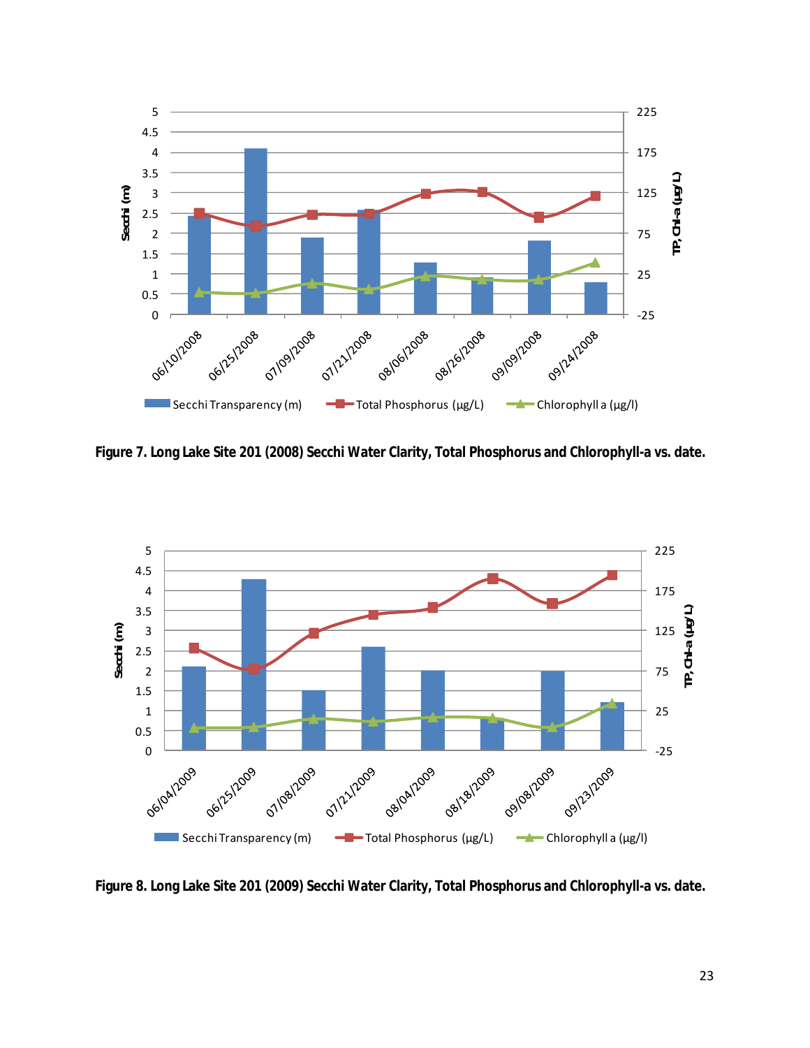**Figure 7. Long Lake Site 201 (2008) Secchi Water Clarity, Total Phosphorus and Chlorophyll-a vs. date.**

**Figure 8. Long Lake Site 201 (2009) Secchi Water Clarity, Total Phosphorus and Chlorophyll-a vs. date.**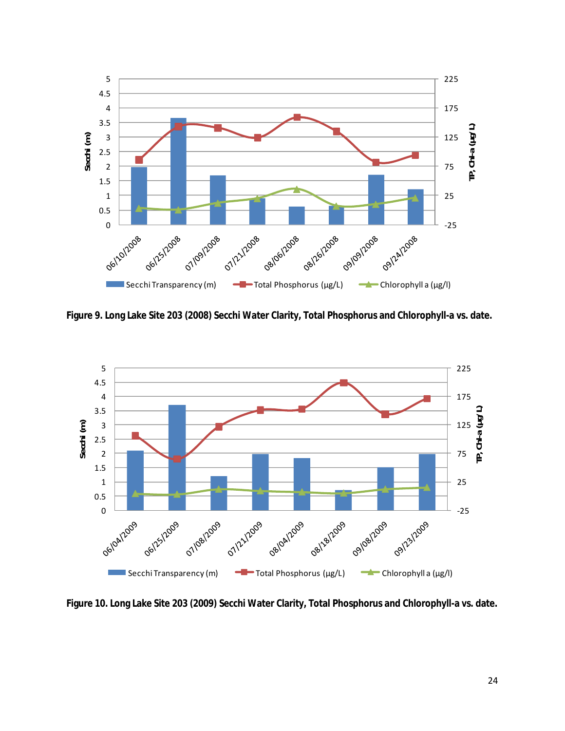Figure 9. Long Lake Site 203 (2008) Secchi Water Clarity, Total Phosphorus and Chlorophyll-a vs. date.

Figure 10. Long Lake Site 203 (2009) Secchi Water Clarity, Total Phosphorus and Chlorophyll-a vs. date.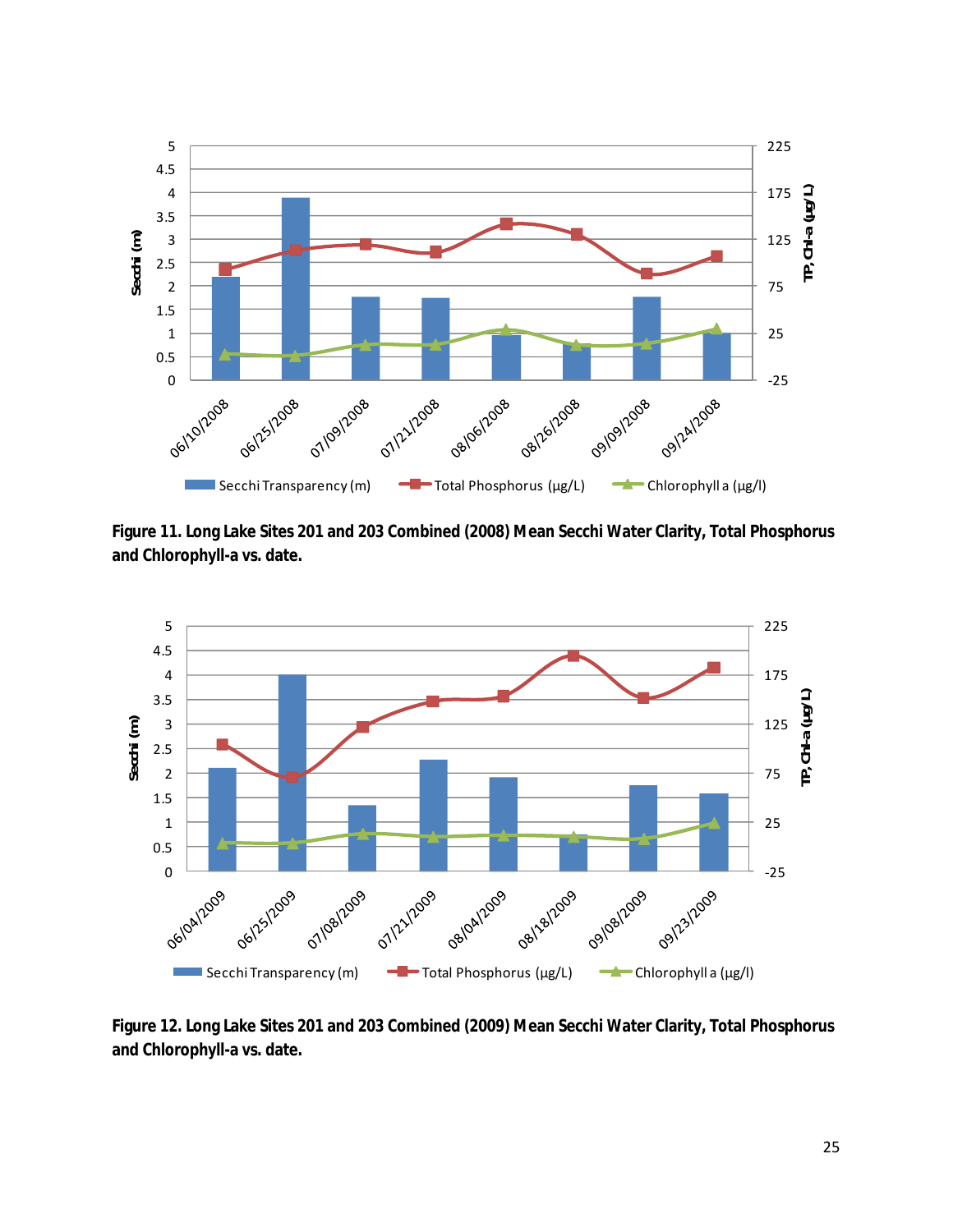**Figure 11. Long Lake Sites 201 and 203 Combined (2008) Mean Secchi Water Clarity, Total Phosphorus and Chlorophyll-a vs. date.**

**Figure 12. Long Lake Sites 201 and 203 Combined (2009) Mean Secchi Water Clarity, Total Phosphorus and Chlorophyll-a vs. date.**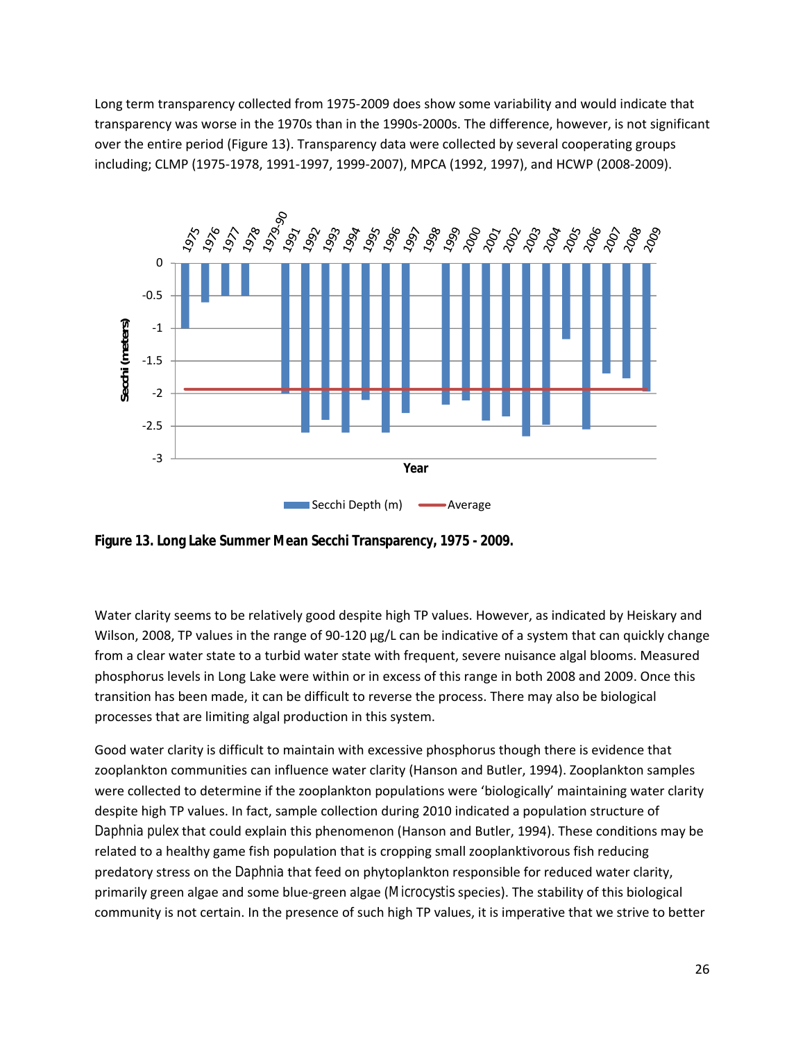Long term transparency collected from 1975-2009 does show some variability and would indicate that transparency was worse in the 1970s than in the 1990s-2000s. The difference, however, is not significant over the entire period (Figure 13). Transparency data were collected by several cooperating groups including; CLMP (1975-1978, 1991-1997, 1999-2007), MPCA (1992, 1997), and HCWP (2008-2009).

**Figure 13. Long Lake Summer Mean Secchi Transparency, 1975 - 2009.**

Water clarity seems to be relatively good despite high TP values. However, as indicated by Heiskary and Wilson, 2008, TP values in the range of 90-120 µg/L can be indicative of a system that can quickly change from a clear water state to a turbid water state with frequent, severe nuisance algal blooms. Measured phosphorus levels in Long Lake were within or in excess of this range in both 2008 and 2009. Once this transition has been made, it can be difficult to reverse the process. There may also be biological processes that are limiting algal production in this system.

Good water clarity is difficult to maintain with excessive phosphorus though there is evidence that zooplankton communities can influence water clarity (Hanson and Butler, 1994). Zooplankton samples were collected to determine if the zooplankton populations were 'biologically' maintaining water clarity despite high TP values. In fact, sample collection during 2010 indicated a population structure of *Daphnia pulex* that could explain this phenomenon (Hanson and Butler, 1994). These conditions may be related to a healthy game fish population that is cropping small zooplanktivorous fish reducing predatory stress on the *Daphnia* that feed on phytoplankton responsible for reduced water clarity, primarily green algae and some blue-green algae (*Microcystis* species). The stability of this biological community is not certain. In the presence of such high TP values, it is imperative that we strive to better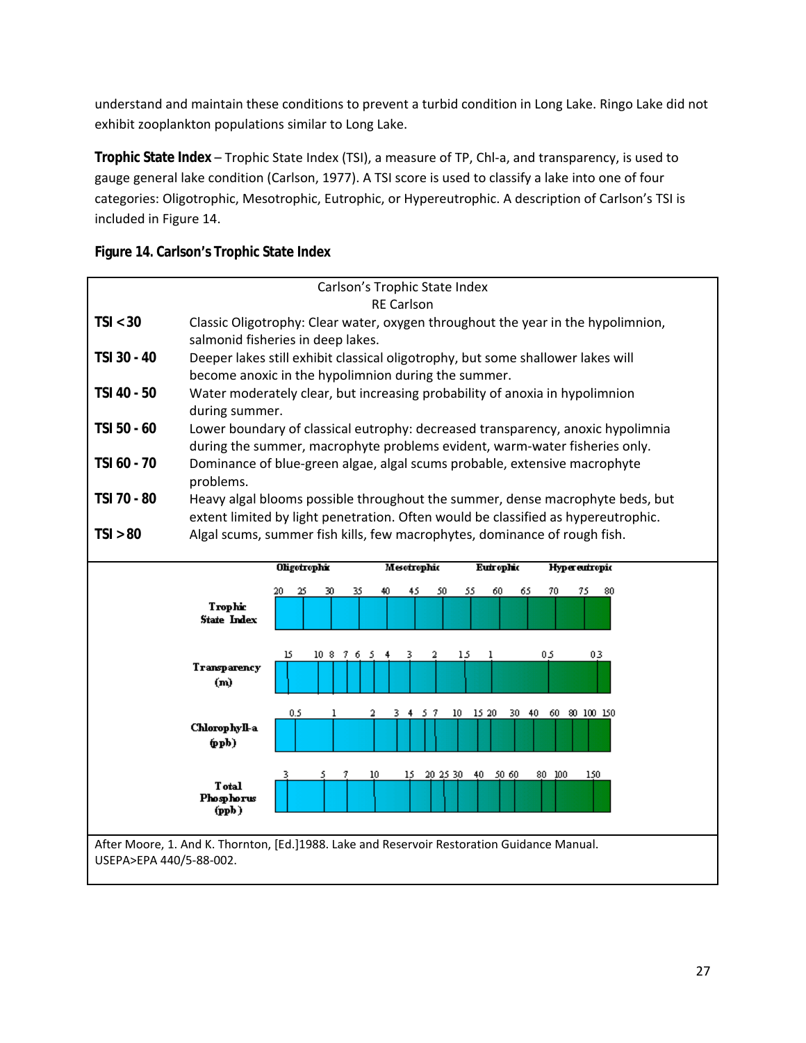understand and maintain these conditions to prevent a turbid condition in Long Lake. Ringo Lake did not exhibit zooplankton populations similar to Long Lake.

**Trophic State Index** – Trophic State Index (TSI), a measure of TP, Chl-a, and transparency, is used to gauge general lake condition (Carlson, 1977). A TSI score is used to classify a lake into one of four categories: Oligotrophic, Mesotrophic, Eutrophic, or Hypereutrophic. A description of Carlson's TSI is included in Figure 14.

**Figure 14. Carlson's Trophic State Index**

Carlson's Trophic State Index
RE Carlson

| | |
|---|---|
| **TSI < 30** | Classic Oligotrophy: Clear water, oxygen throughout the year in the hypolimnion, salmonid fisheries in deep lakes. |
| **TSI 30 - 40** | Deeper lakes still exhibit classical oligotrophy, but some shallower lakes will become anoxic in the hypolimnion during the summer. |
| **TSI 40 - 50** | Water moderately clear, but increasing probability of anoxia in hypolimnion during summer. |
| **TSI 50 - 60** | Lower boundary of classical eutrophy: decreased transparency, anoxic hypolimnia during the summer, macrophyte problems evident, warm-water fisheries only. |
| **TSI 60 - 70** | Dominance of blue-green algae, algal scums probable, extensive macrophyte problems. |
| **TSI 70 - 80** | Heavy algal blooms possible throughout the summer, dense macrophyte beds, but extent limited by light penetration. Often would be classified as hypereutrophic. |
| **TSI > 80** | Algal scums, summer fish kills, few macrophytes, dominance of rough fish. |

Oligotrophic — Mesotrophic — Eutrophic — Hypereutropic

| Scale | Values |
|---|---|
| Trophic State Index | 20, 25, 30, 35, 40, 45, 50, 55, 60, 65, 70, 75, 80 |
| Transparency (m) | 15, 10, 8, 7, 6, 5, 4, 3, 2, 1.5, 1, 0.5, 0.3 |
| Chlorophyll-a (ppb) | 0.5, 1, 2, 3, 4, 5, 7, 10, 15, 20, 30, 40, 60, 80, 100, 150 |
| Total Phosphorus (ppb) | 3, 5, 7, 10, 15, 20, 25, 30, 40, 50, 60, 80, 100, 150 |

After Moore, 1. And K. Thornton, [Ed.]1988. Lake and Reservoir Restoration Guidance Manual. USEPA>EPA 440/5-88-002.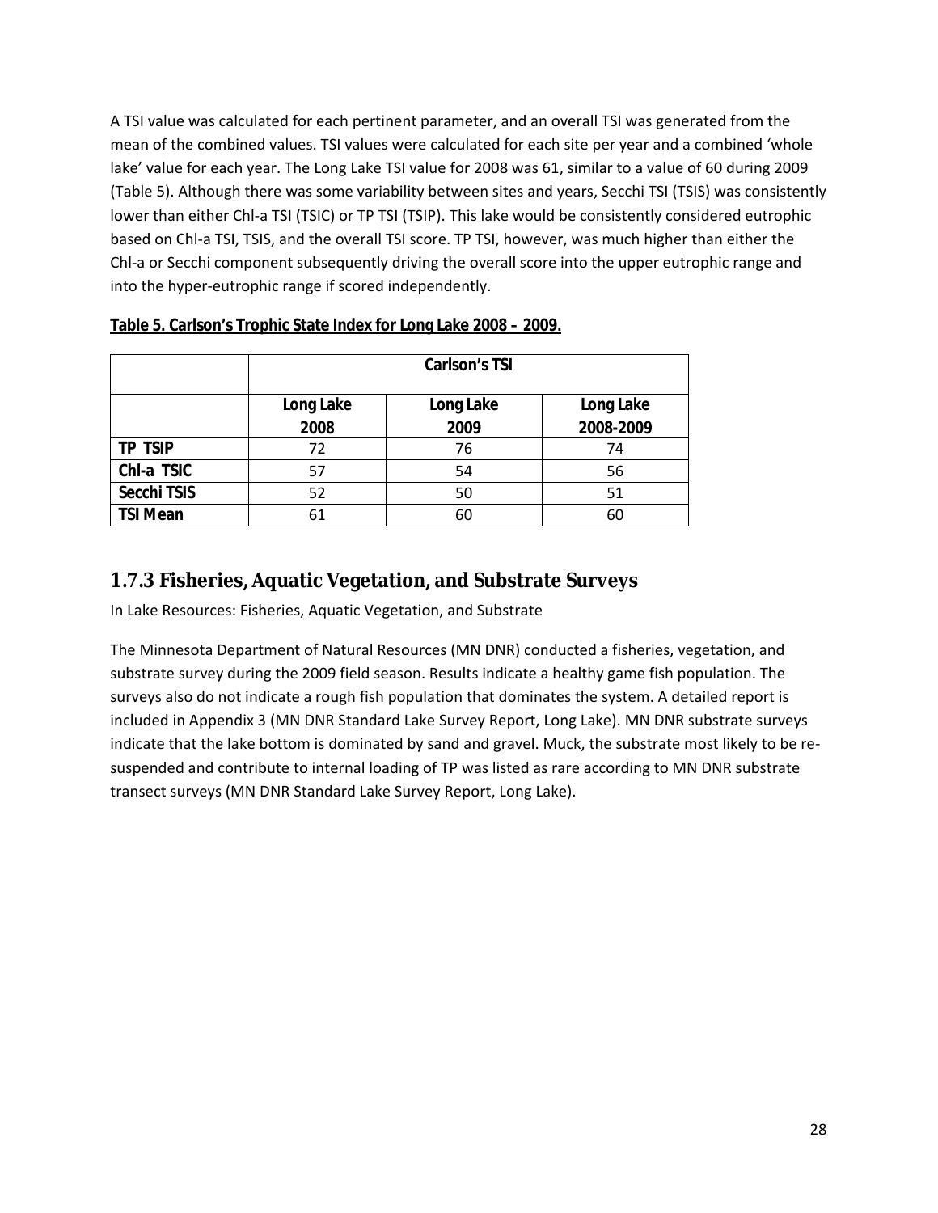A TSI value was calculated for each pertinent parameter, and an overall TSI was generated from the mean of the combined values. TSI values were calculated for each site per year and a combined 'whole lake' value for each year. The Long Lake TSI value for 2008 was 61, similar to a value of 60 during 2009 (Table 5). Although there was some variability between sites and years, Secchi TSI (TSIS) was consistently lower than either Chl-a TSI (TSIC) or TP TSI (TSIP). This lake would be consistently considered eutrophic based on Chl-a TSI, TSIS, and the overall TSI score. TP TSI, however, was much higher than either the Chl-a or Secchi component subsequently driving the overall score into the upper eutrophic range and into the hyper-eutrophic range if scored independently.

**Table 5. Carlson's Trophic State Index for Long Lake 2008 – 2009.**

| | Carlson's TSI | | |
|---|---|---|---|
| | **Long Lake 2008** | **Long Lake 2009** | **Long Lake 2008-2009** |
| **TP TSIP** | 72 | 76 | 74 |
| **Chl-a TSIC** | 57 | 54 | 56 |
| **Secchi TSIS** | 52 | 50 | 51 |
| **TSI Mean** | 61 | 60 | 60 |

### 1.7.3 Fisheries, Aquatic Vegetation, and Substrate Surveys

In Lake Resources: Fisheries, Aquatic Vegetation, and Substrate

The Minnesota Department of Natural Resources (MN DNR) conducted a fisheries, vegetation, and substrate survey during the 2009 field season. Results indicate a healthy game fish population. The surveys also do not indicate a rough fish population that dominates the system. A detailed report is included in Appendix 3 (MN DNR Standard Lake Survey Report, Long Lake). MN DNR substrate surveys indicate that the lake bottom is dominated by sand and gravel. Muck, the substrate most likely to be re-suspended and contribute to internal loading of TP was listed as rare according to MN DNR substrate transect surveys (MN DNR Standard Lake Survey Report, Long Lake).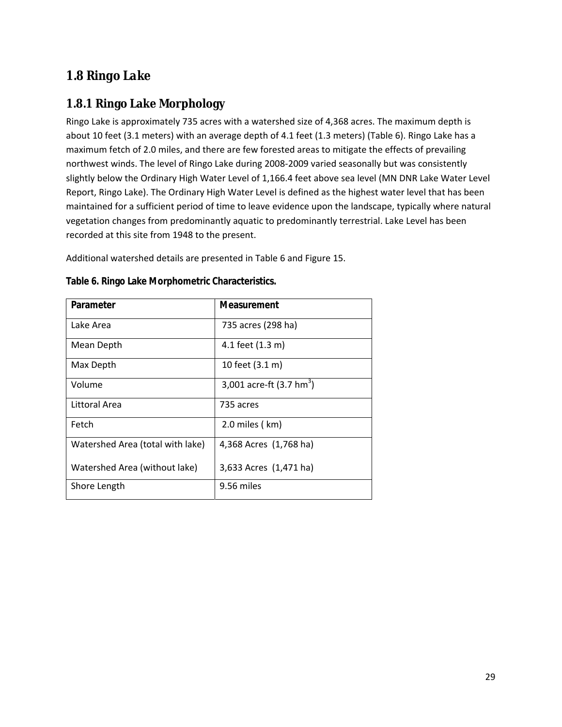## 1.8 Ringo Lake

### 1.8.1 Ringo Lake Morphology

Ringo Lake is approximately 735 acres with a watershed size of 4,368 acres. The maximum depth is about 10 feet (3.1 meters) with an average depth of 4.1 feet (1.3 meters) (Table 6). Ringo Lake has a maximum fetch of 2.0 miles, and there are few forested areas to mitigate the effects of prevailing northwest winds. The level of Ringo Lake during 2008-2009 varied seasonally but was consistently slightly below the Ordinary High Water Level of 1,166.4 feet above sea level (MN DNR Lake Water Level Report, Ringo Lake). The Ordinary High Water Level is defined as the highest water level that has been maintained for a sufficient period of time to leave evidence upon the landscape, typically where natural vegetation changes from predominantly aquatic to predominantly terrestrial. Lake Level has been recorded at this site from 1948 to the present.

Additional watershed details are presented in Table 6 and Figure 15.

**Table 6. Ringo Lake Morphometric Characteristics.**

| Parameter | Measurement |
|---|---|
| Lake Area | 735 acres (298 ha) |
| Mean Depth | 4.1 feet (1.3 m) |
| Max Depth | 10 feet (3.1 m) |
| Volume | 3,001 acre-ft (3.7 $hm^3$) |
| Littoral Area | 735 acres |
| Fetch | 2.0 miles ( km) |
| Watershed Area (total with lake) | 4,368 Acres (1,768 ha) |
| Watershed Area (without lake) | 3,633 Acres (1,471 ha) |
| Shore Length | 9.56 miles |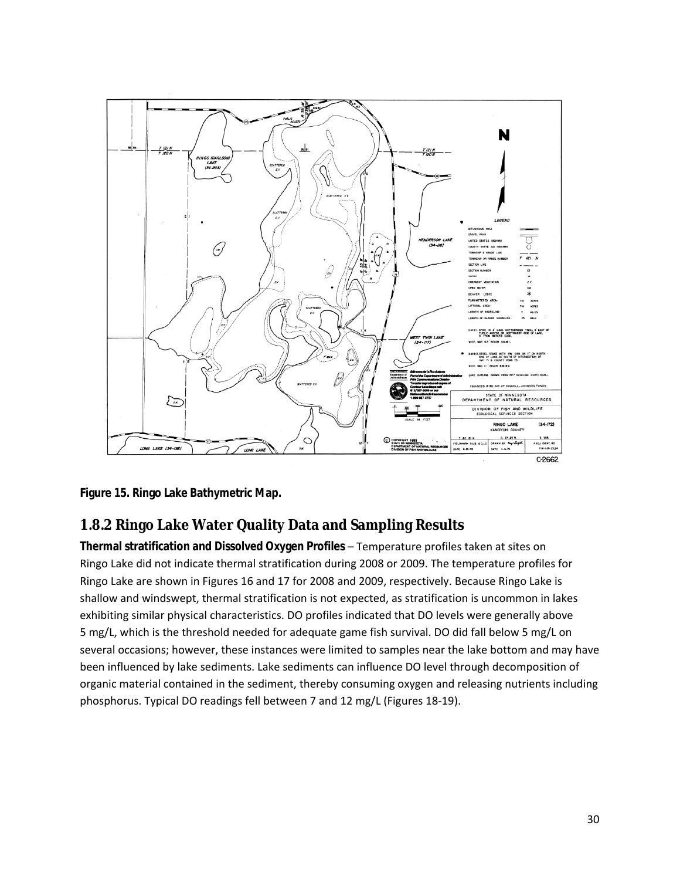**Figure 15. Ringo Lake Bathymetric Map.**

## 1.8.2 Ringo Lake Water Quality Data and Sampling Results

**Thermal stratification and Dissolved Oxygen Profiles** – Temperature profiles taken at sites on Ringo Lake did not indicate thermal stratification during 2008 or 2009. The temperature profiles for Ringo Lake are shown in Figures 16 and 17 for 2008 and 2009, respectively. Because Ringo Lake is shallow and windswept, thermal stratification is not expected, as stratification is uncommon in lakes exhibiting similar physical characteristics. DO profiles indicated that DO levels were generally above 5 mg/L, which is the threshold needed for adequate game fish survival. DO did fall below 5 mg/L on several occasions; however, these instances were limited to samples near the lake bottom and may have been influenced by lake sediments. Lake sediments can influence DO level through decomposition of organic material contained in the sediment, thereby consuming oxygen and releasing nutrients including phosphorus. Typical DO readings fell between 7 and 12 mg/L (Figures 18-19).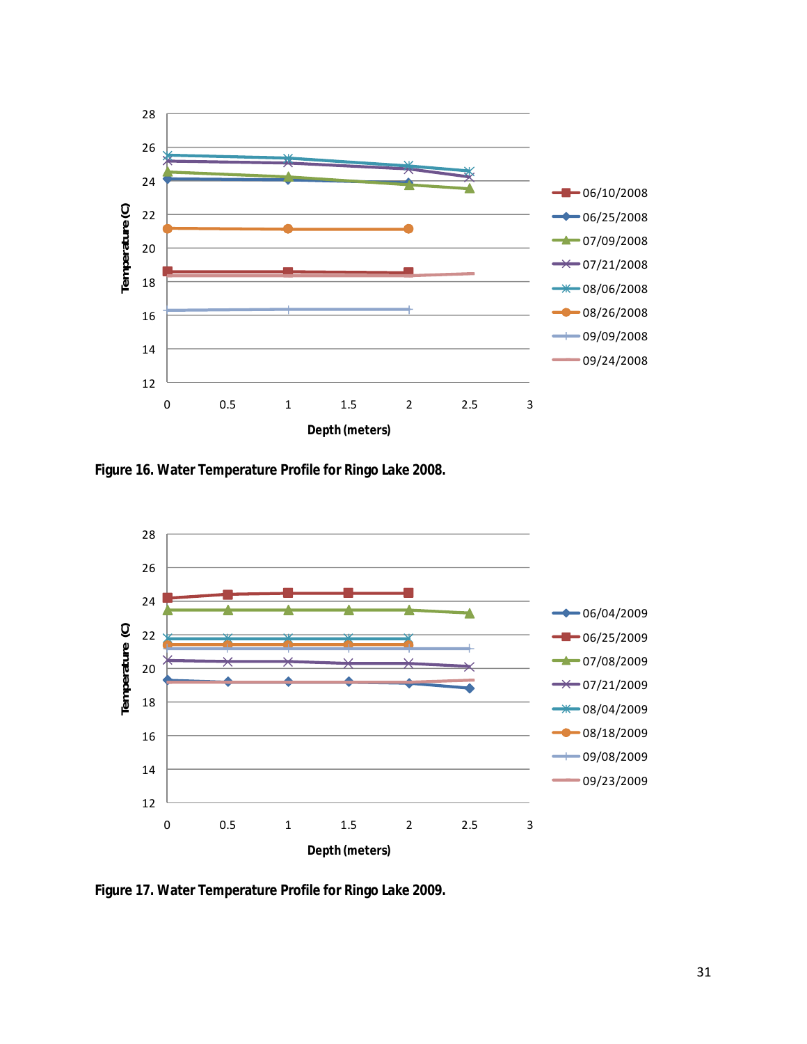Figure 16. Water Temperature Profile for Ringo Lake 2008.

Figure 17. Water Temperature Profile for Ringo Lake 2009.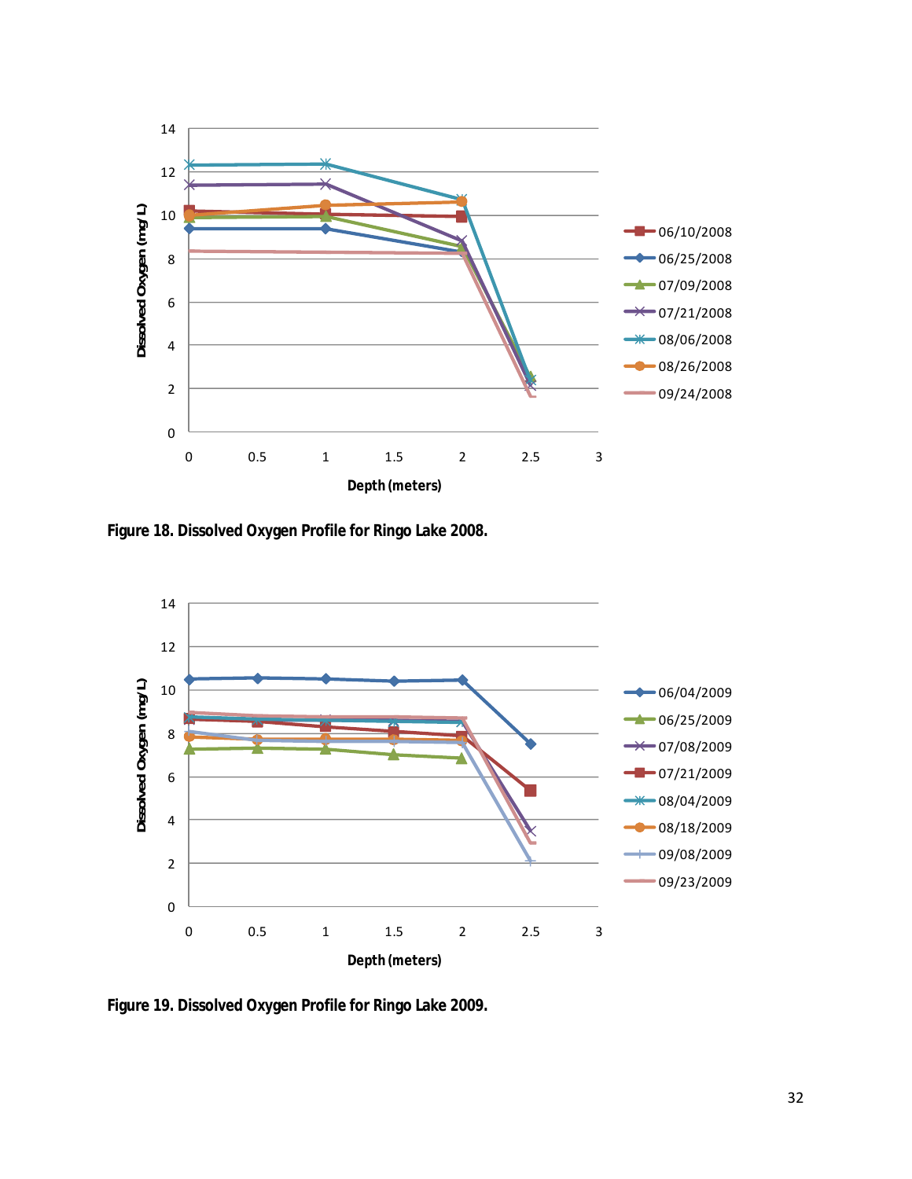**Figure 18. Dissolved Oxygen Profile for Ringo Lake 2008.**

**Figure 19. Dissolved Oxygen Profile for Ringo Lake 2009.**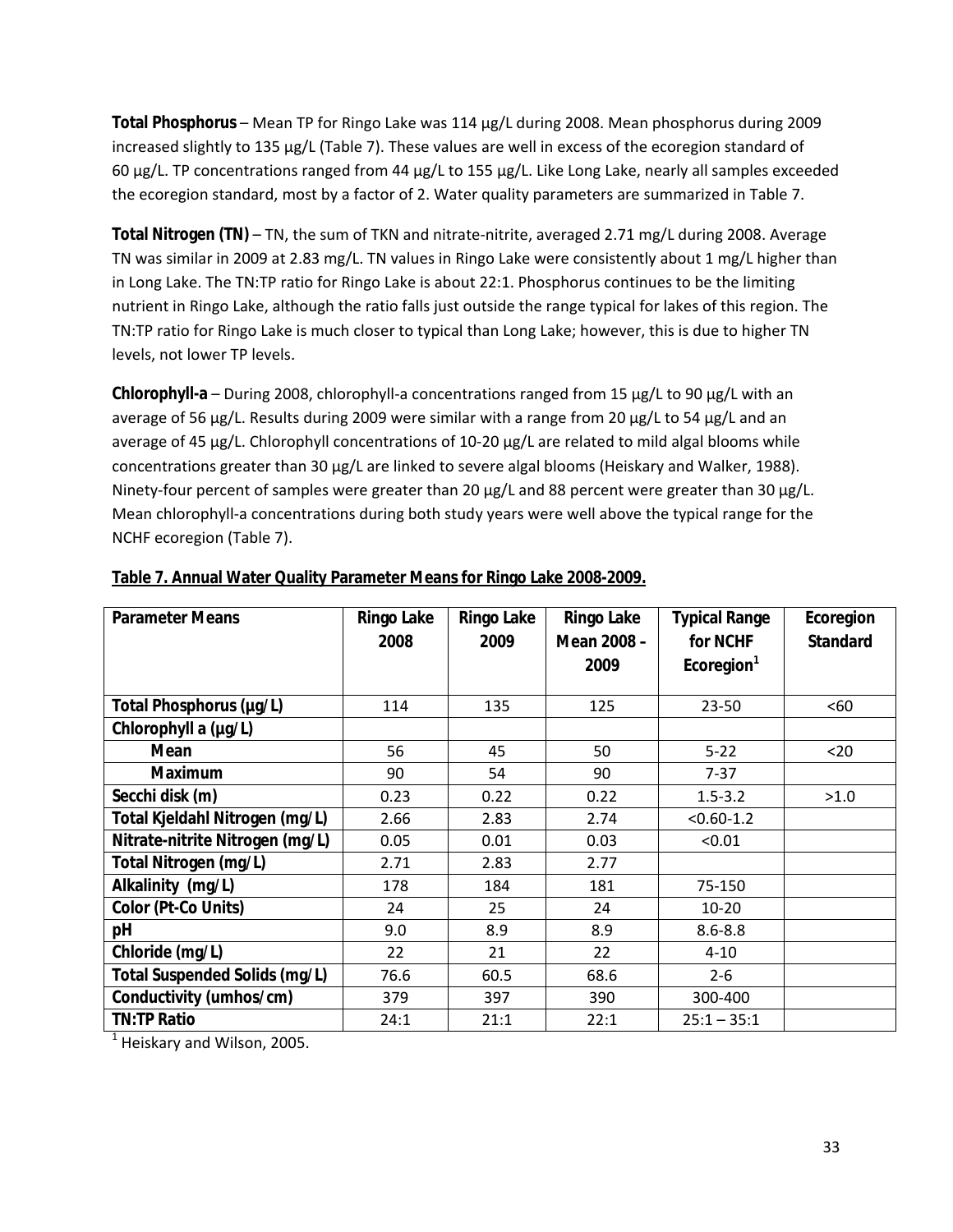**Total Phosphorus** – Mean TP for Ringo Lake was 114 µg/L during 2008. Mean phosphorus during 2009 increased slightly to 135 µg/L (Table 7). These values are well in excess of the ecoregion standard of 60 µg/L. TP concentrations ranged from 44 µg/L to 155 µg/L. Like Long Lake, nearly all samples exceeded the ecoregion standard, most by a factor of 2. Water quality parameters are summarized in Table 7.

**Total Nitrogen (TN)** – TN, the sum of TKN and nitrate-nitrite, averaged 2.71 mg/L during 2008. Average TN was similar in 2009 at 2.83 mg/L. TN values in Ringo Lake were consistently about 1 mg/L higher than in Long Lake. The TN:TP ratio for Ringo Lake is about 22:1. Phosphorus continues to be the limiting nutrient in Ringo Lake, although the ratio falls just outside the range typical for lakes of this region. The TN:TP ratio for Ringo Lake is much closer to typical than Long Lake; however, this is due to higher TN levels, not lower TP levels.

**Chlorophyll-a** – During 2008, chlorophyll-a concentrations ranged from 15 µg/L to 90 µg/L with an average of 56 µg/L. Results during 2009 were similar with a range from 20 µg/L to 54 µg/L and an average of 45 µg/L. Chlorophyll concentrations of 10-20 µg/L are related to mild algal blooms while concentrations greater than 30 µg/L are linked to severe algal blooms (Heiskary and Walker, 1988). Ninety-four percent of samples were greater than 20 µg/L and 88 percent were greater than 30 µg/L. Mean chlorophyll-a concentrations during both study years were well above the typical range for the NCHF ecoregion (Table 7).

**Table 7. Annual Water Quality Parameter Means for Ringo Lake 2008-2009.**

| Parameter Means | Ringo Lake 2008 | Ringo Lake 2009 | Ringo Lake Mean 2008 – 2009 | Typical Range for NCHF Ecoregion[1] | Ecoregion Standard |
|---|---|---|---|---|---|
| Total Phosphorus (µg/L) | 114 | 135 | 125 | 23-50 | <60 |
| Chlorophyll a (µg/L) | | | | | |
| Mean | 56 | 45 | 50 | 5-22 | <20 |
| Maximum | 90 | 54 | 90 | 7-37 | |
| Secchi disk (m) | 0.23 | 0.22 | 0.22 | 1.5-3.2 | >1.0 |
| Total Kjeldahl Nitrogen (mg/L) | 2.66 | 2.83 | 2.74 | <0.60-1.2 | |
| Nitrate-nitrite Nitrogen (mg/L) | 0.05 | 0.01 | 0.03 | <0.01 | |
| Total Nitrogen (mg/L) | 2.71 | 2.83 | 2.77 | | |
| Alkalinity (mg/L) | 178 | 184 | 181 | 75-150 | |
| Color (Pt-Co Units) | 24 | 25 | 24 | 10-20 | |
| pH | 9.0 | 8.9 | 8.9 | 8.6-8.8 | |
| Chloride (mg/L) | 22 | 21 | 22 | 4-10 | |
| Total Suspended Solids (mg/L) | 76.6 | 60.5 | 68.6 | 2-6 | |
| Conductivity (umhos/cm) | 379 | 397 | 390 | 300-400 | |
| TN:TP Ratio | 24:1 | 21:1 | 22:1 | 25:1 – 35:1 | |

[1] Heiskary and Wilson, 2005.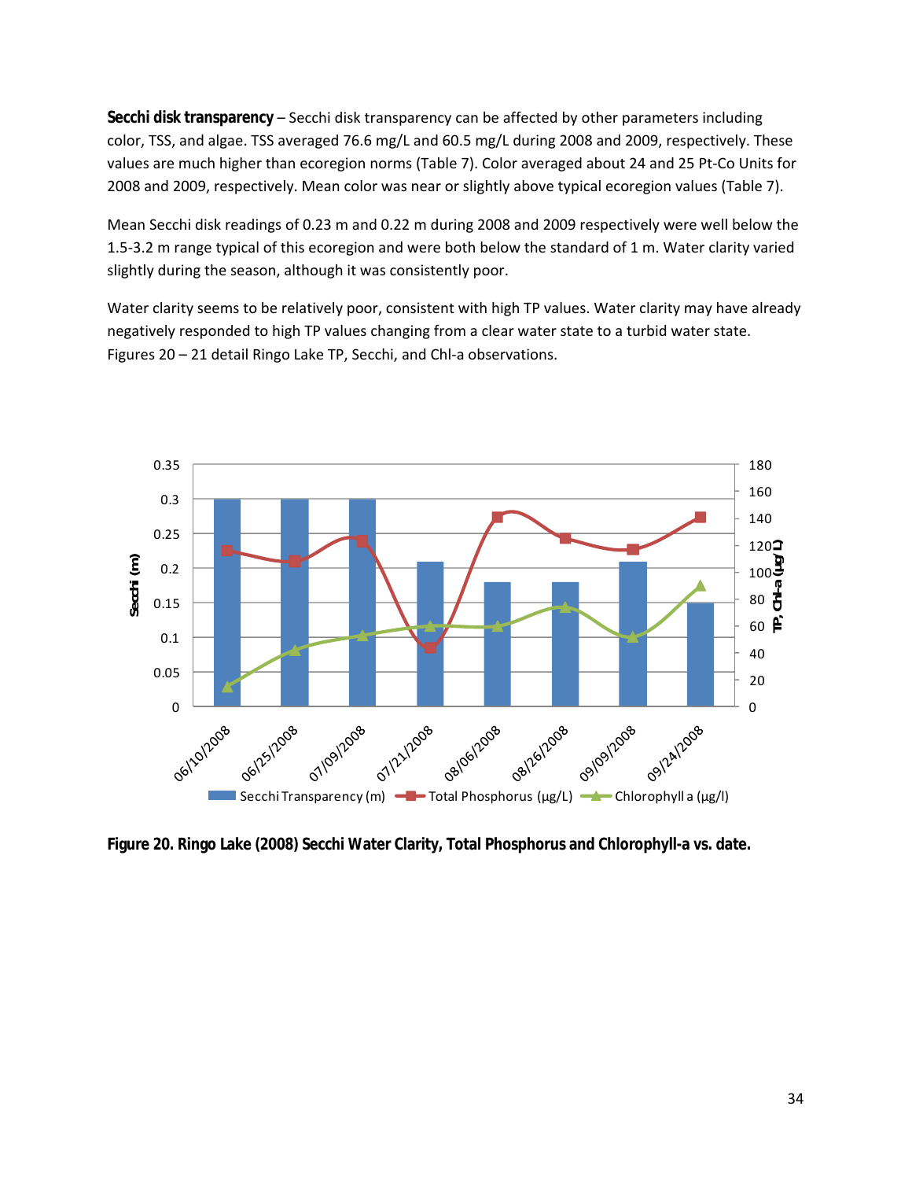**Secchi disk transparency** – Secchi disk transparency can be affected by other parameters including color, TSS, and algae. TSS averaged 76.6 mg/L and 60.5 mg/L during 2008 and 2009, respectively. These values are much higher than ecoregion norms (Table 7). Color averaged about 24 and 25 Pt-Co Units for 2008 and 2009, respectively. Mean color was near or slightly above typical ecoregion values (Table 7).

Mean Secchi disk readings of 0.23 m and 0.22 m during 2008 and 2009 respectively were well below the 1.5-3.2 m range typical of this ecoregion and were both below the standard of 1 m. Water clarity varied slightly during the season, although it was consistently poor.

Water clarity seems to be relatively poor, consistent with high TP values. Water clarity may have already negatively responded to high TP values changing from a clear water state to a turbid water state. Figures 20 – 21 detail Ringo Lake TP, Secchi, and Chl-a observations.

**Figure 20. Ringo Lake (2008) Secchi Water Clarity, Total Phosphorus and Chlorophyll-a vs. date.**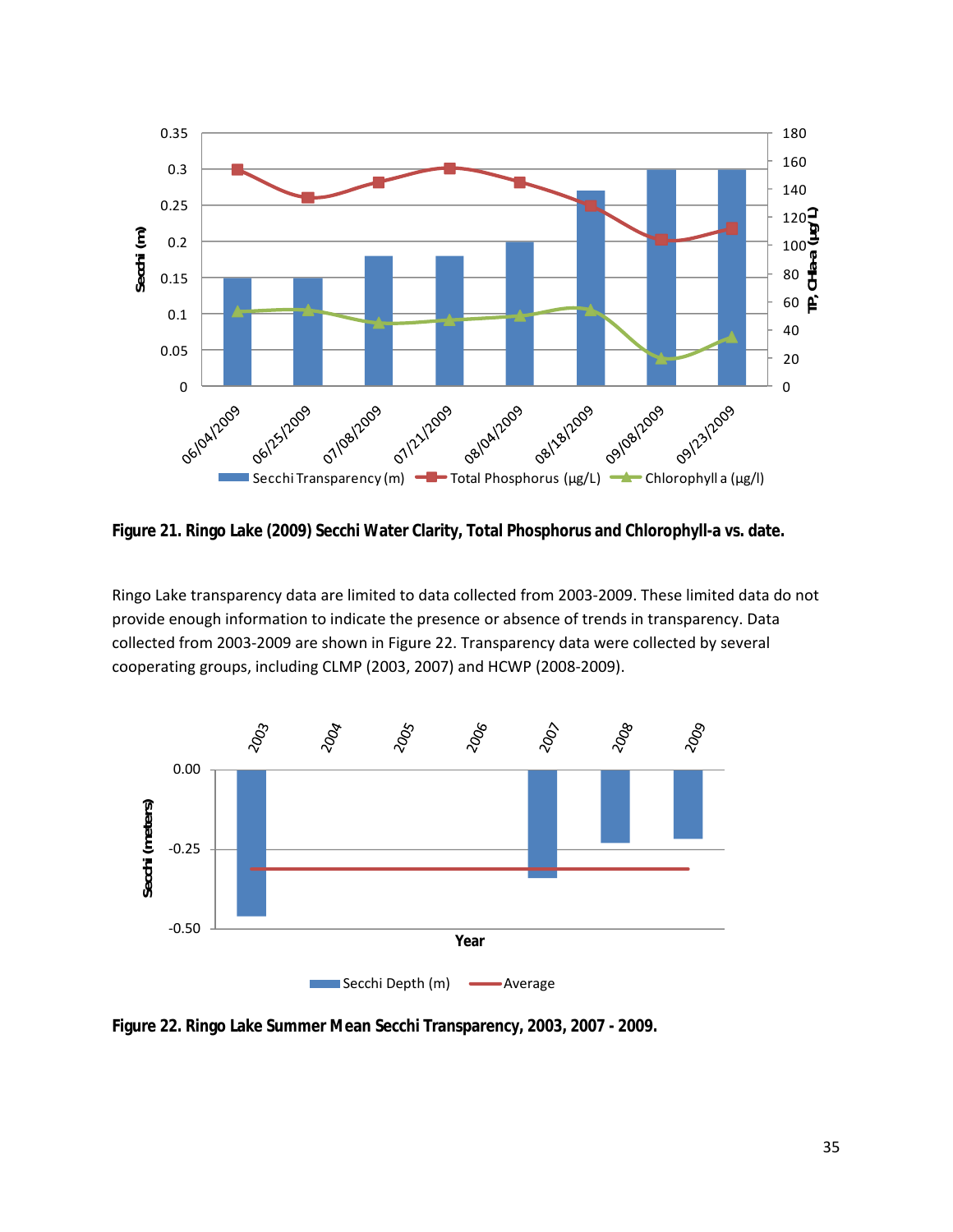**Figure 21. Ringo Lake (2009) Secchi Water Clarity, Total Phosphorus and Chlorophyll-a vs. date.**

Ringo Lake transparency data are limited to data collected from 2003-2009. These limited data do not provide enough information to indicate the presence or absence of trends in transparency. Data collected from 2003-2009 are shown in Figure 22. Transparency data were collected by several cooperating groups, including CLMP (2003, 2007) and HCWP (2008-2009).

**Figure 22. Ringo Lake Summer Mean Secchi Transparency, 2003, 2007 - 2009.**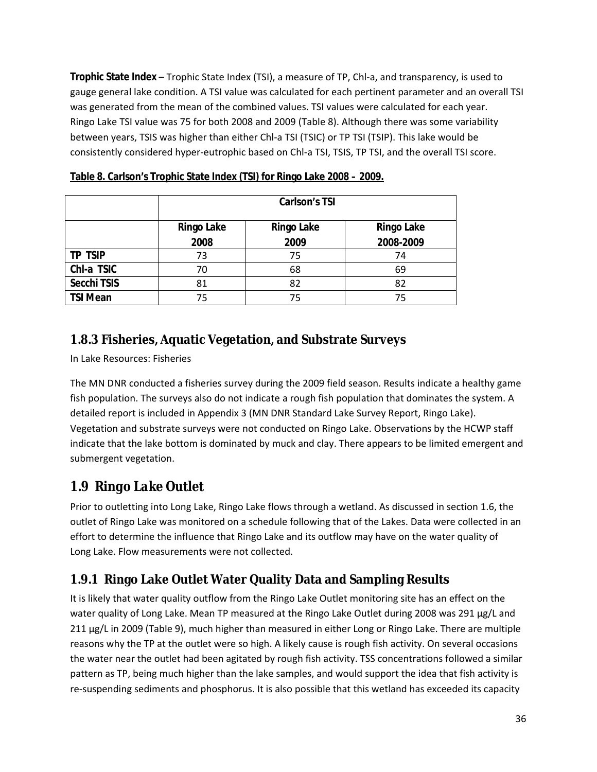**Trophic State Index** – Trophic State Index (TSI), a measure of TP, Chl-a, and transparency, is used to gauge general lake condition. A TSI value was calculated for each pertinent parameter and an overall TSI was generated from the mean of the combined values. TSI values were calculated for each year. Ringo Lake TSI value was 75 for both 2008 and 2009 (Table 8). Although there was some variability between years, TSIS was higher than either Chl-a TSI (TSIC) or TP TSI (TSIP). This lake would be consistently considered hyper-eutrophic based on Chl-a TSI, TSIS, TP TSI, and the overall TSI score.

**Table 8. Carlson's Trophic State Index (TSI) for Ringo Lake 2008 – 2009.**

| | Carlson's TSI | | |
|---|---|---|---|
| | **Ringo Lake 2008** | **Ringo Lake 2009** | **Ringo Lake 2008-2009** |
| **TP TSIP** | 73 | 75 | 74 |
| **Chl-a TSIC** | 70 | 68 | 69 |
| **Secchi TSIS** | 81 | 82 | 82 |
| **TSI Mean** | 75 | 75 | 75 |

### 1.8.3 Fisheries, Aquatic Vegetation, and Substrate Surveys

In Lake Resources: Fisheries

The MN DNR conducted a fisheries survey during the 2009 field season. Results indicate a healthy game fish population. The surveys also do not indicate a rough fish population that dominates the system. A detailed report is included in Appendix 3 (MN DNR Standard Lake Survey Report, Ringo Lake). Vegetation and substrate surveys were not conducted on Ringo Lake. Observations by the HCWP staff indicate that the lake bottom is dominated by muck and clay. There appears to be limited emergent and submergent vegetation.

## 1.9 Ringo Lake Outlet

Prior to outletting into Long Lake, Ringo Lake flows through a wetland. As discussed in section 1.6, the outlet of Ringo Lake was monitored on a schedule following that of the Lakes. Data were collected in an effort to determine the influence that Ringo Lake and its outflow may have on the water quality of Long Lake. Flow measurements were not collected.

### 1.9.1 Ringo Lake Outlet Water Quality Data and Sampling Results

It is likely that water quality outflow from the Ringo Lake Outlet monitoring site has an effect on the water quality of Long Lake. Mean TP measured at the Ringo Lake Outlet during 2008 was 291 µg/L and 211 µg/L in 2009 (Table 9), much higher than measured in either Long or Ringo Lake. There are multiple reasons why the TP at the outlet were so high. A likely cause is rough fish activity. On several occasions the water near the outlet had been agitated by rough fish activity. TSS concentrations followed a similar pattern as TP, being much higher than the lake samples, and would support the idea that fish activity is re-suspending sediments and phosphorus. It is also possible that this wetland has exceeded its capacity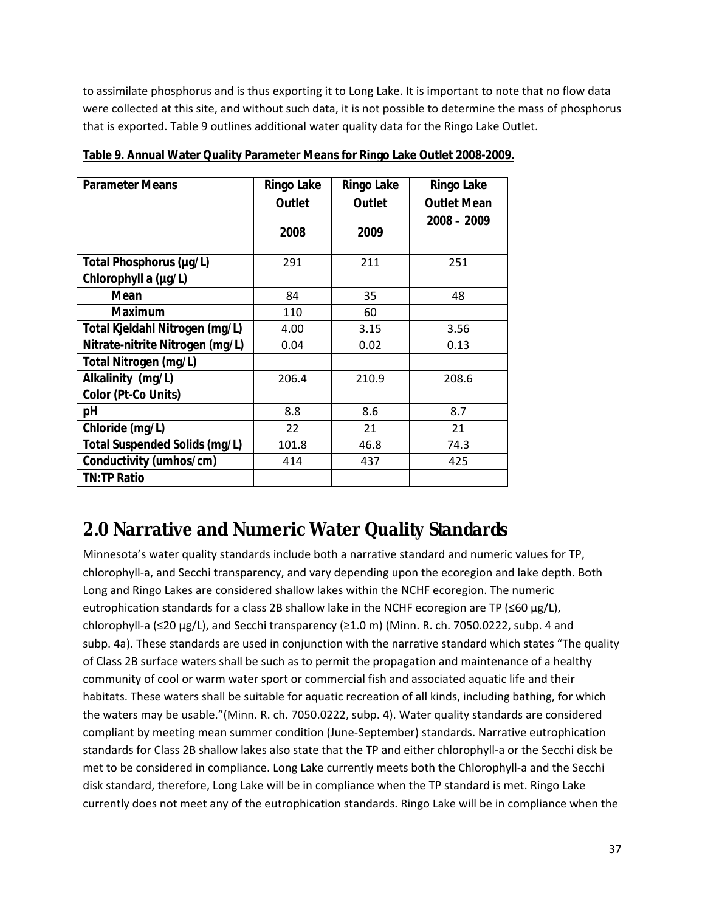to assimilate phosphorus and is thus exporting it to Long Lake. It is important to note that no flow data were collected at this site, and without such data, it is not possible to determine the mass of phosphorus that is exported. Table 9 outlines additional water quality data for the Ringo Lake Outlet.

**Table 9. Annual Water Quality Parameter Means for Ringo Lake Outlet 2008-2009.**

| Parameter Means | Ringo Lake Outlet 2008 | Ringo Lake Outlet 2009 | Ringo Lake Outlet Mean 2008 – 2009 |
|---|---|---|---|
| Total Phosphorus (µg/L) | 291 | 211 | 251 |
| Chlorophyll a (µg/L) | | | |
| Mean | 84 | 35 | 48 |
| Maximum | 110 | 60 | |
| Total Kjeldahl Nitrogen (mg/L) | 4.00 | 3.15 | 3.56 |
| Nitrate-nitrite Nitrogen (mg/L) | 0.04 | 0.02 | 0.13 |
| Total Nitrogen (mg/L) | | | |
| Alkalinity (mg/L) | 206.4 | 210.9 | 208.6 |
| Color (Pt-Co Units) | | | |
| pH | 8.8 | 8.6 | 8.7 |
| Chloride (mg/L) | 22 | 21 | 21 |
| Total Suspended Solids (mg/L) | 101.8 | 46.8 | 74.3 |
| Conductivity (umhos/cm) | 414 | 437 | 425 |
| TN:TP Ratio | | | |

## 2.0 Narrative and Numeric Water Quality Standards

Minnesota's water quality standards include both a narrative standard and numeric values for TP, chlorophyll-a, and Secchi transparency, and vary depending upon the ecoregion and lake depth. Both Long and Ringo Lakes are considered shallow lakes within the NCHF ecoregion. The numeric eutrophication standards for a class 2B shallow lake in the NCHF ecoregion are TP (≤60 µg/L), chlorophyll-a (≤20 µg/L), and Secchi transparency (≥1.0 m) (Minn. R. ch. 7050.0222, subp. 4 and subp. 4a). These standards are used in conjunction with the narrative standard which states "The quality of Class 2B surface waters shall be such as to permit the propagation and maintenance of a healthy community of cool or warm water sport or commercial fish and associated aquatic life and their habitats. These waters shall be suitable for aquatic recreation of all kinds, including bathing, for which the waters may be usable."(Minn. R. ch. 7050.0222, subp. 4). Water quality standards are considered compliant by meeting mean summer condition (June-September) standards. Narrative eutrophication standards for Class 2B shallow lakes also state that the TP and either chlorophyll-a or the Secchi disk be met to be considered in compliance. Long Lake currently meets both the Chlorophyll-a and the Secchi disk standard, therefore, Long Lake will be in compliance when the TP standard is met. Ringo Lake currently does not meet any of the eutrophication standards. Ringo Lake will be in compliance when the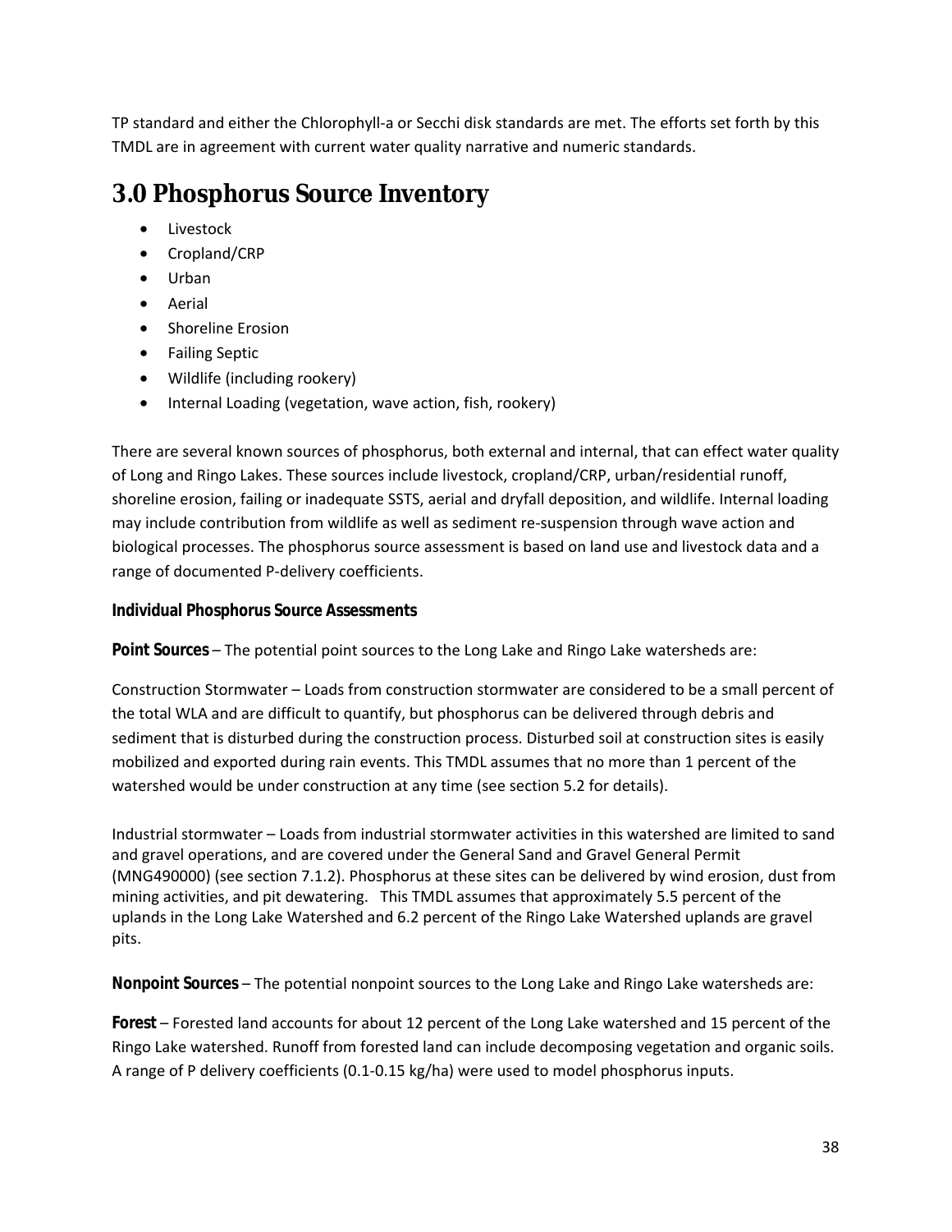TP standard and either the Chlorophyll-a or Secchi disk standards are met. The efforts set forth by this TMDL are in agreement with current water quality narrative and numeric standards.

# 3.0 Phosphorus Source Inventory

- Livestock
- Cropland/CRP
- Urban
- Aerial
- Shoreline Erosion
- Failing Septic
- Wildlife (including rookery)
- Internal Loading (vegetation, wave action, fish, rookery)

There are several known sources of phosphorus, both external and internal, that can effect water quality of Long and Ringo Lakes. These sources include livestock, cropland/CRP, urban/residential runoff, shoreline erosion, failing or inadequate SSTS, aerial and dryfall deposition, and wildlife. Internal loading may include contribution from wildlife as well as sediment re-suspension through wave action and biological processes. The phosphorus source assessment is based on land use and livestock data and a range of documented P-delivery coefficients.

**Individual Phosphorus Source Assessments**

**Point Sources** – The potential point sources to the Long Lake and Ringo Lake watersheds are:

Construction Stormwater – Loads from construction stormwater are considered to be a small percent of the total WLA and are difficult to quantify, but phosphorus can be delivered through debris and sediment that is disturbed during the construction process. Disturbed soil at construction sites is easily mobilized and exported during rain events. This TMDL assumes that no more than 1 percent of the watershed would be under construction at any time (see section 5.2 for details).

Industrial stormwater – Loads from industrial stormwater activities in this watershed are limited to sand and gravel operations, and are covered under the General Sand and Gravel General Permit (MNG490000) (see section 7.1.2). Phosphorus at these sites can be delivered by wind erosion, dust from mining activities, and pit dewatering. This TMDL assumes that approximately 5.5 percent of the uplands in the Long Lake Watershed and 6.2 percent of the Ringo Lake Watershed uplands are gravel pits.

**Nonpoint Sources** – The potential nonpoint sources to the Long Lake and Ringo Lake watersheds are:

**Forest** – Forested land accounts for about 12 percent of the Long Lake watershed and 15 percent of the Ringo Lake watershed. Runoff from forested land can include decomposing vegetation and organic soils. A range of P delivery coefficients (0.1-0.15 kg/ha) were used to model phosphorus inputs.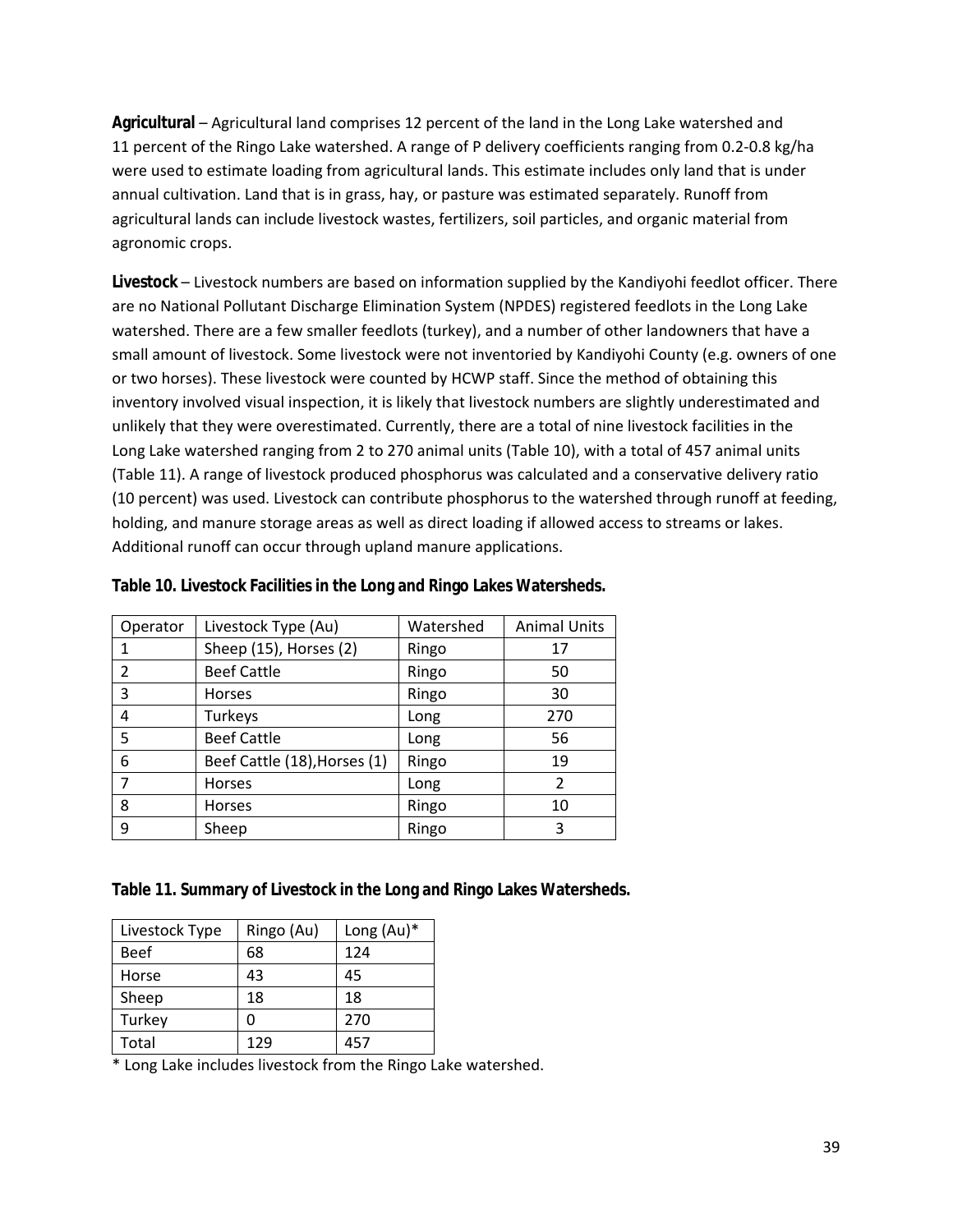**Agricultural** – Agricultural land comprises 12 percent of the land in the Long Lake watershed and 11 percent of the Ringo Lake watershed. A range of P delivery coefficients ranging from 0.2-0.8 kg/ha were used to estimate loading from agricultural lands. This estimate includes only land that is under annual cultivation. Land that is in grass, hay, or pasture was estimated separately. Runoff from agricultural lands can include livestock wastes, fertilizers, soil particles, and organic material from agronomic crops.

**Livestock** – Livestock numbers are based on information supplied by the Kandiyohi feedlot officer. There are no National Pollutant Discharge Elimination System (NPDES) registered feedlots in the Long Lake watershed. There are a few smaller feedlots (turkey), and a number of other landowners that have a small amount of livestock. Some livestock were not inventoried by Kandiyohi County (e.g. owners of one or two horses). These livestock were counted by HCWP staff. Since the method of obtaining this inventory involved visual inspection, it is likely that livestock numbers are slightly underestimated and unlikely that they were overestimated. Currently, there are a total of nine livestock facilities in the Long Lake watershed ranging from 2 to 270 animal units (Table 10), with a total of 457 animal units (Table 11). A range of livestock produced phosphorus was calculated and a conservative delivery ratio (10 percent) was used. Livestock can contribute phosphorus to the watershed through runoff at feeding, holding, and manure storage areas as well as direct loading if allowed access to streams or lakes. Additional runoff can occur through upland manure applications.

**Table 10. Livestock Facilities in the Long and Ringo Lakes Watersheds.**

| Operator | Livestock Type (Au) | Watershed | Animal Units |
|---|---|---|---|
| 1 | Sheep (15), Horses (2) | Ringo | 17 |
| 2 | Beef Cattle | Ringo | 50 |
| 3 | Horses | Ringo | 30 |
| 4 | Turkeys | Long | 270 |
| 5 | Beef Cattle | Long | 56 |
| 6 | Beef Cattle (18),Horses (1) | Ringo | 19 |
| 7 | Horses | Long | 2 |
| 8 | Horses | Ringo | 10 |
| 9 | Sheep | Ringo | 3 |

**Table 11. Summary of Livestock in the Long and Ringo Lakes Watersheds.**

| Livestock Type | Ringo (Au) | Long (Au)* |
|---|---|---|
| Beef | 68 | 124 |
| Horse | 43 | 45 |
| Sheep | 18 | 18 |
| Turkey | 0 | 270 |
| Total | 129 | 457 |

\* Long Lake includes livestock from the Ringo Lake watershed.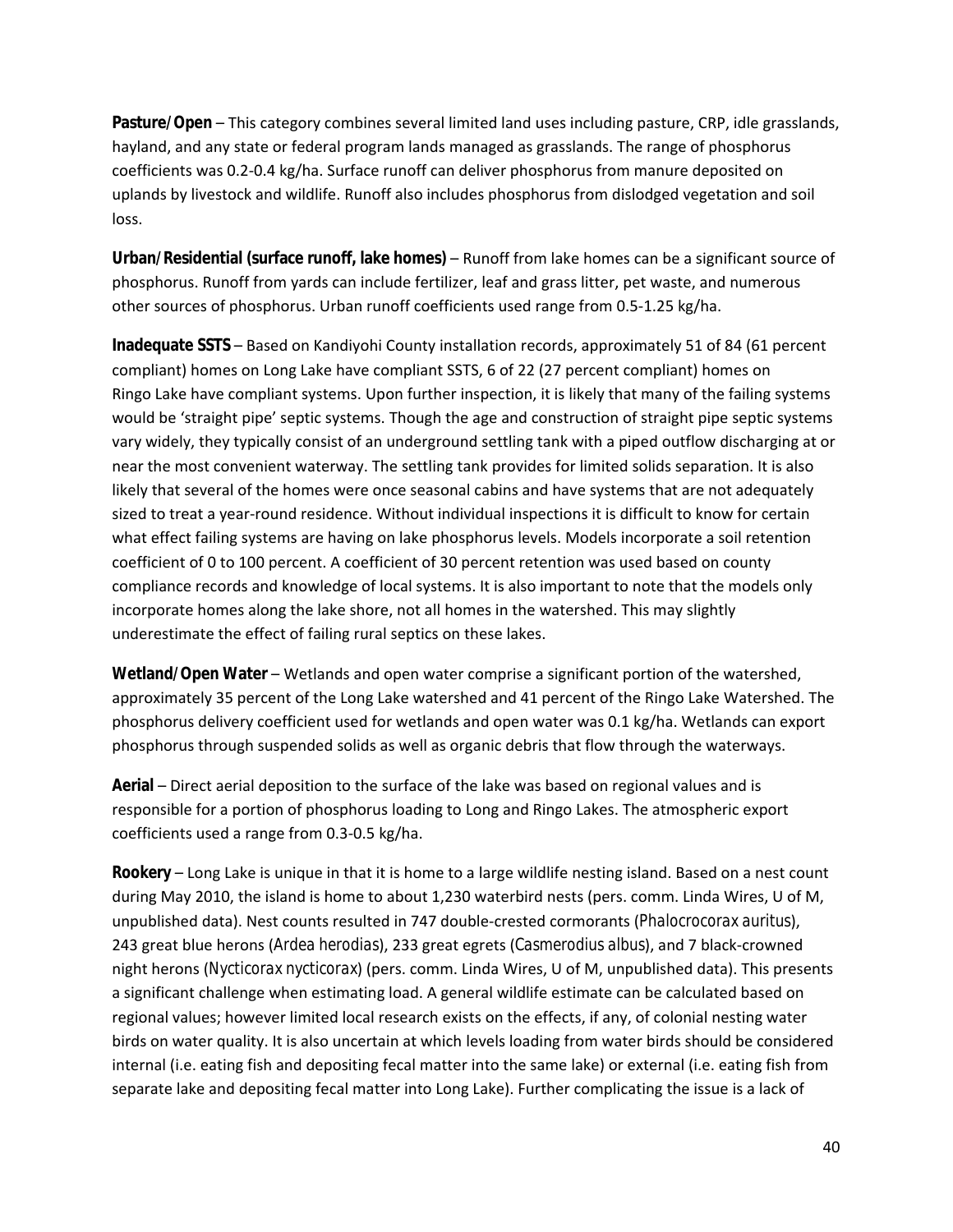**Pasture/Open** – This category combines several limited land uses including pasture, CRP, idle grasslands, hayland, and any state or federal program lands managed as grasslands. The range of phosphorus coefficients was 0.2-0.4 kg/ha. Surface runoff can deliver phosphorus from manure deposited on uplands by livestock and wildlife. Runoff also includes phosphorus from dislodged vegetation and soil loss.

**Urban/Residential (surface runoff, lake homes)** – Runoff from lake homes can be a significant source of phosphorus. Runoff from yards can include fertilizer, leaf and grass litter, pet waste, and numerous other sources of phosphorus. Urban runoff coefficients used range from 0.5-1.25 kg/ha.

**Inadequate SSTS** – Based on Kandiyohi County installation records, approximately 51 of 84 (61 percent compliant) homes on Long Lake have compliant SSTS, 6 of 22 (27 percent compliant) homes on Ringo Lake have compliant systems. Upon further inspection, it is likely that many of the failing systems would be 'straight pipe' septic systems. Though the age and construction of straight pipe septic systems vary widely, they typically consist of an underground settling tank with a piped outflow discharging at or near the most convenient waterway. The settling tank provides for limited solids separation. It is also likely that several of the homes were once seasonal cabins and have systems that are not adequately sized to treat a year-round residence. Without individual inspections it is difficult to know for certain what effect failing systems are having on lake phosphorus levels. Models incorporate a soil retention coefficient of 0 to 100 percent. A coefficient of 30 percent retention was used based on county compliance records and knowledge of local systems. It is also important to note that the models only incorporate homes along the lake shore, not all homes in the watershed. This may slightly underestimate the effect of failing rural septics on these lakes.

**Wetland/Open Water** – Wetlands and open water comprise a significant portion of the watershed, approximately 35 percent of the Long Lake watershed and 41 percent of the Ringo Lake Watershed. The phosphorus delivery coefficient used for wetlands and open water was 0.1 kg/ha. Wetlands can export phosphorus through suspended solids as well as organic debris that flow through the waterways.

**Aerial** – Direct aerial deposition to the surface of the lake was based on regional values and is responsible for a portion of phosphorus loading to Long and Ringo Lakes. The atmospheric export coefficients used a range from 0.3-0.5 kg/ha.

**Rookery** – Long Lake is unique in that it is home to a large wildlife nesting island. Based on a nest count during May 2010, the island is home to about 1,230 waterbird nests (pers. comm. Linda Wires, U of M, unpublished data). Nest counts resulted in 747 double-crested cormorants (*Phalocrocorax auritus*), 243 great blue herons (*Ardea herodias*), 233 great egrets (*Casmerodius albus*), and 7 black-crowned night herons (*Nycticorax nycticorax*) (pers. comm. Linda Wires, U of M, unpublished data). This presents a significant challenge when estimating load. A general wildlife estimate can be calculated based on regional values; however limited local research exists on the effects, if any, of colonial nesting water birds on water quality. It is also uncertain at which levels loading from water birds should be considered internal (i.e. eating fish and depositing fecal matter into the same lake) or external (i.e. eating fish from separate lake and depositing fecal matter into Long Lake). Further complicating the issue is a lack of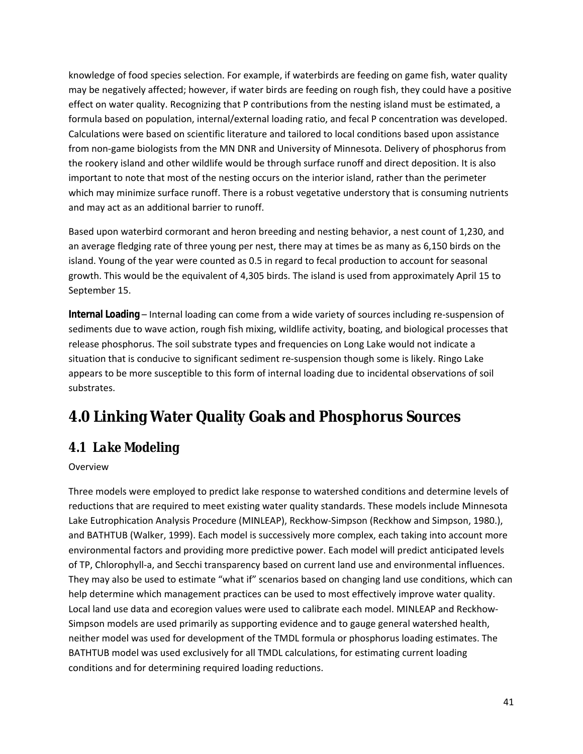knowledge of food species selection. For example, if waterbirds are feeding on game fish, water quality may be negatively affected; however, if water birds are feeding on rough fish, they could have a positive effect on water quality. Recognizing that P contributions from the nesting island must be estimated, a formula based on population, internal/external loading ratio, and fecal P concentration was developed. Calculations were based on scientific literature and tailored to local conditions based upon assistance from non-game biologists from the MN DNR and University of Minnesota. Delivery of phosphorus from the rookery island and other wildlife would be through surface runoff and direct deposition. It is also important to note that most of the nesting occurs on the interior island, rather than the perimeter which may minimize surface runoff. There is a robust vegetative understory that is consuming nutrients and may act as an additional barrier to runoff.

Based upon waterbird cormorant and heron breeding and nesting behavior, a nest count of 1,230, and an average fledging rate of three young per nest, there may at times be as many as 6,150 birds on the island. Young of the year were counted as 0.5 in regard to fecal production to account for seasonal growth. This would be the equivalent of 4,305 birds. The island is used from approximately April 15 to September 15.

**Internal Loading** – Internal loading can come from a wide variety of sources including re-suspension of sediments due to wave action, rough fish mixing, wildlife activity, boating, and biological processes that release phosphorus. The soil substrate types and frequencies on Long Lake would not indicate a situation that is conducive to significant sediment re-suspension though some is likely. Ringo Lake appears to be more susceptible to this form of internal loading due to incidental observations of soil substrates.

# 4.0 Linking Water Quality Goals and Phosphorus Sources

## 4.1 Lake Modeling

Overview

Three models were employed to predict lake response to watershed conditions and determine levels of reductions that are required to meet existing water quality standards. These models include Minnesota Lake Eutrophication Analysis Procedure (MINLEAP), Reckhow-Simpson (Reckhow and Simpson, 1980.), and BATHTUB (Walker, 1999). Each model is successively more complex, each taking into account more environmental factors and providing more predictive power. Each model will predict anticipated levels of TP, Chlorophyll-a, and Secchi transparency based on current land use and environmental influences. They may also be used to estimate "what if" scenarios based on changing land use conditions, which can help determine which management practices can be used to most effectively improve water quality. Local land use data and ecoregion values were used to calibrate each model. MINLEAP and Reckhow-Simpson models are used primarily as supporting evidence and to gauge general watershed health, neither model was used for development of the TMDL formula or phosphorus loading estimates. The BATHTUB model was used exclusively for all TMDL calculations, for estimating current loading conditions and for determining required loading reductions.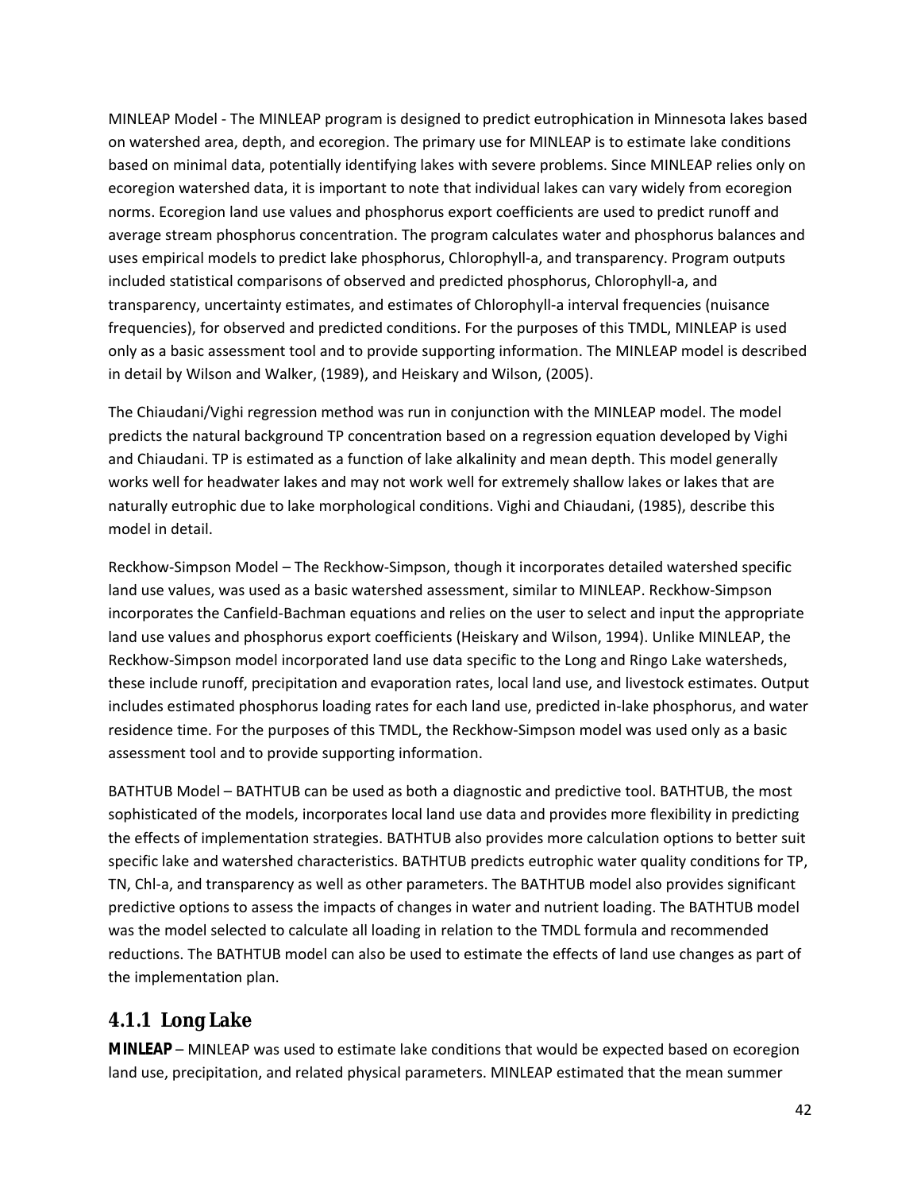MINLEAP Model - The MINLEAP program is designed to predict eutrophication in Minnesota lakes based on watershed area, depth, and ecoregion. The primary use for MINLEAP is to estimate lake conditions based on minimal data, potentially identifying lakes with severe problems. Since MINLEAP relies only on ecoregion watershed data, it is important to note that individual lakes can vary widely from ecoregion norms. Ecoregion land use values and phosphorus export coefficients are used to predict runoff and average stream phosphorus concentration. The program calculates water and phosphorus balances and uses empirical models to predict lake phosphorus, Chlorophyll-a, and transparency. Program outputs included statistical comparisons of observed and predicted phosphorus, Chlorophyll-a, and transparency, uncertainty estimates, and estimates of Chlorophyll-a interval frequencies (nuisance frequencies), for observed and predicted conditions. For the purposes of this TMDL, MINLEAP is used only as a basic assessment tool and to provide supporting information. The MINLEAP model is described in detail by Wilson and Walker, (1989), and Heiskary and Wilson, (2005).

The Chiaudani/Vighi regression method was run in conjunction with the MINLEAP model. The model predicts the natural background TP concentration based on a regression equation developed by Vighi and Chiaudani. TP is estimated as a function of lake alkalinity and mean depth. This model generally works well for headwater lakes and may not work well for extremely shallow lakes or lakes that are naturally eutrophic due to lake morphological conditions. Vighi and Chiaudani, (1985), describe this model in detail.

Reckhow-Simpson Model – The Reckhow-Simpson, though it incorporates detailed watershed specific land use values, was used as a basic watershed assessment, similar to MINLEAP. Reckhow-Simpson incorporates the Canfield-Bachman equations and relies on the user to select and input the appropriate land use values and phosphorus export coefficients (Heiskary and Wilson, 1994). Unlike MINLEAP, the Reckhow-Simpson model incorporated land use data specific to the Long and Ringo Lake watersheds, these include runoff, precipitation and evaporation rates, local land use, and livestock estimates. Output includes estimated phosphorus loading rates for each land use, predicted in-lake phosphorus, and water residence time. For the purposes of this TMDL, the Reckhow-Simpson model was used only as a basic assessment tool and to provide supporting information.

BATHTUB Model – BATHTUB can be used as both a diagnostic and predictive tool. BATHTUB, the most sophisticated of the models, incorporates local land use data and provides more flexibility in predicting the effects of implementation strategies. BATHTUB also provides more calculation options to better suit specific lake and watershed characteristics. BATHTUB predicts eutrophic water quality conditions for TP, TN, Chl-a, and transparency as well as other parameters. The BATHTUB model also provides significant predictive options to assess the impacts of changes in water and nutrient loading. The BATHTUB model was the model selected to calculate all loading in relation to the TMDL formula and recommended reductions. The BATHTUB model can also be used to estimate the effects of land use changes as part of the implementation plan.

### 4.1.1 Long Lake

**MINLEAP** – MINLEAP was used to estimate lake conditions that would be expected based on ecoregion land use, precipitation, and related physical parameters. MINLEAP estimated that the mean summer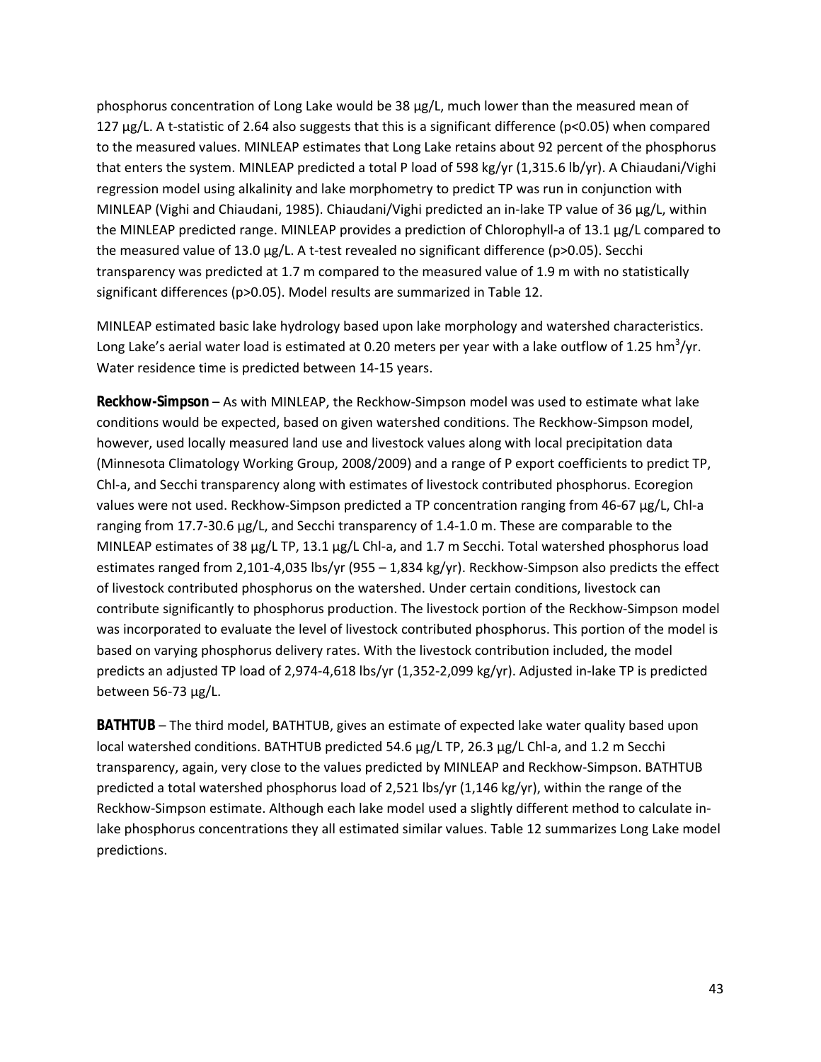phosphorus concentration of Long Lake would be 38 µg/L, much lower than the measured mean of 127 µg/L. A t-statistic of 2.64 also suggests that this is a significant difference ($p<0.05$) when compared to the measured values. MINLEAP estimates that Long Lake retains about 92 percent of the phosphorus that enters the system. MINLEAP predicted a total P load of 598 kg/yr (1,315.6 lb/yr). A Chiaudani/Vighi regression model using alkalinity and lake morphometry to predict TP was run in conjunction with MINLEAP (Vighi and Chiaudani, 1985). Chiaudani/Vighi predicted an in-lake TP value of 36 µg/L, within the MINLEAP predicted range. MINLEAP provides a prediction of Chlorophyll-a of 13.1 µg/L compared to the measured value of 13.0 µg/L. A t-test revealed no significant difference ($p>0.05$). Secchi transparency was predicted at 1.7 m compared to the measured value of 1.9 m with no statistically significant differences ($p>0.05$). Model results are summarized in Table 12.

MINLEAP estimated basic lake hydrology based upon lake morphology and watershed characteristics. Long Lake's aerial water load is estimated at 0.20 meters per year with a lake outflow of 1.25 $hm^3$/yr. Water residence time is predicted between 14-15 years.

**Reckhow-Simpson** – As with MINLEAP, the Reckhow-Simpson model was used to estimate what lake conditions would be expected, based on given watershed conditions. The Reckhow-Simpson model, however, used locally measured land use and livestock values along with local precipitation data (Minnesota Climatology Working Group, 2008/2009) and a range of P export coefficients to predict TP, Chl-a, and Secchi transparency along with estimates of livestock contributed phosphorus. Ecoregion values were not used. Reckhow-Simpson predicted a TP concentration ranging from 46-67 µg/L, Chl-a ranging from 17.7-30.6 µg/L, and Secchi transparency of 1.4-1.0 m. These are comparable to the MINLEAP estimates of 38 µg/L TP, 13.1 µg/L Chl-a, and 1.7 m Secchi. Total watershed phosphorus load estimates ranged from 2,101-4,035 lbs/yr (955 – 1,834 kg/yr). Reckhow-Simpson also predicts the effect of livestock contributed phosphorus on the watershed. Under certain conditions, livestock can contribute significantly to phosphorus production. The livestock portion of the Reckhow-Simpson model was incorporated to evaluate the level of livestock contributed phosphorus. This portion of the model is based on varying phosphorus delivery rates. With the livestock contribution included, the model predicts an adjusted TP load of 2,974-4,618 lbs/yr (1,352-2,099 kg/yr). Adjusted in-lake TP is predicted between 56-73 µg/L.

**BATHTUB** – The third model, BATHTUB, gives an estimate of expected lake water quality based upon local watershed conditions. BATHTUB predicted 54.6 µg/L TP, 26.3 µg/L Chl-a, and 1.2 m Secchi transparency, again, very close to the values predicted by MINLEAP and Reckhow-Simpson. BATHTUB predicted a total watershed phosphorus load of 2,521 lbs/yr (1,146 kg/yr), within the range of the Reckhow-Simpson estimate. Although each lake model used a slightly different method to calculate in-lake phosphorus concentrations they all estimated similar values. Table 12 summarizes Long Lake model predictions.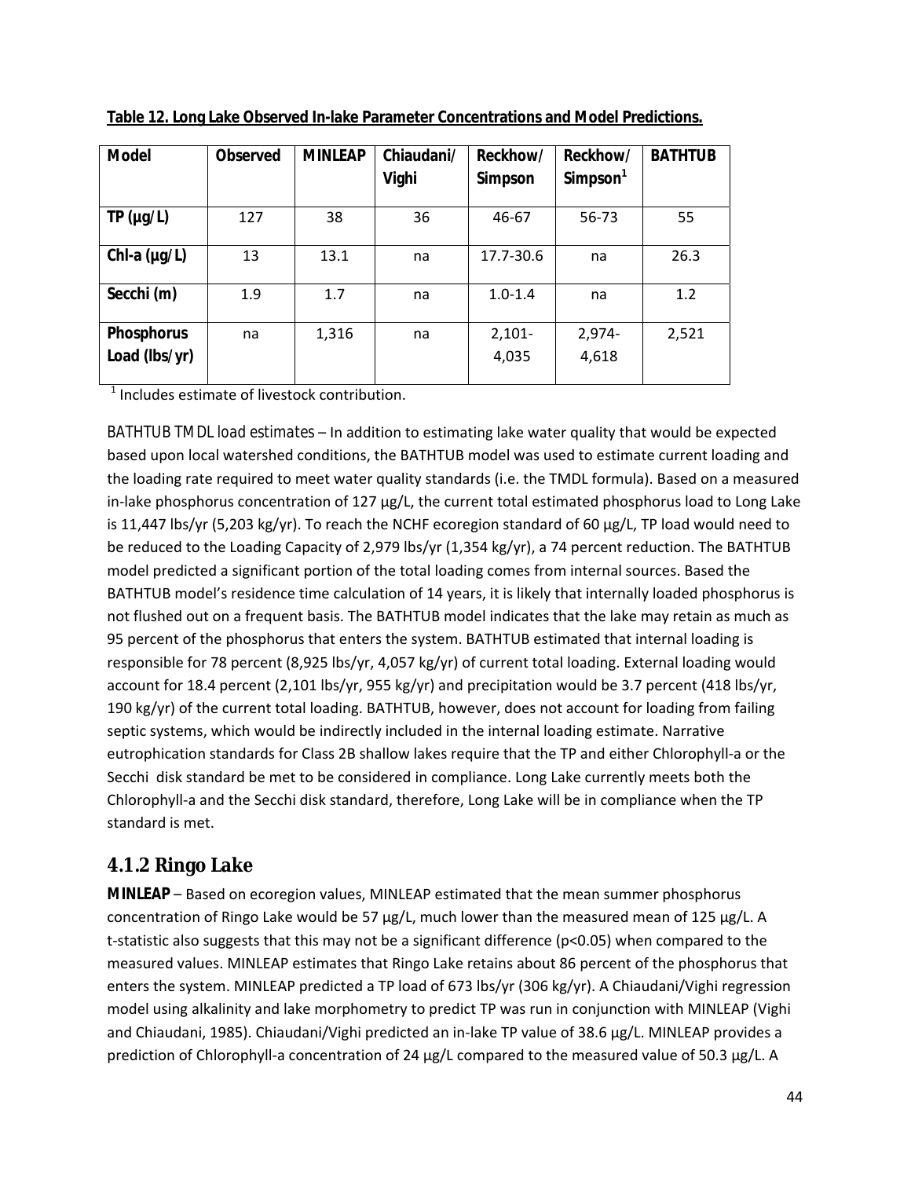**Table 12. Long Lake Observed In-lake Parameter Concentrations and Model Predictions.**

| Model | Observed | MINLEAP | Chiaudani/ Vighi | Reckhow/ Simpson | Reckhow/ Simpson[1] | BATHTUB |
|---|---|---|---|---|---|---|
| TP (µg/L) | 127 | 38 | 36 | 46-67 | 56-73 | 55 |
| Chl-a (µg/L) | 13 | 13.1 | na | 17.7-30.6 | na | 26.3 |
| Secchi (m) | 1.9 | 1.7 | na | 1.0-1.4 | na | 1.2 |
| Phosphorus Load (lbs/yr) | na | 1,316 | na | 2,101-4,035 | 2,974-4,618 | 2,521 |

[1] Includes estimate of livestock contribution.

*BATHTUB TMDL load estimates* – In addition to estimating lake water quality that would be expected based upon local watershed conditions, the BATHTUB model was used to estimate current loading and the loading rate required to meet water quality standards (i.e. the TMDL formula). Based on a measured in-lake phosphorus concentration of 127 µg/L, the current total estimated phosphorus load to Long Lake is 11,447 lbs/yr (5,203 kg/yr). To reach the NCHF ecoregion standard of 60 µg/L, TP load would need to be reduced to the Loading Capacity of 2,979 lbs/yr (1,354 kg/yr), a 74 percent reduction. The BATHTUB model predicted a significant portion of the total loading comes from internal sources. Based the BATHTUB model's residence time calculation of 14 years, it is likely that internally loaded phosphorus is not flushed out on a frequent basis. The BATHTUB model indicates that the lake may retain as much as 95 percent of the phosphorus that enters the system. BATHTUB estimated that internal loading is responsible for 78 percent (8,925 lbs/yr, 4,057 kg/yr) of current total loading. External loading would account for 18.4 percent (2,101 lbs/yr, 955 kg/yr) and precipitation would be 3.7 percent (418 lbs/yr, 190 kg/yr) of the current total loading. BATHTUB, however, does not account for loading from failing septic systems, which would be indirectly included in the internal loading estimate. Narrative eutrophication standards for Class 2B shallow lakes require that the TP and either Chlorophyll-a or the Secchi disk standard be met to be considered in compliance. Long Lake currently meets both the Chlorophyll-a and the Secchi disk standard, therefore, Long Lake will be in compliance when the TP standard is met.

## 4.1.2 Ringo Lake

**MINLEAP** – Based on ecoregion values, MINLEAP estimated that the mean summer phosphorus concentration of Ringo Lake would be 57 µg/L, much lower than the measured mean of 125 µg/L. A t-statistic also suggests that this may not be a significant difference ($p<0.05$) when compared to the measured values. MINLEAP estimates that Ringo Lake retains about 86 percent of the phosphorus that enters the system. MINLEAP predicted a TP load of 673 lbs/yr (306 kg/yr). A Chiaudani/Vighi regression model using alkalinity and lake morphometry to predict TP was run in conjunction with MINLEAP (Vighi and Chiaudani, 1985). Chiaudani/Vighi predicted an in-lake TP value of 38.6 µg/L. MINLEAP provides a prediction of Chlorophyll-a concentration of 24 µg/L compared to the measured value of 50.3 µg/L. A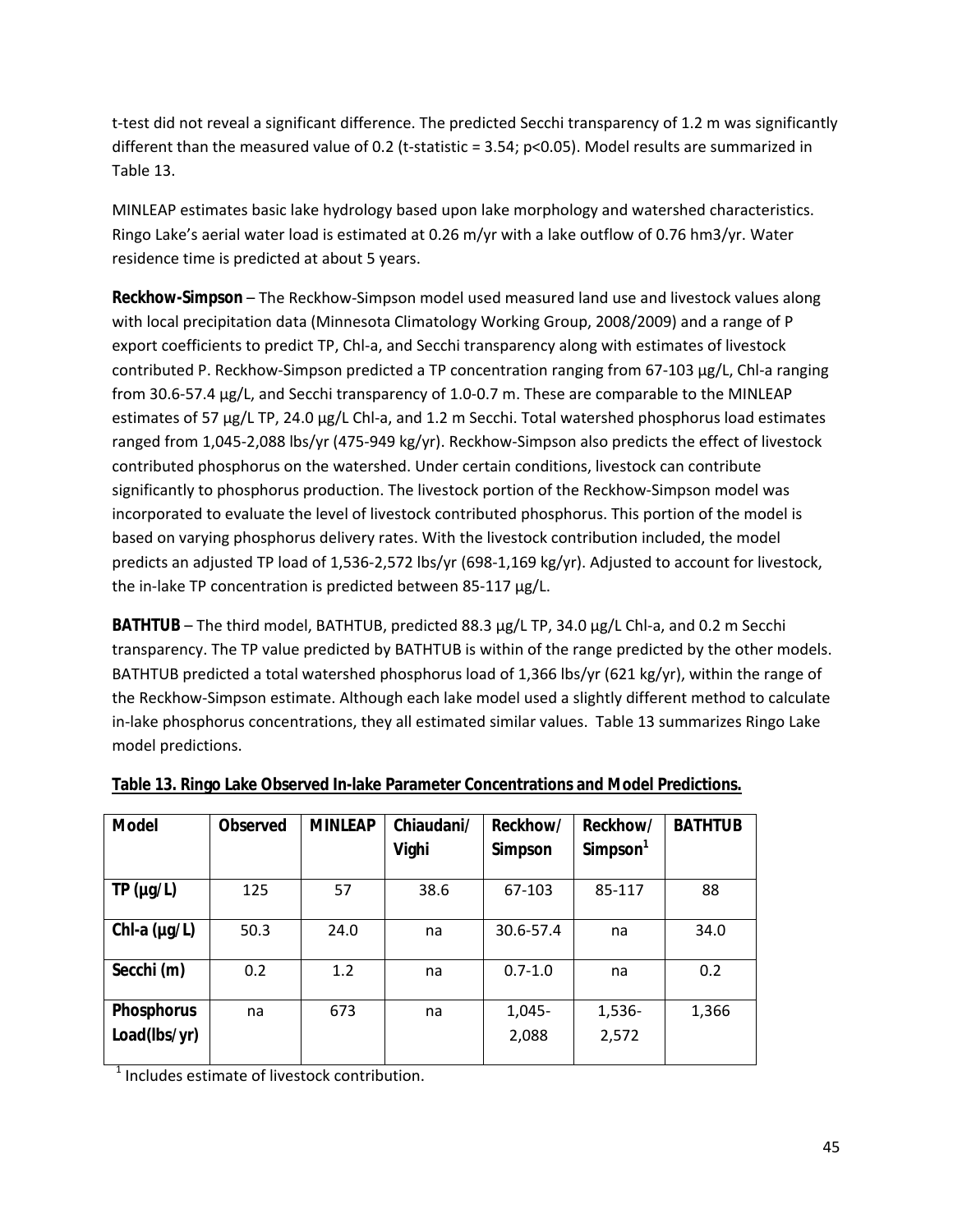t-test did not reveal a significant difference. The predicted Secchi transparency of 1.2 m was significantly different than the measured value of 0.2 (t-statistic = 3.54; $p<0.05$). Model results are summarized in Table 13.

MINLEAP estimates basic lake hydrology based upon lake morphology and watershed characteristics. Ringo Lake's aerial water load is estimated at 0.26 m/yr with a lake outflow of 0.76 hm3/yr. Water residence time is predicted at about 5 years.

**Reckhow-Simpson** – The Reckhow-Simpson model used measured land use and livestock values along with local precipitation data (Minnesota Climatology Working Group, 2008/2009) and a range of P export coefficients to predict TP, Chl-a, and Secchi transparency along with estimates of livestock contributed P. Reckhow-Simpson predicted a TP concentration ranging from 67-103 µg/L, Chl-a ranging from 30.6-57.4 µg/L, and Secchi transparency of 1.0-0.7 m. These are comparable to the MINLEAP estimates of 57 µg/L TP, 24.0 µg/L Chl-a, and 1.2 m Secchi. Total watershed phosphorus load estimates ranged from 1,045-2,088 lbs/yr (475-949 kg/yr). Reckhow-Simpson also predicts the effect of livestock contributed phosphorus on the watershed. Under certain conditions, livestock can contribute significantly to phosphorus production. The livestock portion of the Reckhow-Simpson model was incorporated to evaluate the level of livestock contributed phosphorus. This portion of the model is based on varying phosphorus delivery rates. With the livestock contribution included, the model predicts an adjusted TP load of 1,536-2,572 lbs/yr (698-1,169 kg/yr). Adjusted to account for livestock, the in-lake TP concentration is predicted between 85-117 µg/L.

**BATHTUB** – The third model, BATHTUB, predicted 88.3 µg/L TP, 34.0 µg/L Chl-a, and 0.2 m Secchi transparency. The TP value predicted by BATHTUB is within of the range predicted by the other models. BATHTUB predicted a total watershed phosphorus load of 1,366 lbs/yr (621 kg/yr), within the range of the Reckhow-Simpson estimate. Although each lake model used a slightly different method to calculate in-lake phosphorus concentrations, they all estimated similar values. Table 13 summarizes Ringo Lake model predictions.

**Table 13. Ringo Lake Observed In-lake Parameter Concentrations and Model Predictions.**

| Model | Observed | MINLEAP | Chiaudani/ Vighi | Reckhow/ Simpson | Reckhow/ Simpson[1] | BATHTUB |
|---|---|---|---|---|---|---|
| TP (µg/L) | 125 | 57 | 38.6 | 67-103 | 85-117 | 88 |
| Chl-a (µg/L) | 50.3 | 24.0 | na | 30.6-57.4 | na | 34.0 |
| Secchi (m) | 0.2 | 1.2 | na | 0.7-1.0 | na | 0.2 |
| Phosphorus Load(lbs/yr) | na | 673 | na | 1,045-2,088 | 1,536-2,572 | 1,366 |

[1] Includes estimate of livestock contribution.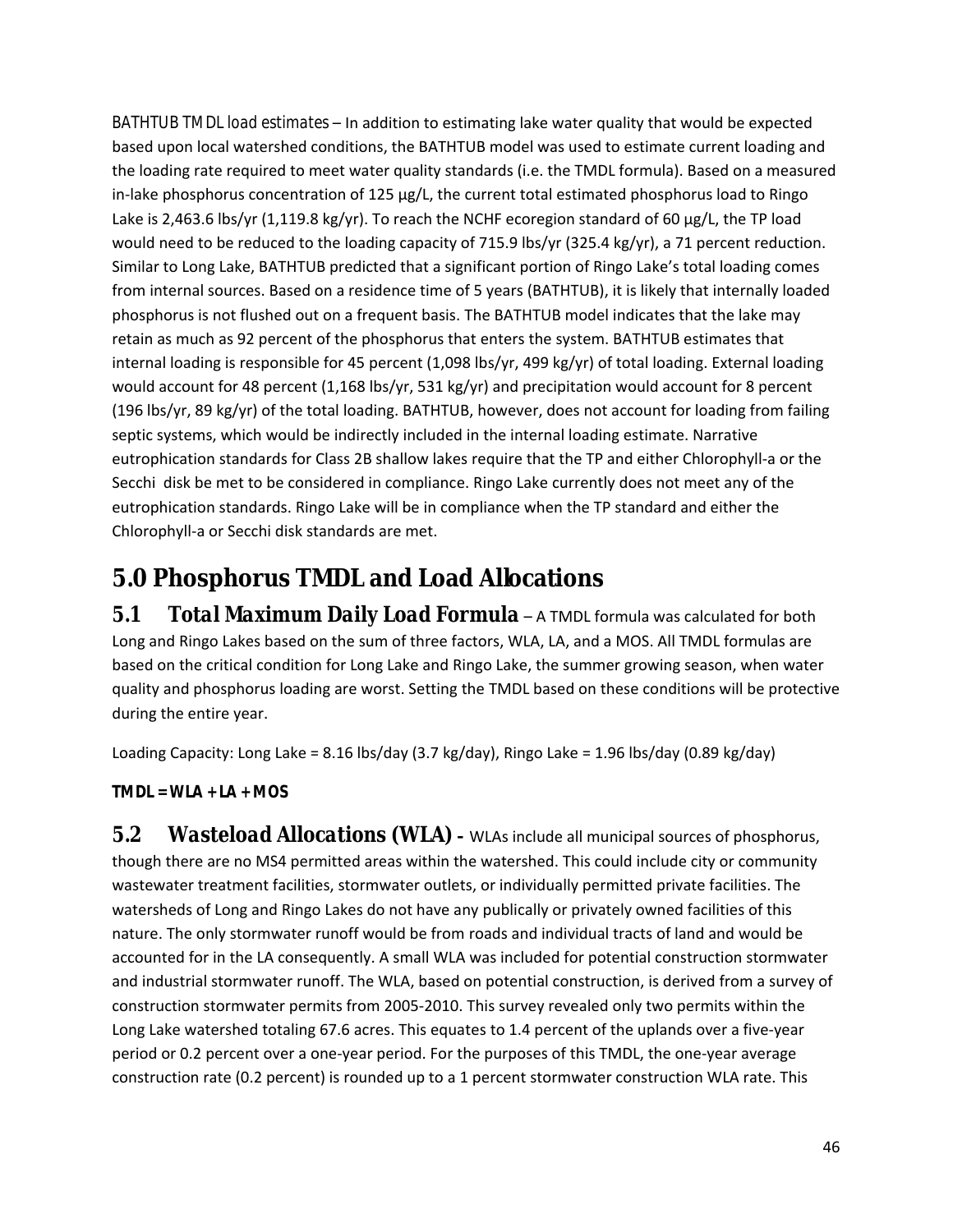*BATHTUB TMDL load estimates* – In addition to estimating lake water quality that would be expected based upon local watershed conditions, the BATHTUB model was used to estimate current loading and the loading rate required to meet water quality standards (i.e. the TMDL formula). Based on a measured in-lake phosphorus concentration of 125 µg/L, the current total estimated phosphorus load to Ringo Lake is 2,463.6 lbs/yr (1,119.8 kg/yr). To reach the NCHF ecoregion standard of 60 µg/L, the TP load would need to be reduced to the loading capacity of 715.9 lbs/yr (325.4 kg/yr), a 71 percent reduction. Similar to Long Lake, BATHTUB predicted that a significant portion of Ringo Lake's total loading comes from internal sources. Based on a residence time of 5 years (BATHTUB), it is likely that internally loaded phosphorus is not flushed out on a frequent basis. The BATHTUB model indicates that the lake may retain as much as 92 percent of the phosphorus that enters the system. BATHTUB estimates that internal loading is responsible for 45 percent (1,098 lbs/yr, 499 kg/yr) of total loading. External loading would account for 48 percent (1,168 lbs/yr, 531 kg/yr) and precipitation would account for 8 percent (196 lbs/yr, 89 kg/yr) of the total loading. BATHTUB, however, does not account for loading from failing septic systems, which would be indirectly included in the internal loading estimate. Narrative eutrophication standards for Class 2B shallow lakes require that the TP and either Chlorophyll-a or the Secchi disk be met to be considered in compliance. Ringo Lake currently does not meet any of the eutrophication standards. Ringo Lake will be in compliance when the TP standard and either the Chlorophyll-a or Secchi disk standards are met.

# 5.0 Phosphorus TMDL and Load Allocations

**5.1 *Total Maximum Daily Load Formula*** – A TMDL formula was calculated for both Long and Ringo Lakes based on the sum of three factors, WLA, LA, and a MOS. All TMDL formulas are based on the critical condition for Long Lake and Ringo Lake, the summer growing season, when water quality and phosphorus loading are worst. Setting the TMDL based on these conditions will be protective during the entire year.

Loading Capacity: Long Lake = 8.16 lbs/day (3.7 kg/day), Ringo Lake = 1.96 lbs/day (0.89 kg/day)

**TMDL = WLA + LA + MOS**

**5.2 *Wasteload Allocations (WLA)*** - WLAs include all municipal sources of phosphorus, though there are no MS4 permitted areas within the watershed. This could include city or community wastewater treatment facilities, stormwater outlets, or individually permitted private facilities. The watersheds of Long and Ringo Lakes do not have any publically or privately owned facilities of this nature. The only stormwater runoff would be from roads and individual tracts of land and would be accounted for in the LA consequently. A small WLA was included for potential construction stormwater and industrial stormwater runoff. The WLA, based on potential construction, is derived from a survey of construction stormwater permits from 2005-2010. This survey revealed only two permits within the Long Lake watershed totaling 67.6 acres. This equates to 1.4 percent of the uplands over a five-year period or 0.2 percent over a one-year period. For the purposes of this TMDL, the one-year average construction rate (0.2 percent) is rounded up to a 1 percent stormwater construction WLA rate. This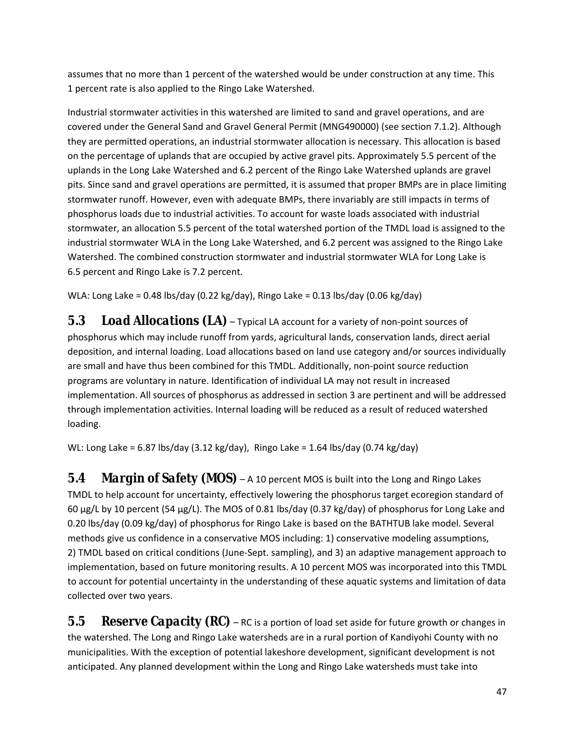assumes that no more than 1 percent of the watershed would be under construction at any time. This 1 percent rate is also applied to the Ringo Lake Watershed.

Industrial stormwater activities in this watershed are limited to sand and gravel operations, and are covered under the General Sand and Gravel General Permit (MNG490000) (see section 7.1.2). Although they are permitted operations, an industrial stormwater allocation is necessary. This allocation is based on the percentage of uplands that are occupied by active gravel pits. Approximately 5.5 percent of the uplands in the Long Lake Watershed and 6.2 percent of the Ringo Lake Watershed uplands are gravel pits. Since sand and gravel operations are permitted, it is assumed that proper BMPs are in place limiting stormwater runoff. However, even with adequate BMPs, there invariably are still impacts in terms of phosphorus loads due to industrial activities. To account for waste loads associated with industrial stormwater, an allocation 5.5 percent of the total watershed portion of the TMDL load is assigned to the industrial stormwater WLA in the Long Lake Watershed, and 6.2 percent was assigned to the Ringo Lake Watershed. The combined construction stormwater and industrial stormwater WLA for Long Lake is 6.5 percent and Ringo Lake is 7.2 percent.

WLA: Long Lake = 0.48 lbs/day (0.22 kg/day), Ringo Lake = 0.13 lbs/day (0.06 kg/day)

## 5.3 *Load Allocations (LA)*

– Typical LA account for a variety of non-point sources of phosphorus which may include runoff from yards, agricultural lands, conservation lands, direct aerial deposition, and internal loading. Load allocations based on land use category and/or sources individually are small and have thus been combined for this TMDL. Additionally, non-point source reduction programs are voluntary in nature. Identification of individual LA may not result in increased implementation. All sources of phosphorus as addressed in section 3 are pertinent and will be addressed through implementation activities. Internal loading will be reduced as a result of reduced watershed loading.

WL: Long Lake = 6.87 lbs/day (3.12 kg/day), Ringo Lake = 1.64 lbs/day (0.74 kg/day)

## 5.4 *Margin of Safety (MOS)*

– A 10 percent MOS is built into the Long and Ringo Lakes TMDL to help account for uncertainty, effectively lowering the phosphorus target ecoregion standard of 60 µg/L by 10 percent (54 µg/L). The MOS of 0.81 lbs/day (0.37 kg/day) of phosphorus for Long Lake and 0.20 lbs/day (0.09 kg/day) of phosphorus for Ringo Lake is based on the BATHTUB lake model. Several methods give us confidence in a conservative MOS including: 1) conservative modeling assumptions, 2) TMDL based on critical conditions (June-Sept. sampling), and 3) an adaptive management approach to implementation, based on future monitoring results. A 10 percent MOS was incorporated into this TMDL to account for potential uncertainty in the understanding of these aquatic systems and limitation of data collected over two years.

## 5.5 *Reserve Capacity (RC)*

– RC is a portion of load set aside for future growth or changes in the watershed. The Long and Ringo Lake watersheds are in a rural portion of Kandiyohi County with no municipalities. With the exception of potential lakeshore development, significant development is not anticipated. Any planned development within the Long and Ringo Lake watersheds must take into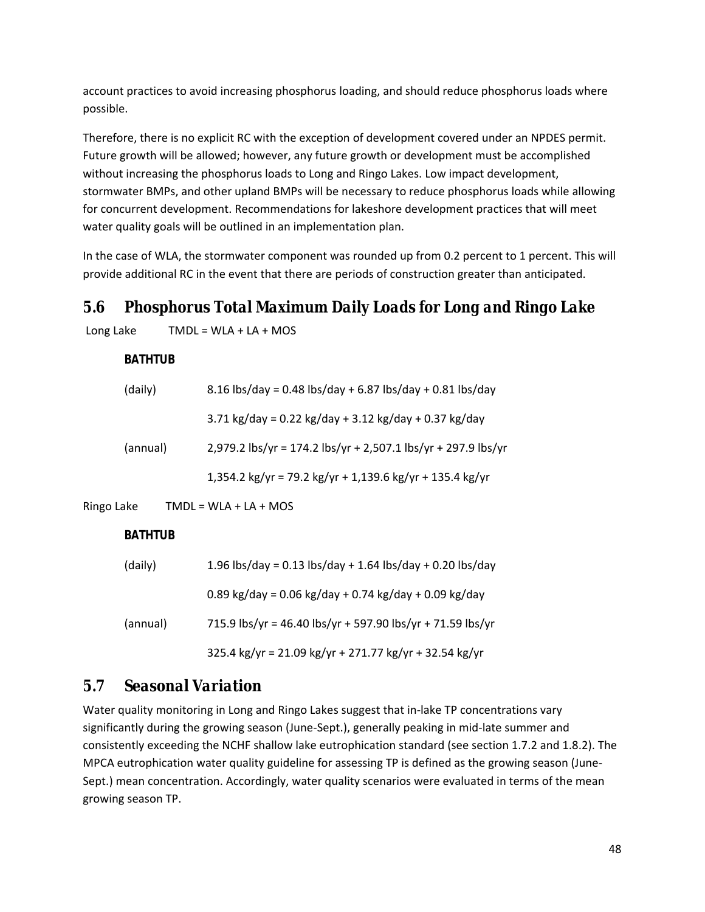account practices to avoid increasing phosphorus loading, and should reduce phosphorus loads where possible.

Therefore, there is no explicit RC with the exception of development covered under an NPDES permit. Future growth will be allowed; however, any future growth or development must be accomplished without increasing the phosphorus loads to Long and Ringo Lakes. Low impact development, stormwater BMPs, and other upland BMPs will be necessary to reduce phosphorus loads while allowing for concurrent development. Recommendations for lakeshore development practices that will meet water quality goals will be outlined in an implementation plan.

In the case of WLA, the stormwater component was rounded up from 0.2 percent to 1 percent. This will provide additional RC in the event that there are periods of construction greater than anticipated.

## 5.6 Phosphorus Total Maximum Daily Loads for Long and Ringo Lake

Long Lake TMDL = WLA + LA + MOS

**BATHTUB**

(daily) 8.16 lbs/day = 0.48 lbs/day + 6.87 lbs/day + 0.81 lbs/day

3.71 kg/day = 0.22 kg/day + 3.12 kg/day + 0.37 kg/day

(annual) 2,979.2 lbs/yr = 174.2 lbs/yr + 2,507.1 lbs/yr + 297.9 lbs/yr

1,354.2 kg/yr = 79.2 kg/yr + 1,139.6 kg/yr + 135.4 kg/yr

Ringo Lake TMDL = WLA + LA + MOS

**BATHTUB**

(daily) 1.96 lbs/day = 0.13 lbs/day + 1.64 lbs/day + 0.20 lbs/day

0.89 kg/day = 0.06 kg/day + 0.74 kg/day + 0.09 kg/day

(annual) 715.9 lbs/yr = 46.40 lbs/yr + 597.90 lbs/yr + 71.59 lbs/yr

325.4 kg/yr = 21.09 kg/yr + 271.77 kg/yr + 32.54 kg/yr

## 5.7 Seasonal Variation

Water quality monitoring in Long and Ringo Lakes suggest that in-lake TP concentrations vary significantly during the growing season (June-Sept.), generally peaking in mid-late summer and consistently exceeding the NCHF shallow lake eutrophication standard (see section 1.7.2 and 1.8.2). The MPCA eutrophication water quality guideline for assessing TP is defined as the growing season (June-Sept.) mean concentration. Accordingly, water quality scenarios were evaluated in terms of the mean growing season TP.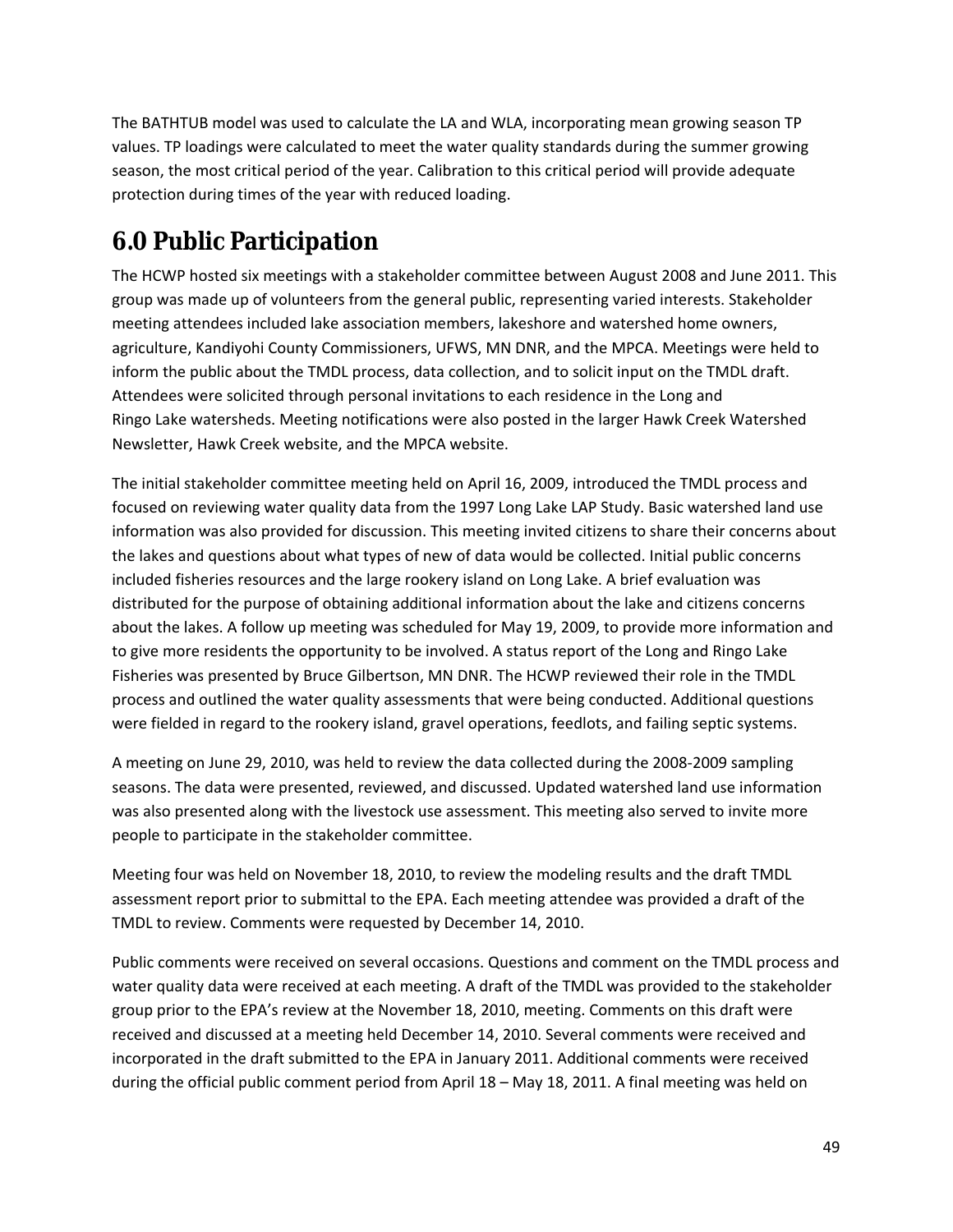The BATHTUB model was used to calculate the LA and WLA, incorporating mean growing season TP values. TP loadings were calculated to meet the water quality standards during the summer growing season, the most critical period of the year. Calibration to this critical period will provide adequate protection during times of the year with reduced loading.

# 6.0 Public Participation

The HCWP hosted six meetings with a stakeholder committee between August 2008 and June 2011. This group was made up of volunteers from the general public, representing varied interests. Stakeholder meeting attendees included lake association members, lakeshore and watershed home owners, agriculture, Kandiyohi County Commissioners, UFWS, MN DNR, and the MPCA. Meetings were held to inform the public about the TMDL process, data collection, and to solicit input on the TMDL draft. Attendees were solicited through personal invitations to each residence in the Long and Ringo Lake watersheds. Meeting notifications were also posted in the larger Hawk Creek Watershed Newsletter, Hawk Creek website, and the MPCA website.

The initial stakeholder committee meeting held on April 16, 2009, introduced the TMDL process and focused on reviewing water quality data from the 1997 Long Lake LAP Study. Basic watershed land use information was also provided for discussion. This meeting invited citizens to share their concerns about the lakes and questions about what types of new of data would be collected. Initial public concerns included fisheries resources and the large rookery island on Long Lake. A brief evaluation was distributed for the purpose of obtaining additional information about the lake and citizens concerns about the lakes. A follow up meeting was scheduled for May 19, 2009, to provide more information and to give more residents the opportunity to be involved. A status report of the Long and Ringo Lake Fisheries was presented by Bruce Gilbertson, MN DNR. The HCWP reviewed their role in the TMDL process and outlined the water quality assessments that were being conducted. Additional questions were fielded in regard to the rookery island, gravel operations, feedlots, and failing septic systems.

A meeting on June 29, 2010, was held to review the data collected during the 2008-2009 sampling seasons. The data were presented, reviewed, and discussed. Updated watershed land use information was also presented along with the livestock use assessment. This meeting also served to invite more people to participate in the stakeholder committee.

Meeting four was held on November 18, 2010, to review the modeling results and the draft TMDL assessment report prior to submittal to the EPA. Each meeting attendee was provided a draft of the TMDL to review. Comments were requested by December 14, 2010.

Public comments were received on several occasions. Questions and comment on the TMDL process and water quality data were received at each meeting. A draft of the TMDL was provided to the stakeholder group prior to the EPA's review at the November 18, 2010, meeting. Comments on this draft were received and discussed at a meeting held December 14, 2010. Several comments were received and incorporated in the draft submitted to the EPA in January 2011. Additional comments were received during the official public comment period from April 18 – May 18, 2011. A final meeting was held on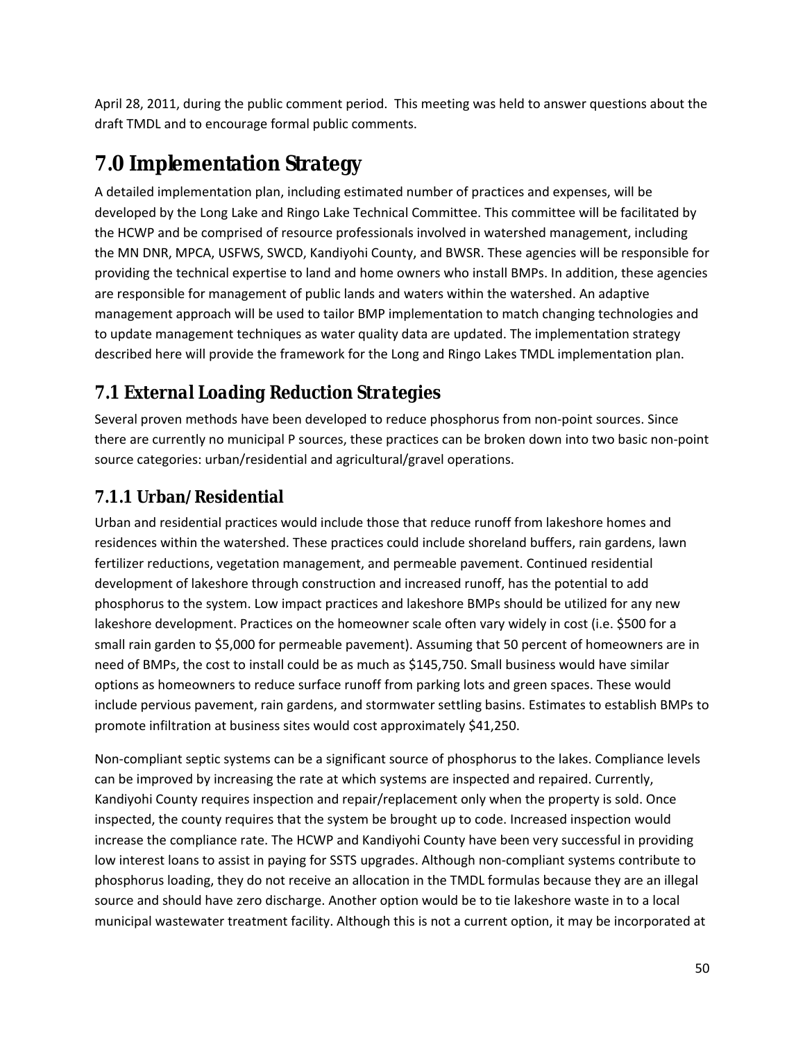April 28, 2011, during the public comment period. This meeting was held to answer questions about the draft TMDL and to encourage formal public comments.

# 7.0 Implementation Strategy

A detailed implementation plan, including estimated number of practices and expenses, will be developed by the Long Lake and Ringo Lake Technical Committee. This committee will be facilitated by the HCWP and be comprised of resource professionals involved in watershed management, including the MN DNR, MPCA, USFWS, SWCD, Kandiyohi County, and BWSR. These agencies will be responsible for providing the technical expertise to land and home owners who install BMPs. In addition, these agencies are responsible for management of public lands and waters within the watershed. An adaptive management approach will be used to tailor BMP implementation to match changing technologies and to update management techniques as water quality data are updated. The implementation strategy described here will provide the framework for the Long and Ringo Lakes TMDL implementation plan.

## 7.1 External Loading Reduction Strategies

Several proven methods have been developed to reduce phosphorus from non-point sources. Since there are currently no municipal P sources, these practices can be broken down into two basic non-point source categories: urban/residential and agricultural/gravel operations.

### 7.1.1 Urban/Residential

Urban and residential practices would include those that reduce runoff from lakeshore homes and residences within the watershed. These practices could include shoreland buffers, rain gardens, lawn fertilizer reductions, vegetation management, and permeable pavement. Continued residential development of lakeshore through construction and increased runoff, has the potential to add phosphorus to the system. Low impact practices and lakeshore BMPs should be utilized for any new lakeshore development. Practices on the homeowner scale often vary widely in cost (i.e. $500 for a small rain garden to $5,000 for permeable pavement). Assuming that 50 percent of homeowners are in need of BMPs, the cost to install could be as much as $145,750. Small business would have similar options as homeowners to reduce surface runoff from parking lots and green spaces. These would include pervious pavement, rain gardens, and stormwater settling basins. Estimates to establish BMPs to promote infiltration at business sites would cost approximately $41,250.

Non-compliant septic systems can be a significant source of phosphorus to the lakes. Compliance levels can be improved by increasing the rate at which systems are inspected and repaired. Currently, Kandiyohi County requires inspection and repair/replacement only when the property is sold. Once inspected, the county requires that the system be brought up to code. Increased inspection would increase the compliance rate. The HCWP and Kandiyohi County have been very successful in providing low interest loans to assist in paying for SSTS upgrades. Although non-compliant systems contribute to phosphorus loading, they do not receive an allocation in the TMDL formulas because they are an illegal source and should have zero discharge. Another option would be to tie lakeshore waste in to a local municipal wastewater treatment facility. Although this is not a current option, it may be incorporated at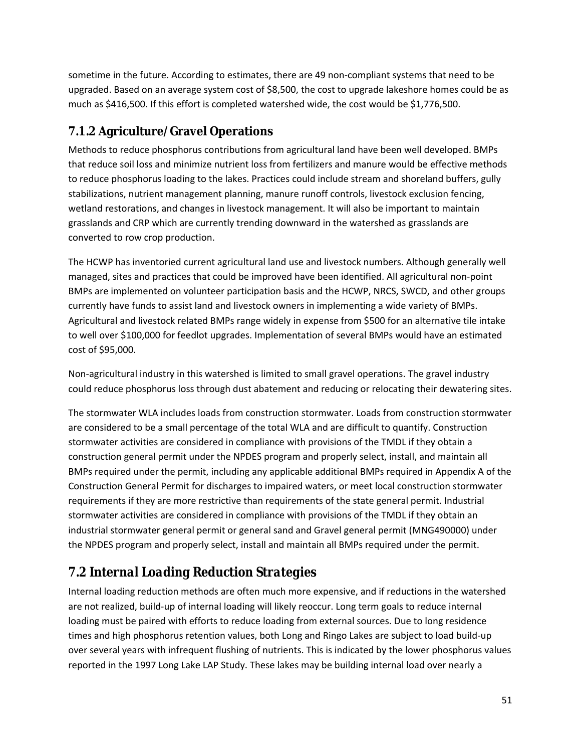sometime in the future. According to estimates, there are 49 non-compliant systems that need to be upgraded. Based on an average system cost of $8,500, the cost to upgrade lakeshore homes could be as much as $416,500. If this effort is completed watershed wide, the cost would be $1,776,500.

### 7.1.2 Agriculture/Gravel Operations

Methods to reduce phosphorus contributions from agricultural land have been well developed. BMPs that reduce soil loss and minimize nutrient loss from fertilizers and manure would be effective methods to reduce phosphorus loading to the lakes. Practices could include stream and shoreland buffers, gully stabilizations, nutrient management planning, manure runoff controls, livestock exclusion fencing, wetland restorations, and changes in livestock management. It will also be important to maintain grasslands and CRP which are currently trending downward in the watershed as grasslands are converted to row crop production.

The HCWP has inventoried current agricultural land use and livestock numbers. Although generally well managed, sites and practices that could be improved have been identified. All agricultural non-point BMPs are implemented on volunteer participation basis and the HCWP, NRCS, SWCD, and other groups currently have funds to assist land and livestock owners in implementing a wide variety of BMPs. Agricultural and livestock related BMPs range widely in expense from $500 for an alternative tile intake to well over $100,000 for feedlot upgrades. Implementation of several BMPs would have an estimated cost of $95,000.

Non-agricultural industry in this watershed is limited to small gravel operations. The gravel industry could reduce phosphorus loss through dust abatement and reducing or relocating their dewatering sites.

The stormwater WLA includes loads from construction stormwater. Loads from construction stormwater are considered to be a small percentage of the total WLA and are difficult to quantify. Construction stormwater activities are considered in compliance with provisions of the TMDL if they obtain a construction general permit under the NPDES program and properly select, install, and maintain all BMPs required under the permit, including any applicable additional BMPs required in Appendix A of the Construction General Permit for discharges to impaired waters, or meet local construction stormwater requirements if they are more restrictive than requirements of the state general permit. Industrial stormwater activities are considered in compliance with provisions of the TMDL if they obtain an industrial stormwater general permit or general sand and Gravel general permit (MNG490000) under the NPDES program and properly select, install and maintain all BMPs required under the permit.

## 7.2 Internal Loading Reduction Strategies

Internal loading reduction methods are often much more expensive, and if reductions in the watershed are not realized, build-up of internal loading will likely reoccur. Long term goals to reduce internal loading must be paired with efforts to reduce loading from external sources. Due to long residence times and high phosphorus retention values, both Long and Ringo Lakes are subject to load build-up over several years with infrequent flushing of nutrients. This is indicated by the lower phosphorus values reported in the 1997 Long Lake LAP Study. These lakes may be building internal load over nearly a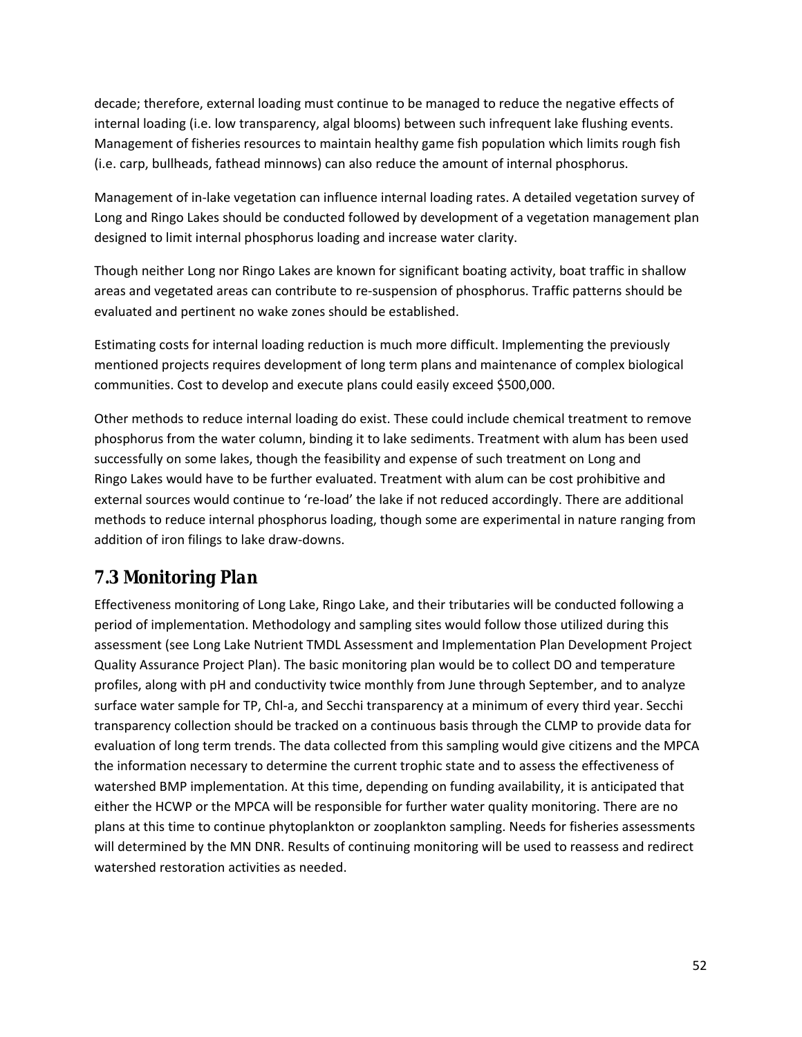decade; therefore, external loading must continue to be managed to reduce the negative effects of internal loading (i.e. low transparency, algal blooms) between such infrequent lake flushing events. Management of fisheries resources to maintain healthy game fish population which limits rough fish (i.e. carp, bullheads, fathead minnows) can also reduce the amount of internal phosphorus.

Management of in-lake vegetation can influence internal loading rates. A detailed vegetation survey of Long and Ringo Lakes should be conducted followed by development of a vegetation management plan designed to limit internal phosphorus loading and increase water clarity.

Though neither Long nor Ringo Lakes are known for significant boating activity, boat traffic in shallow areas and vegetated areas can contribute to re-suspension of phosphorus. Traffic patterns should be evaluated and pertinent no wake zones should be established.

Estimating costs for internal loading reduction is much more difficult. Implementing the previously mentioned projects requires development of long term plans and maintenance of complex biological communities. Cost to develop and execute plans could easily exceed $500,000.

Other methods to reduce internal loading do exist. These could include chemical treatment to remove phosphorus from the water column, binding it to lake sediments. Treatment with alum has been used successfully on some lakes, though the feasibility and expense of such treatment on Long and Ringo Lakes would have to be further evaluated. Treatment with alum can be cost prohibitive and external sources would continue to 're-load' the lake if not reduced accordingly. There are additional methods to reduce internal phosphorus loading, though some are experimental in nature ranging from addition of iron filings to lake draw-downs.

## 7.3 Monitoring Plan

Effectiveness monitoring of Long Lake, Ringo Lake, and their tributaries will be conducted following a period of implementation. Methodology and sampling sites would follow those utilized during this assessment (see Long Lake Nutrient TMDL Assessment and Implementation Plan Development Project Quality Assurance Project Plan). The basic monitoring plan would be to collect DO and temperature profiles, along with pH and conductivity twice monthly from June through September, and to analyze surface water sample for TP, Chl-a, and Secchi transparency at a minimum of every third year. Secchi transparency collection should be tracked on a continuous basis through the CLMP to provide data for evaluation of long term trends. The data collected from this sampling would give citizens and the MPCA the information necessary to determine the current trophic state and to assess the effectiveness of watershed BMP implementation. At this time, depending on funding availability, it is anticipated that either the HCWP or the MPCA will be responsible for further water quality monitoring. There are no plans at this time to continue phytoplankton or zooplankton sampling. Needs for fisheries assessments will determined by the MN DNR. Results of continuing monitoring will be used to reassess and redirect watershed restoration activities as needed.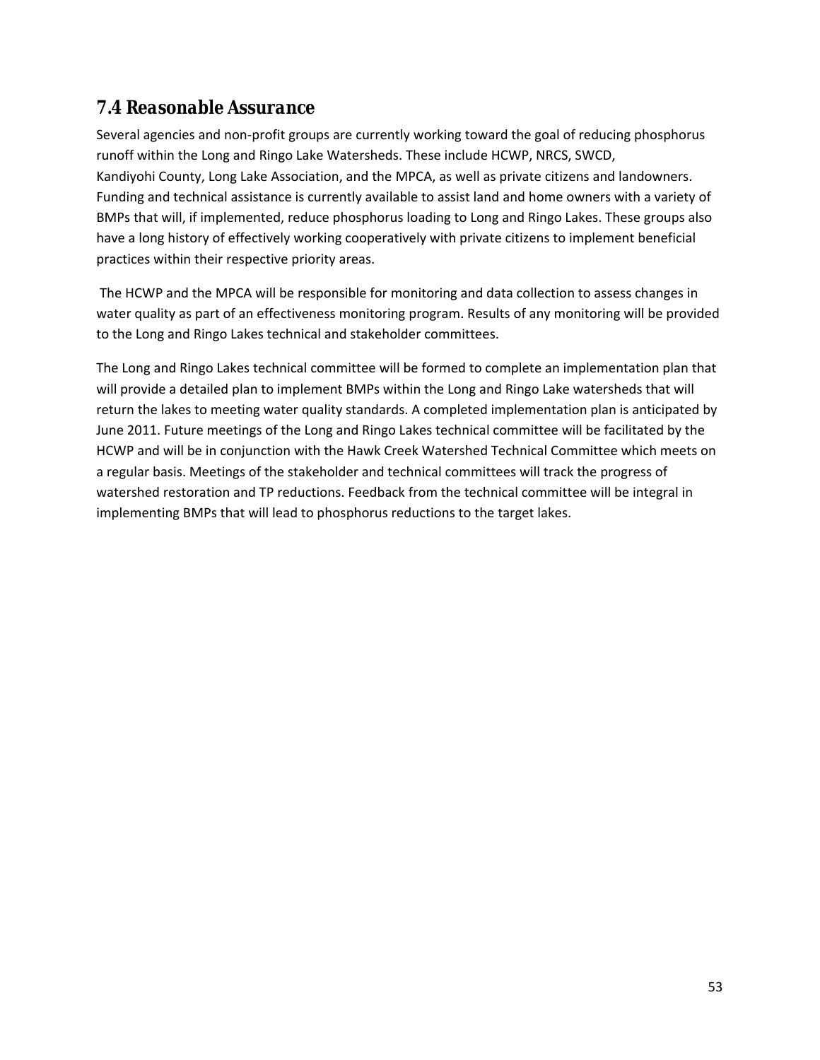## 7.4 Reasonable Assurance

Several agencies and non-profit groups are currently working toward the goal of reducing phosphorus runoff within the Long and Ringo Lake Watersheds. These include HCWP, NRCS, SWCD, Kandiyohi County, Long Lake Association, and the MPCA, as well as private citizens and landowners. Funding and technical assistance is currently available to assist land and home owners with a variety of BMPs that will, if implemented, reduce phosphorus loading to Long and Ringo Lakes. These groups also have a long history of effectively working cooperatively with private citizens to implement beneficial practices within their respective priority areas.

The HCWP and the MPCA will be responsible for monitoring and data collection to assess changes in water quality as part of an effectiveness monitoring program. Results of any monitoring will be provided to the Long and Ringo Lakes technical and stakeholder committees.

The Long and Ringo Lakes technical committee will be formed to complete an implementation plan that will provide a detailed plan to implement BMPs within the Long and Ringo Lake watersheds that will return the lakes to meeting water quality standards. A completed implementation plan is anticipated by June 2011. Future meetings of the Long and Ringo Lakes technical committee will be facilitated by the HCWP and will be in conjunction with the Hawk Creek Watershed Technical Committee which meets on a regular basis. Meetings of the stakeholder and technical committees will track the progress of watershed restoration and TP reductions. Feedback from the technical committee will be integral in implementing BMPs that will lead to phosphorus reductions to the target lakes.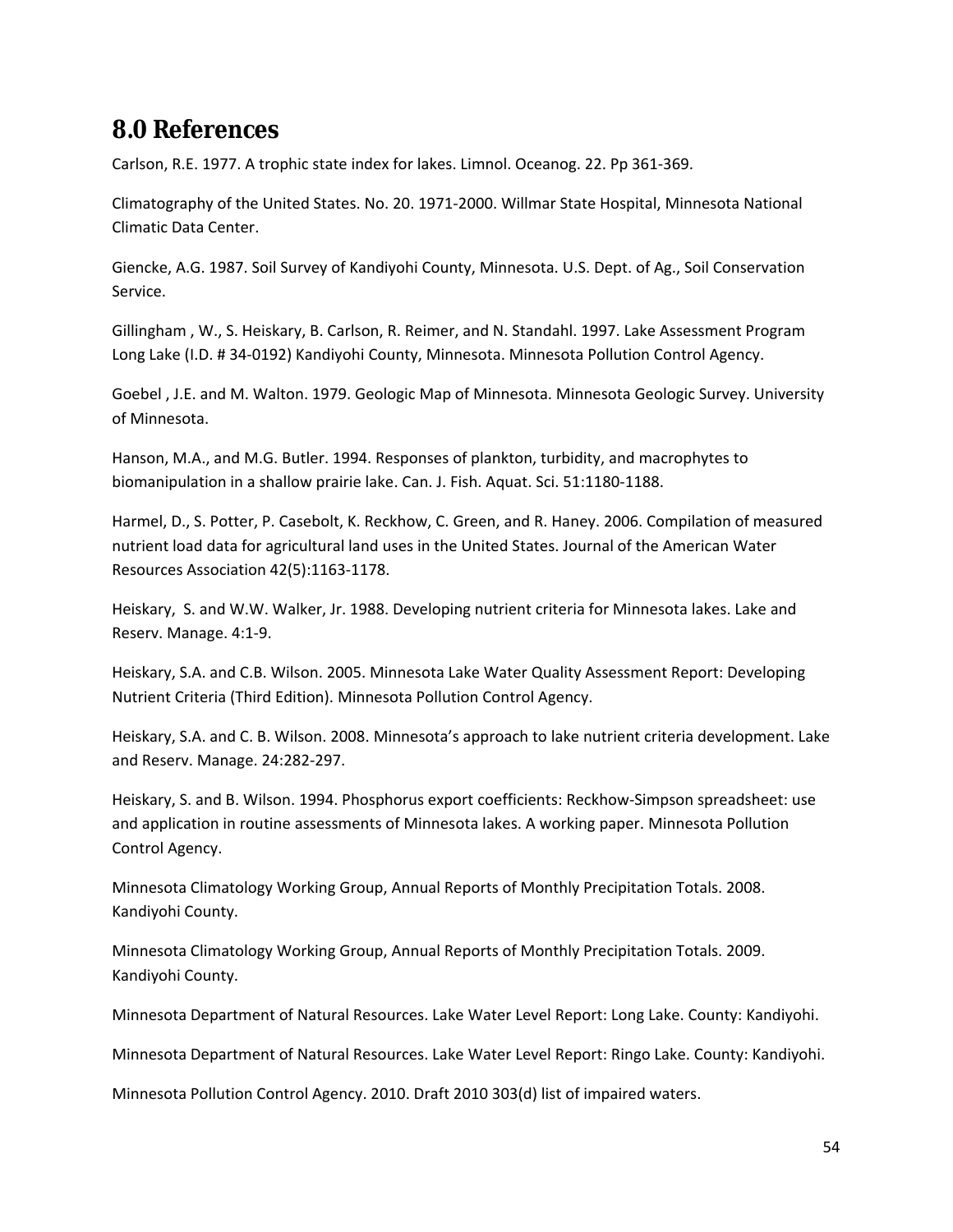# 8.0 References

Carlson, R.E. 1977. A trophic state index for lakes. Limnol. Oceanog. 22. Pp 361-369.

Climatography of the United States. No. 20. 1971-2000. Willmar State Hospital, Minnesota National Climatic Data Center.

Giencke, A.G. 1987. Soil Survey of Kandiyohi County, Minnesota. U.S. Dept. of Ag., Soil Conservation Service.

Gillingham , W., S. Heiskary, B. Carlson, R. Reimer, and N. Standahl. 1997. Lake Assessment Program Long Lake (I.D. # 34-0192) Kandiyohi County, Minnesota. Minnesota Pollution Control Agency.

Goebel , J.E. and M. Walton. 1979. Geologic Map of Minnesota. Minnesota Geologic Survey. University of Minnesota.

Hanson, M.A., and M.G. Butler. 1994. Responses of plankton, turbidity, and macrophytes to biomanipulation in a shallow prairie lake. Can. J. Fish. Aquat. Sci. 51:1180-1188.

Harmel, D., S. Potter, P. Casebolt, K. Reckhow, C. Green, and R. Haney. 2006. Compilation of measured nutrient load data for agricultural land uses in the United States. Journal of the American Water Resources Association 42(5):1163-1178.

Heiskary, S. and W.W. Walker, Jr. 1988. Developing nutrient criteria for Minnesota lakes. Lake and Reserv. Manage. 4:1-9.

Heiskary, S.A. and C.B. Wilson. 2005. Minnesota Lake Water Quality Assessment Report: Developing Nutrient Criteria (Third Edition). Minnesota Pollution Control Agency.

Heiskary, S.A. and C. B. Wilson. 2008. Minnesota's approach to lake nutrient criteria development. Lake and Reserv. Manage. 24:282-297.

Heiskary, S. and B. Wilson. 1994. Phosphorus export coefficients: Reckhow-Simpson spreadsheet: use and application in routine assessments of Minnesota lakes. A working paper. Minnesota Pollution Control Agency.

Minnesota Climatology Working Group, Annual Reports of Monthly Precipitation Totals. 2008. Kandiyohi County.

Minnesota Climatology Working Group, Annual Reports of Monthly Precipitation Totals. 2009. Kandiyohi County.

Minnesota Department of Natural Resources. Lake Water Level Report: Long Lake. County: Kandiyohi.

Minnesota Department of Natural Resources. Lake Water Level Report: Ringo Lake. County: Kandiyohi.

Minnesota Pollution Control Agency. 2010. Draft 2010 303(d) list of impaired waters.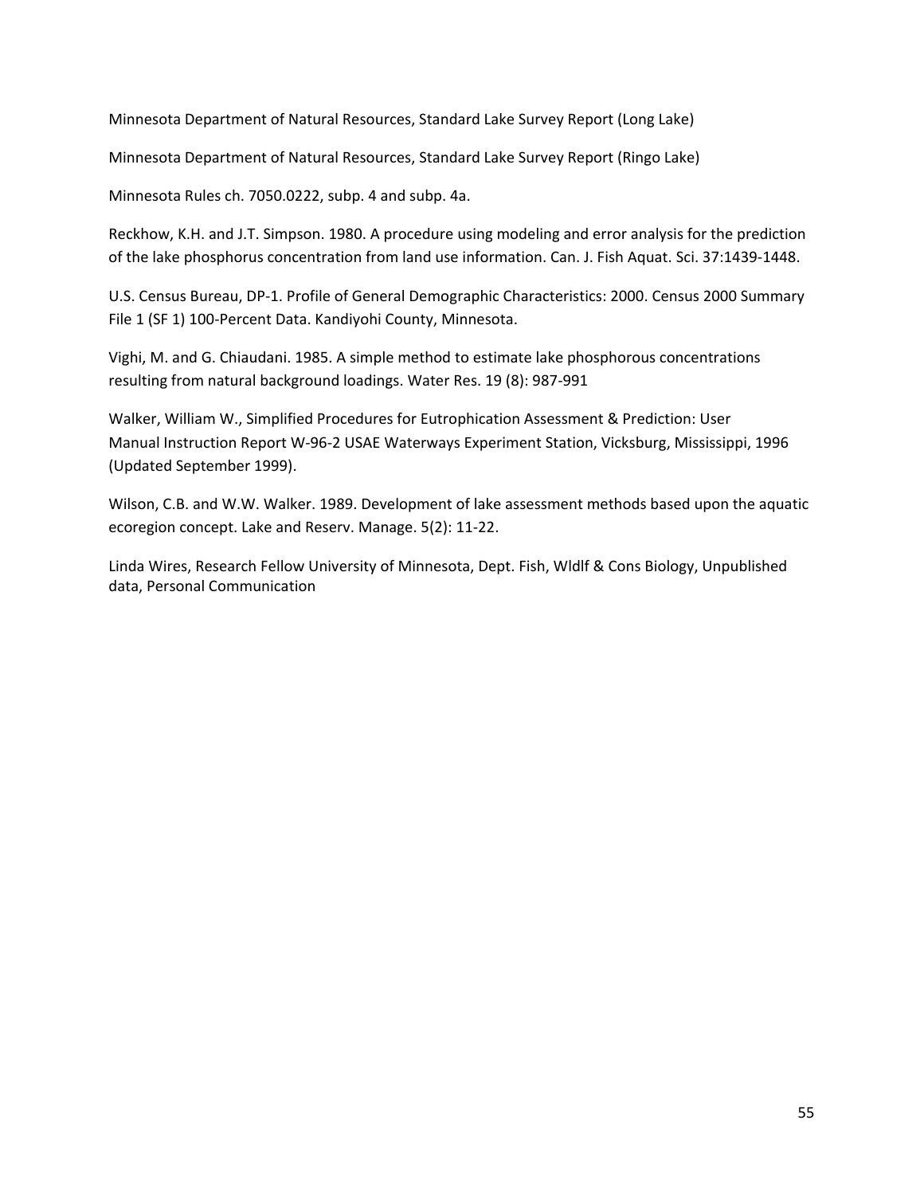Minnesota Department of Natural Resources, Standard Lake Survey Report (Long Lake)

Minnesota Department of Natural Resources, Standard Lake Survey Report (Ringo Lake)

Minnesota Rules ch. 7050.0222, subp. 4 and subp. 4a.

Reckhow, K.H. and J.T. Simpson. 1980. A procedure using modeling and error analysis for the prediction of the lake phosphorus concentration from land use information. Can. J. Fish Aquat. Sci. 37:1439-1448.

U.S. Census Bureau, DP-1. Profile of General Demographic Characteristics: 2000. Census 2000 Summary File 1 (SF 1) 100-Percent Data. Kandiyohi County, Minnesota.

Vighi, M. and G. Chiaudani. 1985. A simple method to estimate lake phosphorous concentrations resulting from natural background loadings. Water Res. 19 (8): 987-991

Walker, William W., Simplified Procedures for Eutrophication Assessment & Prediction: User Manual Instruction Report W-96-2 USAE Waterways Experiment Station, Vicksburg, Mississippi, 1996 (Updated September 1999).

Wilson, C.B. and W.W. Walker. 1989. Development of lake assessment methods based upon the aquatic ecoregion concept. Lake and Reserv. Manage. 5(2): 11-22.

Linda Wires, Research Fellow University of Minnesota, Dept. Fish, Wldlf & Cons Biology, Unpublished data, Personal Communication